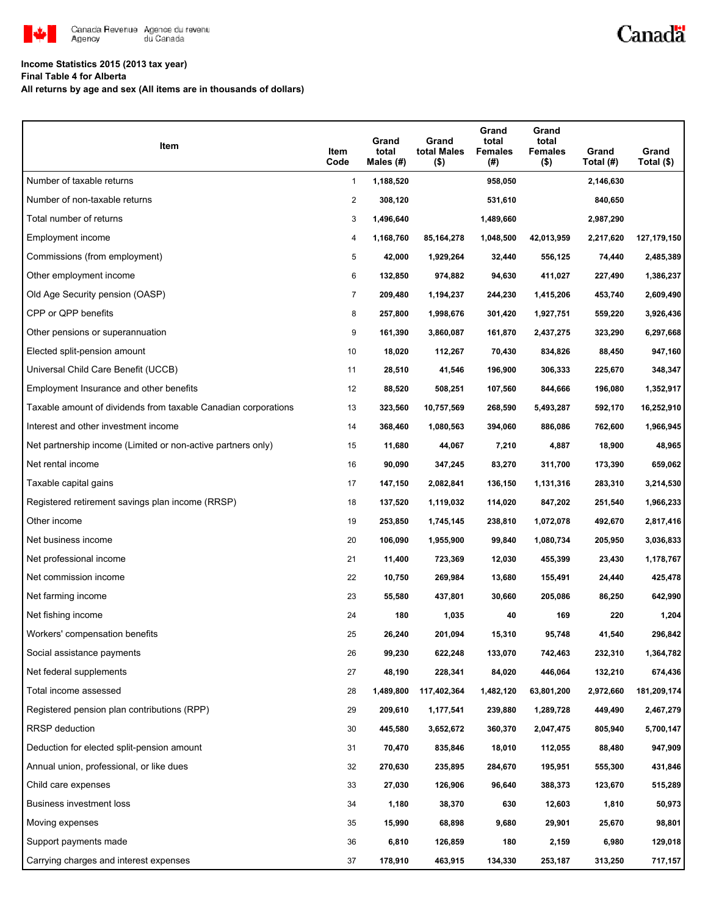Canada Revenue Agency / Agence du revenu du Canada

**Income Statistics 2015 (2013 tax year)**
**Final Table 4 for Alberta**
**All returns by age and sex (All items are in thousands of dollars)**

| Item | Item Code | Grand total Males (#) | Grand total Males ($) | Grand total Females (#) | Grand total Females ($) | Grand Total (#) | Grand Total ($) |
|---|---|---|---|---|---|---|---|
| Number of taxable returns | 1 | 1,188,520 | | 958,050 | | 2,146,630 | |
| Number of non-taxable returns | 2 | 308,120 | | 531,610 | | 840,650 | |
| Total number of returns | 3 | 1,496,640 | | 1,489,660 | | 2,987,290 | |
| Employment income | 4 | 1,168,760 | 85,164,278 | 1,048,500 | 42,013,959 | 2,217,620 | 127,179,150 |
| Commissions (from employment) | 5 | 42,000 | 1,929,264 | 32,440 | 556,125 | 74,440 | 2,485,389 |
| Other employment income | 6 | 132,850 | 974,882 | 94,630 | 411,027 | 227,490 | 1,386,237 |
| Old Age Security pension (OASP) | 7 | 209,480 | 1,194,237 | 244,230 | 1,415,206 | 453,740 | 2,609,490 |
| CPP or QPP benefits | 8 | 257,800 | 1,998,676 | 301,420 | 1,927,751 | 559,220 | 3,926,436 |
| Other pensions or superannuation | 9 | 161,390 | 3,860,087 | 161,870 | 2,437,275 | 323,290 | 6,297,668 |
| Elected split-pension amount | 10 | 18,020 | 112,267 | 70,430 | 834,826 | 88,450 | 947,160 |
| Universal Child Care Benefit (UCCB) | 11 | 28,510 | 41,546 | 196,900 | 306,333 | 225,670 | 348,347 |
| Employment Insurance and other benefits | 12 | 88,520 | 508,251 | 107,560 | 844,666 | 196,080 | 1,352,917 |
| Taxable amount of dividends from taxable Canadian corporations | 13 | 323,560 | 10,757,569 | 268,590 | 5,493,287 | 592,170 | 16,252,910 |
| Interest and other investment income | 14 | 368,460 | 1,080,563 | 394,060 | 886,086 | 762,600 | 1,966,945 |
| Net partnership income (Limited or non-active partners only) | 15 | 11,680 | 44,067 | 7,210 | 4,887 | 18,900 | 48,965 |
| Net rental income | 16 | 90,090 | 347,245 | 83,270 | 311,700 | 173,390 | 659,062 |
| Taxable capital gains | 17 | 147,150 | 2,082,841 | 136,150 | 1,131,316 | 283,310 | 3,214,530 |
| Registered retirement savings plan income (RRSP) | 18 | 137,520 | 1,119,032 | 114,020 | 847,202 | 251,540 | 1,966,233 |
| Other income | 19 | 253,850 | 1,745,145 | 238,810 | 1,072,078 | 492,670 | 2,817,416 |
| Net business income | 20 | 106,090 | 1,955,900 | 99,840 | 1,080,734 | 205,950 | 3,036,833 |
| Net professional income | 21 | 11,400 | 723,369 | 12,030 | 455,399 | 23,430 | 1,178,767 |
| Net commission income | 22 | 10,750 | 269,984 | 13,680 | 155,491 | 24,440 | 425,478 |
| Net farming income | 23 | 55,580 | 437,801 | 30,660 | 205,086 | 86,250 | 642,990 |
| Net fishing income | 24 | 180 | 1,035 | 40 | 169 | 220 | 1,204 |
| Workers' compensation benefits | 25 | 26,240 | 201,094 | 15,310 | 95,748 | 41,540 | 296,842 |
| Social assistance payments | 26 | 99,230 | 622,248 | 133,070 | 742,463 | 232,310 | 1,364,782 |
| Net federal supplements | 27 | 48,190 | 228,341 | 84,020 | 446,064 | 132,210 | 674,436 |
| Total income assessed | 28 | 1,489,800 | 117,402,364 | 1,482,120 | 63,801,200 | 2,972,660 | 181,209,174 |
| Registered pension plan contributions (RPP) | 29 | 209,610 | 1,177,541 | 239,880 | 1,289,728 | 449,490 | 2,467,279 |
| RRSP deduction | 30 | 445,580 | 3,652,672 | 360,370 | 2,047,475 | 805,940 | 5,700,147 |
| Deduction for elected split-pension amount | 31 | 70,470 | 835,846 | 18,010 | 112,055 | 88,480 | 947,909 |
| Annual union, professional, or like dues | 32 | 270,630 | 235,895 | 284,670 | 195,951 | 555,300 | 431,846 |
| Child care expenses | 33 | 27,030 | 126,906 | 96,640 | 388,373 | 123,670 | 515,289 |
| Business investment loss | 34 | 1,180 | 38,370 | 630 | 12,603 | 1,810 | 50,973 |
| Moving expenses | 35 | 15,990 | 68,898 | 9,680 | 29,901 | 25,670 | 98,801 |
| Support payments made | 36 | 6,810 | 126,859 | 180 | 2,159 | 6,980 | 129,018 |
| Carrying charges and interest expenses | 37 | 178,910 | 463,915 | 134,330 | 253,187 | 313,250 | 717,157 |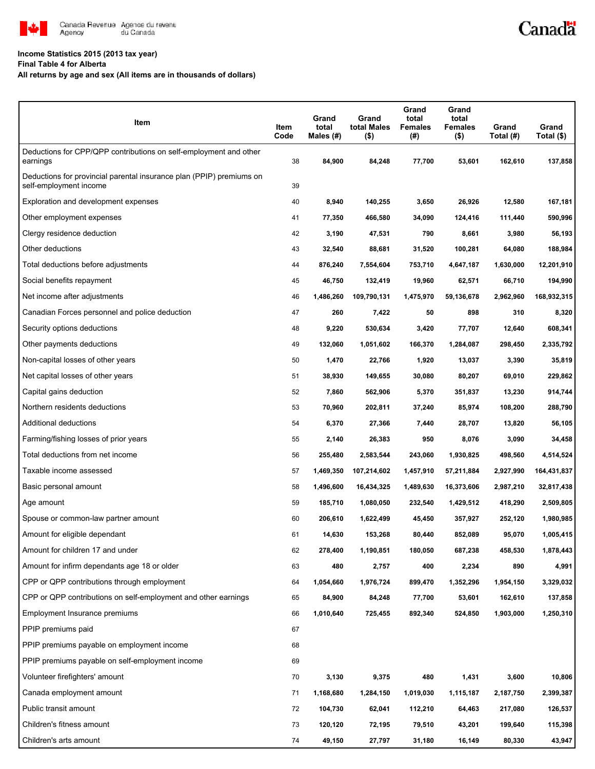**Income Statistics 2015 (2013 tax year)**
**Final Table 4 for Alberta**
**All returns by age and sex (All items are in thousands of dollars)**

| Item | Item Code | Grand total Males (#) | Grand total Males ($) | Grand total Females (#) | Grand total Females ($) | Grand Total (#) | Grand Total ($) |
|---|---|---|---|---|---|---|---|
| Deductions for CPP/QPP contributions on self-employment and other earnings | 38 | 84,900 | 84,248 | 77,700 | 53,601 | 162,610 | 137,858 |
| Deductions for provincial parental insurance plan (PPIP) premiums on self-employment income | 39 | | | | | | |
| Exploration and development expenses | 40 | 8,940 | 140,255 | 3,650 | 26,926 | 12,580 | 167,181 |
| Other employment expenses | 41 | 77,350 | 466,580 | 34,090 | 124,416 | 111,440 | 590,996 |
| Clergy residence deduction | 42 | 3,190 | 47,531 | 790 | 8,661 | 3,980 | 56,193 |
| Other deductions | 43 | 32,540 | 88,681 | 31,520 | 100,281 | 64,080 | 188,984 |
| Total deductions before adjustments | 44 | 876,240 | 7,554,604 | 753,710 | 4,647,187 | 1,630,000 | 12,201,910 |
| Social benefits repayment | 45 | 46,750 | 132,419 | 19,960 | 62,571 | 66,710 | 194,990 |
| Net income after adjustments | 46 | 1,486,260 | 109,790,131 | 1,475,970 | 59,136,678 | 2,962,960 | 168,932,315 |
| Canadian Forces personnel and police deduction | 47 | 260 | 7,422 | 50 | 898 | 310 | 8,320 |
| Security options deductions | 48 | 9,220 | 530,634 | 3,420 | 77,707 | 12,640 | 608,341 |
| Other payments deductions | 49 | 132,060 | 1,051,602 | 166,370 | 1,284,087 | 298,450 | 2,335,792 |
| Non-capital losses of other years | 50 | 1,470 | 22,766 | 1,920 | 13,037 | 3,390 | 35,819 |
| Net capital losses of other years | 51 | 38,930 | 149,655 | 30,080 | 80,207 | 69,010 | 229,862 |
| Capital gains deduction | 52 | 7,860 | 562,906 | 5,370 | 351,837 | 13,230 | 914,744 |
| Northern residents deductions | 53 | 70,960 | 202,811 | 37,240 | 85,974 | 108,200 | 288,790 |
| Additional deductions | 54 | 6,370 | 27,366 | 7,440 | 28,707 | 13,820 | 56,105 |
| Farming/fishing losses of prior years | 55 | 2,140 | 26,383 | 950 | 8,076 | 3,090 | 34,458 |
| Total deductions from net income | 56 | 255,480 | 2,583,544 | 243,060 | 1,930,825 | 498,560 | 4,514,524 |
| Taxable income assessed | 57 | 1,469,350 | 107,214,602 | 1,457,910 | 57,211,884 | 2,927,990 | 164,431,837 |
| Basic personal amount | 58 | 1,496,600 | 16,434,325 | 1,489,630 | 16,373,606 | 2,987,210 | 32,817,438 |
| Age amount | 59 | 185,710 | 1,080,050 | 232,540 | 1,429,512 | 418,290 | 2,509,805 |
| Spouse or common-law partner amount | 60 | 206,610 | 1,622,499 | 45,450 | 357,927 | 252,120 | 1,980,985 |
| Amount for eligible dependant | 61 | 14,630 | 153,268 | 80,440 | 852,089 | 95,070 | 1,005,415 |
| Amount for children 17 and under | 62 | 278,400 | 1,190,851 | 180,050 | 687,238 | 458,530 | 1,878,443 |
| Amount for infirm dependants age 18 or older | 63 | 480 | 2,757 | 400 | 2,234 | 890 | 4,991 |
| CPP or QPP contributions through employment | 64 | 1,054,660 | 1,976,724 | 899,470 | 1,352,296 | 1,954,150 | 3,329,032 |
| CPP or QPP contributions on self-employment and other earnings | 65 | 84,900 | 84,248 | 77,700 | 53,601 | 162,610 | 137,858 |
| Employment Insurance premiums | 66 | 1,010,640 | 725,455 | 892,340 | 524,850 | 1,903,000 | 1,250,310 |
| PPIP premiums paid | 67 | | | | | | |
| PPIP premiums payable on employment income | 68 | | | | | | |
| PPIP premiums payable on self-employment income | 69 | | | | | | |
| Volunteer firefighters' amount | 70 | 3,130 | 9,375 | 480 | 1,431 | 3,600 | 10,806 |
| Canada employment amount | 71 | 1,168,680 | 1,284,150 | 1,019,030 | 1,115,187 | 2,187,750 | 2,399,387 |
| Public transit amount | 72 | 104,730 | 62,041 | 112,210 | 64,463 | 217,080 | 126,537 |
| Children's fitness amount | 73 | 120,120 | 72,195 | 79,510 | 43,201 | 199,640 | 115,398 |
| Children's arts amount | 74 | 49,150 | 27,797 | 31,180 | 16,149 | 80,330 | 43,947 |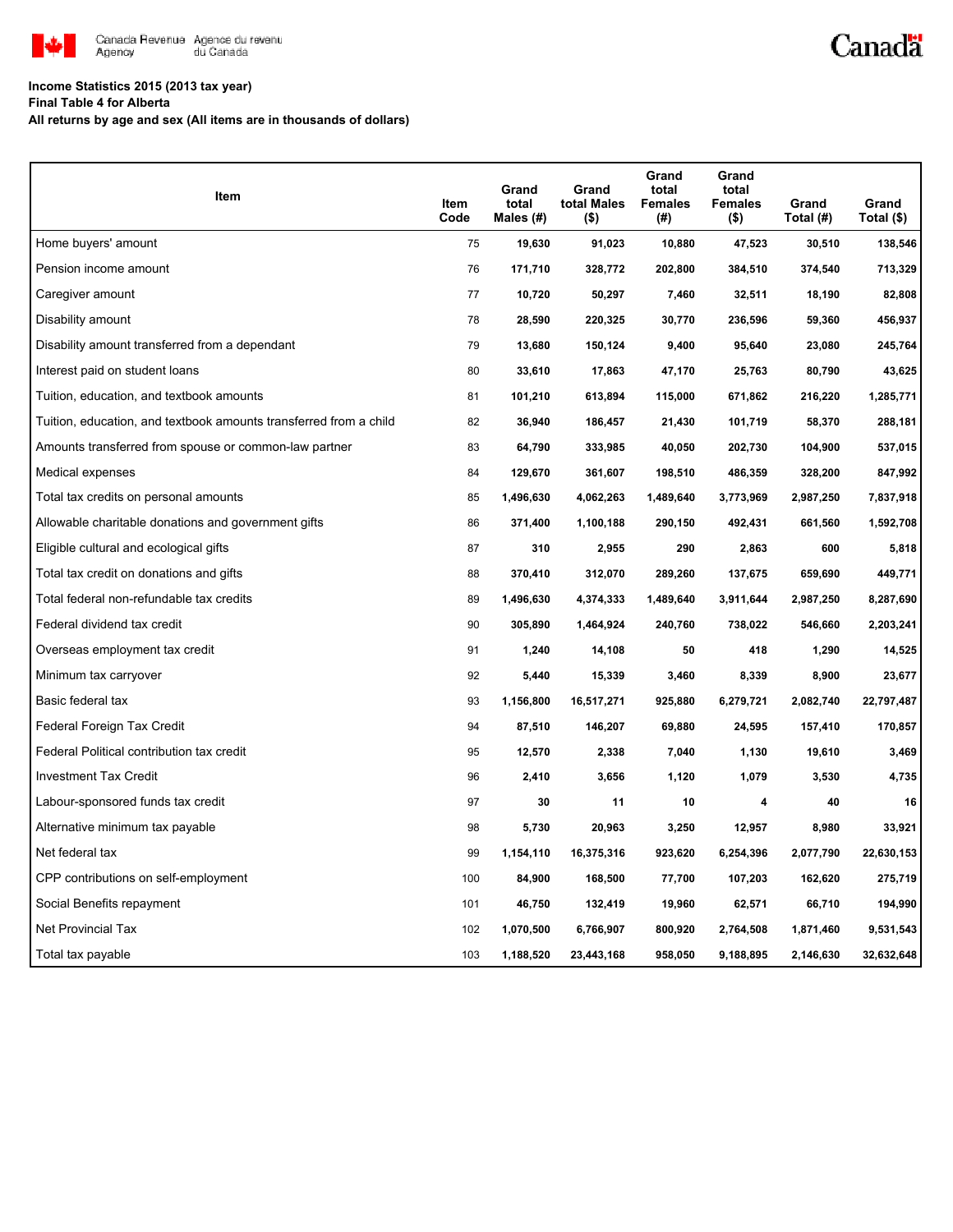Canada Revenue Agency / Agence du revenu du Canada

Canada

**Income Statistics 2015 (2013 tax year)**
**Final Table 4 for Alberta**
**All returns by age and sex (All items are in thousands of dollars)**

| Item | Item Code | Grand total Males (#) | Grand total Males ($) | Grand total Females (#) | Grand total Females ($) | Grand Total (#) | Grand Total ($) |
|---|---|---|---|---|---|---|---|
| Home buyers' amount | 75 | 19,630 | 91,023 | 10,880 | 47,523 | 30,510 | 138,546 |
| Pension income amount | 76 | 171,710 | 328,772 | 202,800 | 384,510 | 374,540 | 713,329 |
| Caregiver amount | 77 | 10,720 | 50,297 | 7,460 | 32,511 | 18,190 | 82,808 |
| Disability amount | 78 | 28,590 | 220,325 | 30,770 | 236,596 | 59,360 | 456,937 |
| Disability amount transferred from a dependant | 79 | 13,680 | 150,124 | 9,400 | 95,640 | 23,080 | 245,764 |
| Interest paid on student loans | 80 | 33,610 | 17,863 | 47,170 | 25,763 | 80,790 | 43,625 |
| Tuition, education, and textbook amounts | 81 | 101,210 | 613,894 | 115,000 | 671,862 | 216,220 | 1,285,771 |
| Tuition, education, and textbook amounts transferred from a child | 82 | 36,940 | 186,457 | 21,430 | 101,719 | 58,370 | 288,181 |
| Amounts transferred from spouse or common-law partner | 83 | 64,790 | 333,985 | 40,050 | 202,730 | 104,900 | 537,015 |
| Medical expenses | 84 | 129,670 | 361,607 | 198,510 | 486,359 | 328,200 | 847,992 |
| Total tax credits on personal amounts | 85 | 1,496,630 | 4,062,263 | 1,489,640 | 3,773,969 | 2,987,250 | 7,837,918 |
| Allowable charitable donations and government gifts | 86 | 371,400 | 1,100,188 | 290,150 | 492,431 | 661,560 | 1,592,708 |
| Eligible cultural and ecological gifts | 87 | 310 | 2,955 | 290 | 2,863 | 600 | 5,818 |
| Total tax credit on donations and gifts | 88 | 370,410 | 312,070 | 289,260 | 137,675 | 659,690 | 449,771 |
| Total federal non-refundable tax credits | 89 | 1,496,630 | 4,374,333 | 1,489,640 | 3,911,644 | 2,987,250 | 8,287,690 |
| Federal dividend tax credit | 90 | 305,890 | 1,464,924 | 240,760 | 738,022 | 546,660 | 2,203,241 |
| Overseas employment tax credit | 91 | 1,240 | 14,108 | 50 | 418 | 1,290 | 14,525 |
| Minimum tax carryover | 92 | 5,440 | 15,339 | 3,460 | 8,339 | 8,900 | 23,677 |
| Basic federal tax | 93 | 1,156,800 | 16,517,271 | 925,880 | 6,279,721 | 2,082,740 | 22,797,487 |
| Federal Foreign Tax Credit | 94 | 87,510 | 146,207 | 69,880 | 24,595 | 157,410 | 170,857 |
| Federal Political contribution tax credit | 95 | 12,570 | 2,338 | 7,040 | 1,130 | 19,610 | 3,469 |
| Investment Tax Credit | 96 | 2,410 | 3,656 | 1,120 | 1,079 | 3,530 | 4,735 |
| Labour-sponsored funds tax credit | 97 | 30 | 11 | 10 | 4 | 40 | 16 |
| Alternative minimum tax payable | 98 | 5,730 | 20,963 | 3,250 | 12,957 | 8,980 | 33,921 |
| Net federal tax | 99 | 1,154,110 | 16,375,316 | 923,620 | 6,254,396 | 2,077,790 | 22,630,153 |
| CPP contributions on self-employment | 100 | 84,900 | 168,500 | 77,700 | 107,203 | 162,620 | 275,719 |
| Social Benefits repayment | 101 | 46,750 | 132,419 | 19,960 | 62,571 | 66,710 | 194,990 |
| Net Provincial Tax | 102 | 1,070,500 | 6,766,907 | 800,920 | 2,764,508 | 1,871,460 | 9,531,543 |
| Total tax payable | 103 | 1,188,520 | 23,443,168 | 958,050 | 9,188,895 | 2,146,630 | 32,632,648 |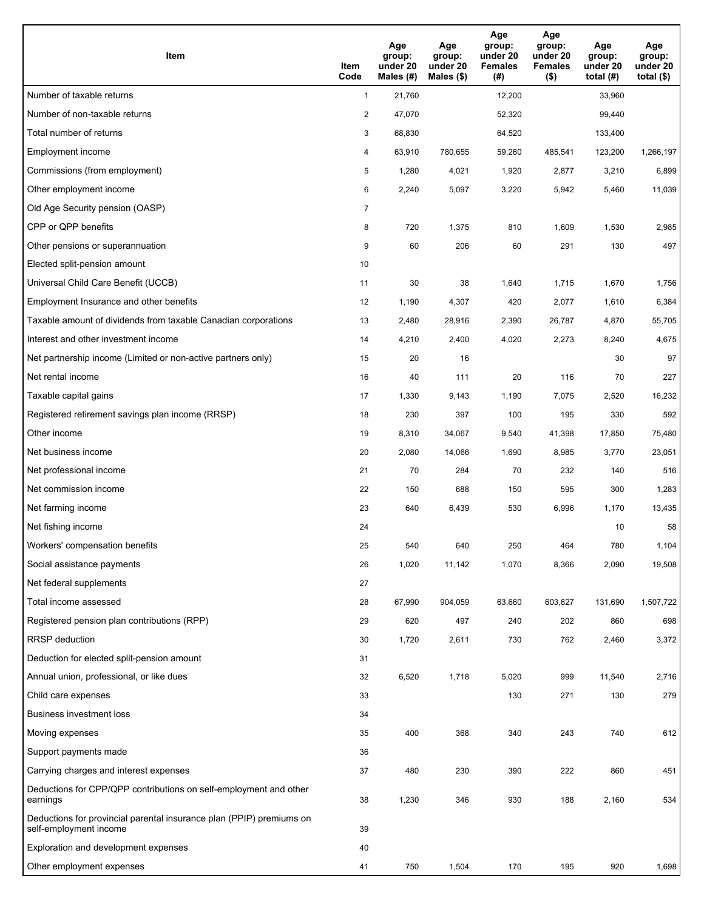| Item | Item Code | Age group: under 20 Males (#) | Age group: under 20 Males ($) | Age group: under 20 Females (#) | Age group: under 20 Females ($) | Age group: under 20 total (#) | Age group: under 20 total ($) |
|---|---|---|---|---|---|---|---|
| Number of taxable returns | 1 | 21,760 | | 12,200 | | 33,960 | |
| Number of non-taxable returns | 2 | 47,070 | | 52,320 | | 99,440 | |
| Total number of returns | 3 | 68,830 | | 64,520 | | 133,400 | |
| Employment income | 4 | 63,910 | 780,655 | 59,260 | 485,541 | 123,200 | 1,266,197 |
| Commissions (from employment) | 5 | 1,280 | 4,021 | 1,920 | 2,877 | 3,210 | 6,899 |
| Other employment income | 6 | 2,240 | 5,097 | 3,220 | 5,942 | 5,460 | 11,039 |
| Old Age Security pension (OASP) | 7 | | | | | | |
| CPP or QPP benefits | 8 | 720 | 1,375 | 810 | 1,609 | 1,530 | 2,985 |
| Other pensions or superannuation | 9 | 60 | 206 | 60 | 291 | 130 | 497 |
| Elected split-pension amount | 10 | | | | | | |
| Universal Child Care Benefit (UCCB) | 11 | 30 | 38 | 1,640 | 1,715 | 1,670 | 1,756 |
| Employment Insurance and other benefits | 12 | 1,190 | 4,307 | 420 | 2,077 | 1,610 | 6,384 |
| Taxable amount of dividends from taxable Canadian corporations | 13 | 2,480 | 28,916 | 2,390 | 26,787 | 4,870 | 55,705 |
| Interest and other investment income | 14 | 4,210 | 2,400 | 4,020 | 2,273 | 8,240 | 4,675 |
| Net partnership income (Limited or non-active partners only) | 15 | 20 | 16 | | | 30 | 97 |
| Net rental income | 16 | 40 | 111 | 20 | 116 | 70 | 227 |
| Taxable capital gains | 17 | 1,330 | 9,143 | 1,190 | 7,075 | 2,520 | 16,232 |
| Registered retirement savings plan income (RRSP) | 18 | 230 | 397 | 100 | 195 | 330 | 592 |
| Other income | 19 | 8,310 | 34,067 | 9,540 | 41,398 | 17,850 | 75,480 |
| Net business income | 20 | 2,080 | 14,066 | 1,690 | 8,985 | 3,770 | 23,051 |
| Net professional income | 21 | 70 | 284 | 70 | 232 | 140 | 516 |
| Net commission income | 22 | 150 | 688 | 150 | 595 | 300 | 1,283 |
| Net farming income | 23 | 640 | 6,439 | 530 | 6,996 | 1,170 | 13,435 |
| Net fishing income | 24 | | | | | 10 | 58 |
| Workers' compensation benefits | 25 | 540 | 640 | 250 | 464 | 780 | 1,104 |
| Social assistance payments | 26 | 1,020 | 11,142 | 1,070 | 8,366 | 2,090 | 19,508 |
| Net federal supplements | 27 | | | | | | |
| Total income assessed | 28 | 67,990 | 904,059 | 63,660 | 603,627 | 131,690 | 1,507,722 |
| Registered pension plan contributions (RPP) | 29 | 620 | 497 | 240 | 202 | 860 | 698 |
| RRSP deduction | 30 | 1,720 | 2,611 | 730 | 762 | 2,460 | 3,372 |
| Deduction for elected split-pension amount | 31 | | | | | | |
| Annual union, professional, or like dues | 32 | 6,520 | 1,718 | 5,020 | 999 | 11,540 | 2,716 |
| Child care expenses | 33 | | | 130 | 271 | 130 | 279 |
| Business investment loss | 34 | | | | | | |
| Moving expenses | 35 | 400 | 368 | 340 | 243 | 740 | 612 |
| Support payments made | 36 | | | | | | |
| Carrying charges and interest expenses | 37 | 480 | 230 | 390 | 222 | 860 | 451 |
| Deductions for CPP/QPP contributions on self-employment and other earnings | 38 | 1,230 | 346 | 930 | 188 | 2,160 | 534 |
| Deductions for provincial parental insurance plan (PPIP) premiums on self-employment income | 39 | | | | | | |
| Exploration and development expenses | 40 | | | | | | |
| Other employment expenses | 41 | 750 | 1,504 | 170 | 195 | 920 | 1,698 |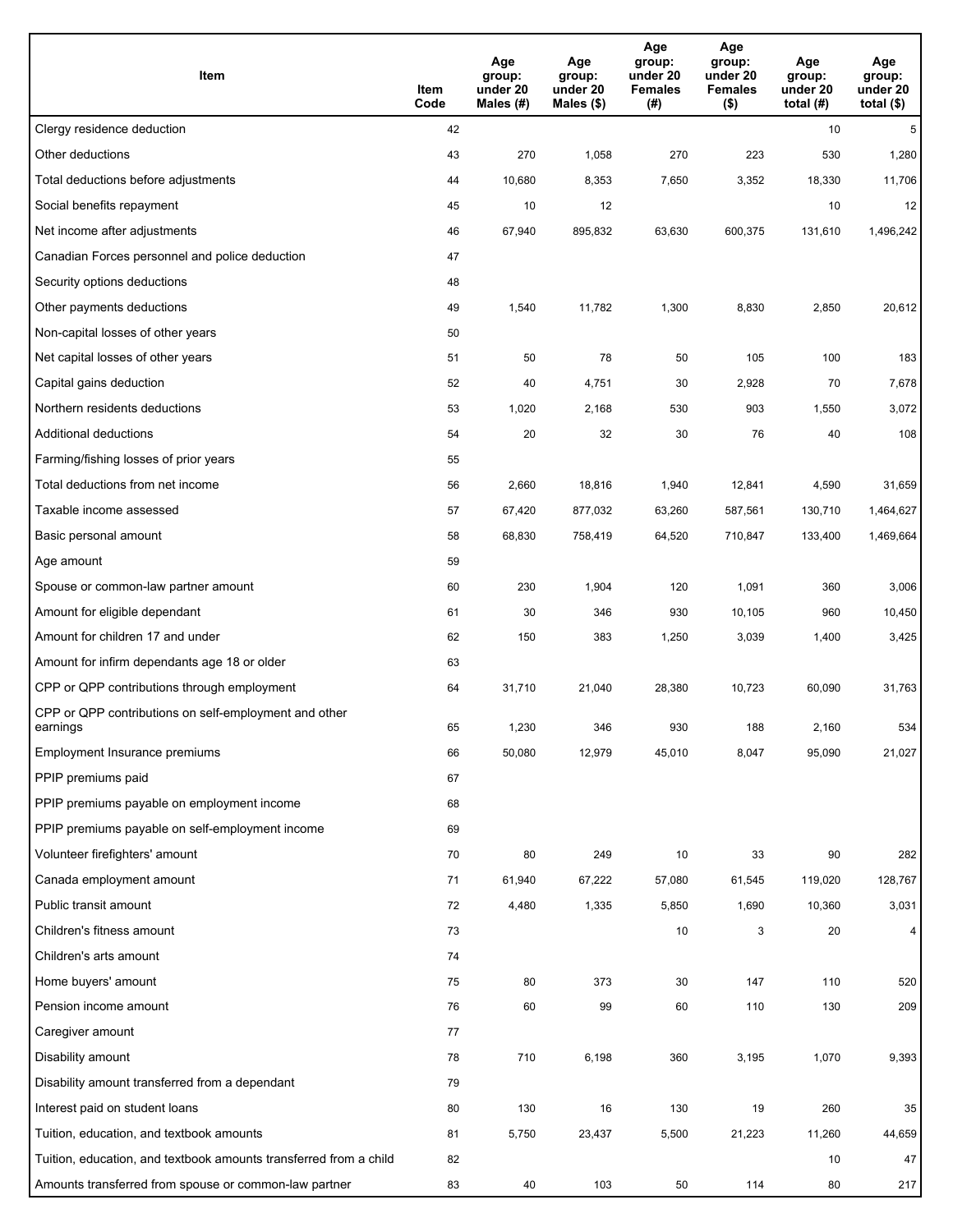| Item | Item Code | Age group: under 20 Males (#) | Age group: under 20 Males ($) | Age group: under 20 Females (#) | Age group: under 20 Females ($) | Age group: under 20 total (#) | Age group: under 20 total ($) |
| --- | --- | --- | --- | --- | --- | --- | --- |
| Clergy residence deduction | 42 | | | | | 10 | 5 |
| Other deductions | 43 | 270 | 1,058 | 270 | 223 | 530 | 1,280 |
| Total deductions before adjustments | 44 | 10,680 | 8,353 | 7,650 | 3,352 | 18,330 | 11,706 |
| Social benefits repayment | 45 | 10 | 12 | | | 10 | 12 |
| Net income after adjustments | 46 | 67,940 | 895,832 | 63,630 | 600,375 | 131,610 | 1,496,242 |
| Canadian Forces personnel and police deduction | 47 | | | | | | |
| Security options deductions | 48 | | | | | | |
| Other payments deductions | 49 | 1,540 | 11,782 | 1,300 | 8,830 | 2,850 | 20,612 |
| Non-capital losses of other years | 50 | | | | | | |
| Net capital losses of other years | 51 | 50 | 78 | 50 | 105 | 100 | 183 |
| Capital gains deduction | 52 | 40 | 4,751 | 30 | 2,928 | 70 | 7,678 |
| Northern residents deductions | 53 | 1,020 | 2,168 | 530 | 903 | 1,550 | 3,072 |
| Additional deductions | 54 | 20 | 32 | 30 | 76 | 40 | 108 |
| Farming/fishing losses of prior years | 55 | | | | | | |
| Total deductions from net income | 56 | 2,660 | 18,816 | 1,940 | 12,841 | 4,590 | 31,659 |
| Taxable income assessed | 57 | 67,420 | 877,032 | 63,260 | 587,561 | 130,710 | 1,464,627 |
| Basic personal amount | 58 | 68,830 | 758,419 | 64,520 | 710,847 | 133,400 | 1,469,664 |
| Age amount | 59 | | | | | | |
| Spouse or common-law partner amount | 60 | 230 | 1,904 | 120 | 1,091 | 360 | 3,006 |
| Amount for eligible dependant | 61 | 30 | 346 | 930 | 10,105 | 960 | 10,450 |
| Amount for children 17 and under | 62 | 150 | 383 | 1,250 | 3,039 | 1,400 | 3,425 |
| Amount for infirm dependants age 18 or older | 63 | | | | | | |
| CPP or QPP contributions through employment | 64 | 31,710 | 21,040 | 28,380 | 10,723 | 60,090 | 31,763 |
| CPP or QPP contributions on self-employment and other earnings | 65 | 1,230 | 346 | 930 | 188 | 2,160 | 534 |
| Employment Insurance premiums | 66 | 50,080 | 12,979 | 45,010 | 8,047 | 95,090 | 21,027 |
| PPIP premiums paid | 67 | | | | | | |
| PPIP premiums payable on employment income | 68 | | | | | | |
| PPIP premiums payable on self-employment income | 69 | | | | | | |
| Volunteer firefighters' amount | 70 | 80 | 249 | 10 | 33 | 90 | 282 |
| Canada employment amount | 71 | 61,940 | 67,222 | 57,080 | 61,545 | 119,020 | 128,767 |
| Public transit amount | 72 | 4,480 | 1,335 | 5,850 | 1,690 | 10,360 | 3,031 |
| Children's fitness amount | 73 | | | 10 | 3 | 20 | 4 |
| Children's arts amount | 74 | | | | | | |
| Home buyers' amount | 75 | 80 | 373 | 30 | 147 | 110 | 520 |
| Pension income amount | 76 | 60 | 99 | 60 | 110 | 130 | 209 |
| Caregiver amount | 77 | | | | | | |
| Disability amount | 78 | 710 | 6,198 | 360 | 3,195 | 1,070 | 9,393 |
| Disability amount transferred from a dependant | 79 | | | | | | |
| Interest paid on student loans | 80 | 130 | 16 | 130 | 19 | 260 | 35 |
| Tuition, education, and textbook amounts | 81 | 5,750 | 23,437 | 5,500 | 21,223 | 11,260 | 44,659 |
| Tuition, education, and textbook amounts transferred from a child | 82 | | | | | 10 | 47 |
| Amounts transferred from spouse or common-law partner | 83 | 40 | 103 | 50 | 114 | 80 | 217 |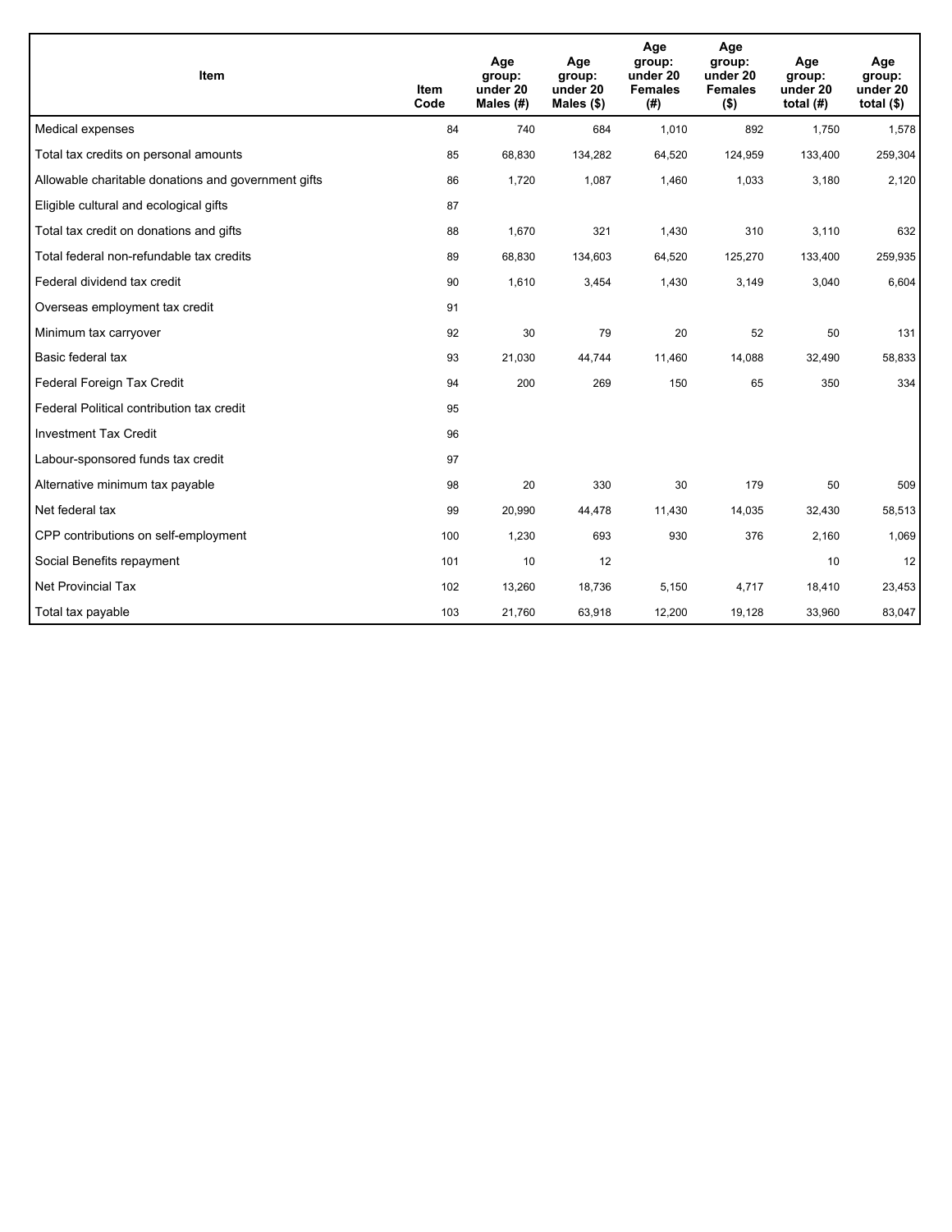| Item | Item Code | Age group: under 20 Males (#) | Age group: under 20 Males ($) | Age group: under 20 Females (#) | Age group: under 20 Females ($) | Age group: under 20 total (#) | Age group: under 20 total ($) |
|---|---|---|---|---|---|---|---|
| Medical expenses | 84 | 740 | 684 | 1,010 | 892 | 1,750 | 1,578 |
| Total tax credits on personal amounts | 85 | 68,830 | 134,282 | 64,520 | 124,959 | 133,400 | 259,304 |
| Allowable charitable donations and government gifts | 86 | 1,720 | 1,087 | 1,460 | 1,033 | 3,180 | 2,120 |
| Eligible cultural and ecological gifts | 87 | | | | | | |
| Total tax credit on donations and gifts | 88 | 1,670 | 321 | 1,430 | 310 | 3,110 | 632 |
| Total federal non-refundable tax credits | 89 | 68,830 | 134,603 | 64,520 | 125,270 | 133,400 | 259,935 |
| Federal dividend tax credit | 90 | 1,610 | 3,454 | 1,430 | 3,149 | 3,040 | 6,604 |
| Overseas employment tax credit | 91 | | | | | | |
| Minimum tax carryover | 92 | 30 | 79 | 20 | 52 | 50 | 131 |
| Basic federal tax | 93 | 21,030 | 44,744 | 11,460 | 14,088 | 32,490 | 58,833 |
| Federal Foreign Tax Credit | 94 | 200 | 269 | 150 | 65 | 350 | 334 |
| Federal Political contribution tax credit | 95 | | | | | | |
| Investment Tax Credit | 96 | | | | | | |
| Labour-sponsored funds tax credit | 97 | | | | | | |
| Alternative minimum tax payable | 98 | 20 | 330 | 30 | 179 | 50 | 509 |
| Net federal tax | 99 | 20,990 | 44,478 | 11,430 | 14,035 | 32,430 | 58,513 |
| CPP contributions on self-employment | 100 | 1,230 | 693 | 930 | 376 | 2,160 | 1,069 |
| Social Benefits repayment | 101 | 10 | 12 | | | 10 | 12 |
| Net Provincial Tax | 102 | 13,260 | 18,736 | 5,150 | 4,717 | 18,410 | 23,453 |
| Total tax payable | 103 | 21,760 | 63,918 | 12,200 | 19,128 | 33,960 | 83,047 |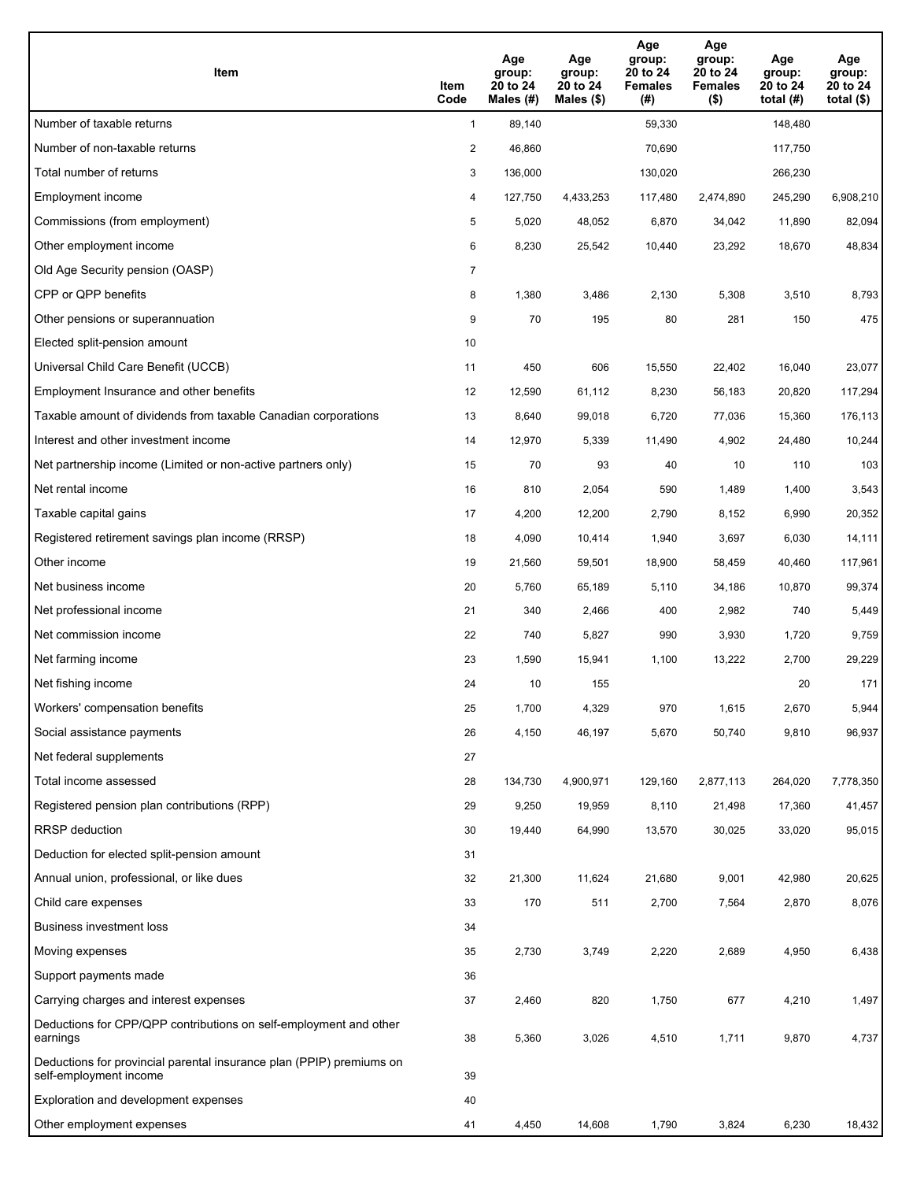| Item | Item Code | Age group: 20 to 24 Males (#) | Age group: 20 to 24 Males ($) | Age group: 20 to 24 Females (#) | Age group: 20 to 24 Females ($) | Age group: 20 to 24 total (#) | Age group: 20 to 24 total ($) |
|---|---|---|---|---|---|---|---|
| Number of taxable returns | 1 | 89,140 | | 59,330 | | 148,480 | |
| Number of non-taxable returns | 2 | 46,860 | | 70,690 | | 117,750 | |
| Total number of returns | 3 | 136,000 | | 130,020 | | 266,230 | |
| Employment income | 4 | 127,750 | 4,433,253 | 117,480 | 2,474,890 | 245,290 | 6,908,210 |
| Commissions (from employment) | 5 | 5,020 | 48,052 | 6,870 | 34,042 | 11,890 | 82,094 |
| Other employment income | 6 | 8,230 | 25,542 | 10,440 | 23,292 | 18,670 | 48,834 |
| Old Age Security pension (OASP) | 7 | | | | | | |
| CPP or QPP benefits | 8 | 1,380 | 3,486 | 2,130 | 5,308 | 3,510 | 8,793 |
| Other pensions or superannuation | 9 | 70 | 195 | 80 | 281 | 150 | 475 |
| Elected split-pension amount | 10 | | | | | | |
| Universal Child Care Benefit (UCCB) | 11 | 450 | 606 | 15,550 | 22,402 | 16,040 | 23,077 |
| Employment Insurance and other benefits | 12 | 12,590 | 61,112 | 8,230 | 56,183 | 20,820 | 117,294 |
| Taxable amount of dividends from taxable Canadian corporations | 13 | 8,640 | 99,018 | 6,720 | 77,036 | 15,360 | 176,113 |
| Interest and other investment income | 14 | 12,970 | 5,339 | 11,490 | 4,902 | 24,480 | 10,244 |
| Net partnership income (Limited or non-active partners only) | 15 | 70 | 93 | 40 | 10 | 110 | 103 |
| Net rental income | 16 | 810 | 2,054 | 590 | 1,489 | 1,400 | 3,543 |
| Taxable capital gains | 17 | 4,200 | 12,200 | 2,790 | 8,152 | 6,990 | 20,352 |
| Registered retirement savings plan income (RRSP) | 18 | 4,090 | 10,414 | 1,940 | 3,697 | 6,030 | 14,111 |
| Other income | 19 | 21,560 | 59,501 | 18,900 | 58,459 | 40,460 | 117,961 |
| Net business income | 20 | 5,760 | 65,189 | 5,110 | 34,186 | 10,870 | 99,374 |
| Net professional income | 21 | 340 | 2,466 | 400 | 2,982 | 740 | 5,449 |
| Net commission income | 22 | 740 | 5,827 | 990 | 3,930 | 1,720 | 9,759 |
| Net farming income | 23 | 1,590 | 15,941 | 1,100 | 13,222 | 2,700 | 29,229 |
| Net fishing income | 24 | 10 | 155 | | | 20 | 171 |
| Workers' compensation benefits | 25 | 1,700 | 4,329 | 970 | 1,615 | 2,670 | 5,944 |
| Social assistance payments | 26 | 4,150 | 46,197 | 5,670 | 50,740 | 9,810 | 96,937 |
| Net federal supplements | 27 | | | | | | |
| Total income assessed | 28 | 134,730 | 4,900,971 | 129,160 | 2,877,113 | 264,020 | 7,778,350 |
| Registered pension plan contributions (RPP) | 29 | 9,250 | 19,959 | 8,110 | 21,498 | 17,360 | 41,457 |
| RRSP deduction | 30 | 19,440 | 64,990 | 13,570 | 30,025 | 33,020 | 95,015 |
| Deduction for elected split-pension amount | 31 | | | | | | |
| Annual union, professional, or like dues | 32 | 21,300 | 11,624 | 21,680 | 9,001 | 42,980 | 20,625 |
| Child care expenses | 33 | 170 | 511 | 2,700 | 7,564 | 2,870 | 8,076 |
| Business investment loss | 34 | | | | | | |
| Moving expenses | 35 | 2,730 | 3,749 | 2,220 | 2,689 | 4,950 | 6,438 |
| Support payments made | 36 | | | | | | |
| Carrying charges and interest expenses | 37 | 2,460 | 820 | 1,750 | 677 | 4,210 | 1,497 |
| Deductions for CPP/QPP contributions on self-employment and other earnings | 38 | 5,360 | 3,026 | 4,510 | 1,711 | 9,870 | 4,737 |
| Deductions for provincial parental insurance plan (PPIP) premiums on self-employment income | 39 | | | | | | |
| Exploration and development expenses | 40 | | | | | | |
| Other employment expenses | 41 | 4,450 | 14,608 | 1,790 | 3,824 | 6,230 | 18,432 |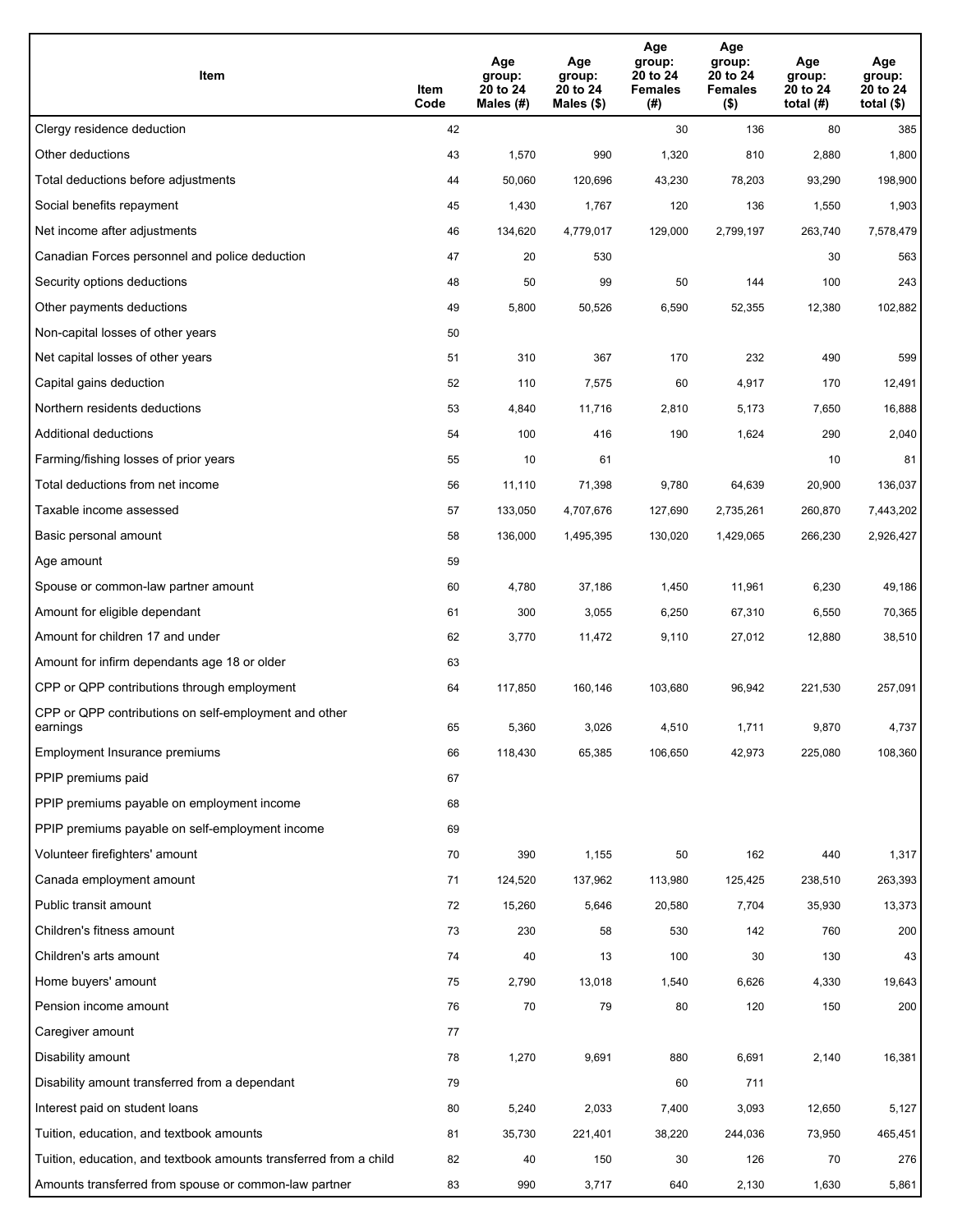| Item | Item Code | Age group: 20 to 24 Males (#) | Age group: 20 to 24 Males ($) | Age group: 20 to 24 Females (#) | Age group: 20 to 24 Females ($) | Age group: 20 to 24 total (#) | Age group: 20 to 24 total ($) |
|---|---|---|---|---|---|---|---|
| Clergy residence deduction | 42 | | | 30 | 136 | 80 | 385 |
| Other deductions | 43 | 1,570 | 990 | 1,320 | 810 | 2,880 | 1,800 |
| Total deductions before adjustments | 44 | 50,060 | 120,696 | 43,230 | 78,203 | 93,290 | 198,900 |
| Social benefits repayment | 45 | 1,430 | 1,767 | 120 | 136 | 1,550 | 1,903 |
| Net income after adjustments | 46 | 134,620 | 4,779,017 | 129,000 | 2,799,197 | 263,740 | 7,578,479 |
| Canadian Forces personnel and police deduction | 47 | 20 | 530 | | | 30 | 563 |
| Security options deductions | 48 | 50 | 99 | 50 | 144 | 100 | 243 |
| Other payments deductions | 49 | 5,800 | 50,526 | 6,590 | 52,355 | 12,380 | 102,882 |
| Non-capital losses of other years | 50 | | | | | | |
| Net capital losses of other years | 51 | 310 | 367 | 170 | 232 | 490 | 599 |
| Capital gains deduction | 52 | 110 | 7,575 | 60 | 4,917 | 170 | 12,491 |
| Northern residents deductions | 53 | 4,840 | 11,716 | 2,810 | 5,173 | 7,650 | 16,888 |
| Additional deductions | 54 | 100 | 416 | 190 | 1,624 | 290 | 2,040 |
| Farming/fishing losses of prior years | 55 | 10 | 61 | | | 10 | 81 |
| Total deductions from net income | 56 | 11,110 | 71,398 | 9,780 | 64,639 | 20,900 | 136,037 |
| Taxable income assessed | 57 | 133,050 | 4,707,676 | 127,690 | 2,735,261 | 260,870 | 7,443,202 |
| Basic personal amount | 58 | 136,000 | 1,495,395 | 130,020 | 1,429,065 | 266,230 | 2,926,427 |
| Age amount | 59 | | | | | | |
| Spouse or common-law partner amount | 60 | 4,780 | 37,186 | 1,450 | 11,961 | 6,230 | 49,186 |
| Amount for eligible dependant | 61 | 300 | 3,055 | 6,250 | 67,310 | 6,550 | 70,365 |
| Amount for children 17 and under | 62 | 3,770 | 11,472 | 9,110 | 27,012 | 12,880 | 38,510 |
| Amount for infirm dependants age 18 or older | 63 | | | | | | |
| CPP or QPP contributions through employment | 64 | 117,850 | 160,146 | 103,680 | 96,942 | 221,530 | 257,091 |
| CPP or QPP contributions on self-employment and other earnings | 65 | 5,360 | 3,026 | 4,510 | 1,711 | 9,870 | 4,737 |
| Employment Insurance premiums | 66 | 118,430 | 65,385 | 106,650 | 42,973 | 225,080 | 108,360 |
| PPIP premiums paid | 67 | | | | | | |
| PPIP premiums payable on employment income | 68 | | | | | | |
| PPIP premiums payable on self-employment income | 69 | | | | | | |
| Volunteer firefighters' amount | 70 | 390 | 1,155 | 50 | 162 | 440 | 1,317 |
| Canada employment amount | 71 | 124,520 | 137,962 | 113,980 | 125,425 | 238,510 | 263,393 |
| Public transit amount | 72 | 15,260 | 5,646 | 20,580 | 7,704 | 35,930 | 13,373 |
| Children's fitness amount | 73 | 230 | 58 | 530 | 142 | 760 | 200 |
| Children's arts amount | 74 | 40 | 13 | 100 | 30 | 130 | 43 |
| Home buyers' amount | 75 | 2,790 | 13,018 | 1,540 | 6,626 | 4,330 | 19,643 |
| Pension income amount | 76 | 70 | 79 | 80 | 120 | 150 | 200 |
| Caregiver amount | 77 | | | | | | |
| Disability amount | 78 | 1,270 | 9,691 | 880 | 6,691 | 2,140 | 16,381 |
| Disability amount transferred from a dependant | 79 | | | 60 | 711 | | |
| Interest paid on student loans | 80 | 5,240 | 2,033 | 7,400 | 3,093 | 12,650 | 5,127 |
| Tuition, education, and textbook amounts | 81 | 35,730 | 221,401 | 38,220 | 244,036 | 73,950 | 465,451 |
| Tuition, education, and textbook amounts transferred from a child | 82 | 40 | 150 | 30 | 126 | 70 | 276 |
| Amounts transferred from spouse or common-law partner | 83 | 990 | 3,717 | 640 | 2,130 | 1,630 | 5,861 |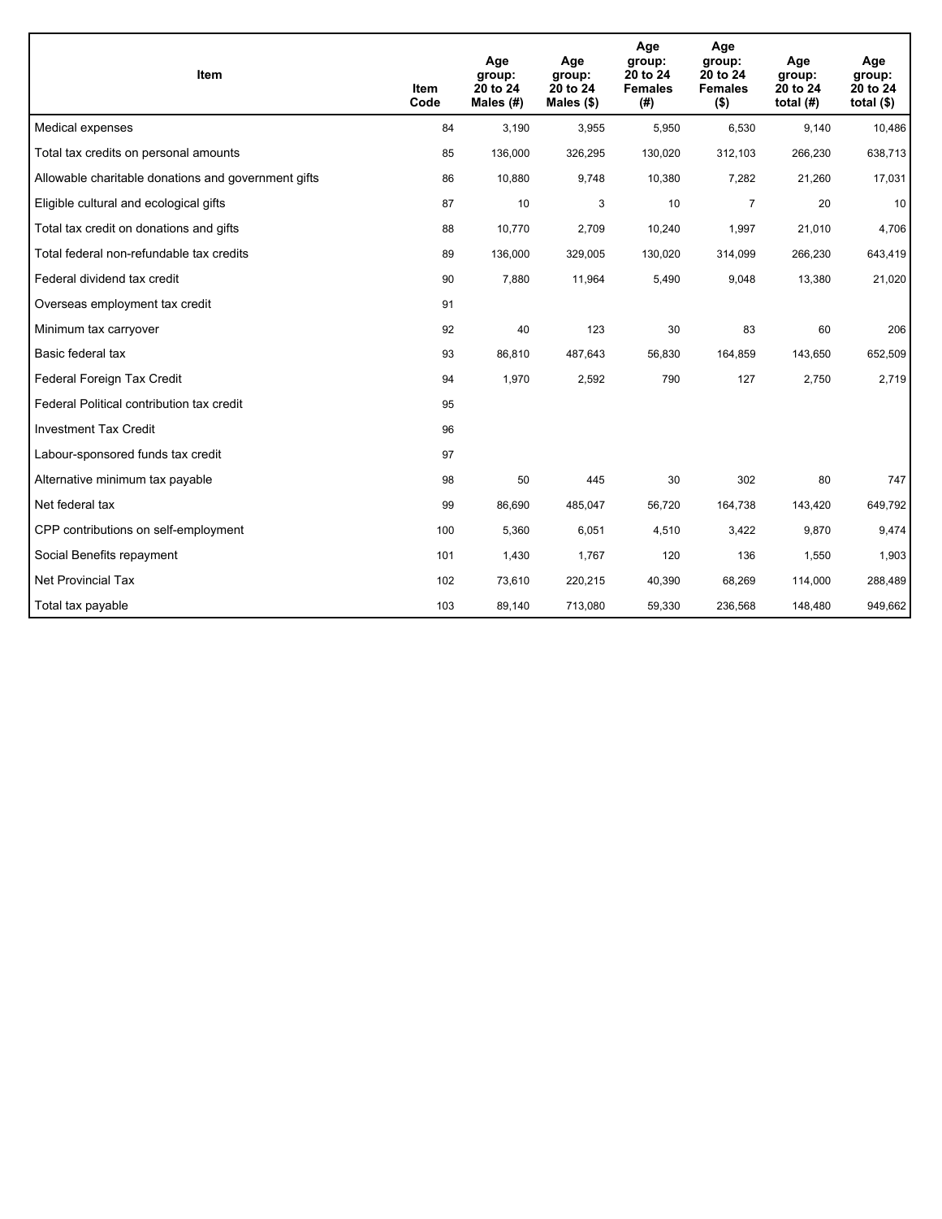| Item | Item Code | Age group: 20 to 24 Males (#) | Age group: 20 to 24 Males ($) | Age group: 20 to 24 Females (#) | Age group: 20 to 24 Females ($) | Age group: 20 to 24 total (#) | Age group: 20 to 24 total ($) |
|---|---|---|---|---|---|---|---|
| Medical expenses | 84 | 3,190 | 3,955 | 5,950 | 6,530 | 9,140 | 10,486 |
| Total tax credits on personal amounts | 85 | 136,000 | 326,295 | 130,020 | 312,103 | 266,230 | 638,713 |
| Allowable charitable donations and government gifts | 86 | 10,880 | 9,748 | 10,380 | 7,282 | 21,260 | 17,031 |
| Eligible cultural and ecological gifts | 87 | 10 | 3 | 10 | 7 | 20 | 10 |
| Total tax credit on donations and gifts | 88 | 10,770 | 2,709 | 10,240 | 1,997 | 21,010 | 4,706 |
| Total federal non-refundable tax credits | 89 | 136,000 | 329,005 | 130,020 | 314,099 | 266,230 | 643,419 |
| Federal dividend tax credit | 90 | 7,880 | 11,964 | 5,490 | 9,048 | 13,380 | 21,020 |
| Overseas employment tax credit | 91 | | | | | | |
| Minimum tax carryover | 92 | 40 | 123 | 30 | 83 | 60 | 206 |
| Basic federal tax | 93 | 86,810 | 487,643 | 56,830 | 164,859 | 143,650 | 652,509 |
| Federal Foreign Tax Credit | 94 | 1,970 | 2,592 | 790 | 127 | 2,750 | 2,719 |
| Federal Political contribution tax credit | 95 | | | | | | |
| Investment Tax Credit | 96 | | | | | | |
| Labour-sponsored funds tax credit | 97 | | | | | | |
| Alternative minimum tax payable | 98 | 50 | 445 | 30 | 302 | 80 | 747 |
| Net federal tax | 99 | 86,690 | 485,047 | 56,720 | 164,738 | 143,420 | 649,792 |
| CPP contributions on self-employment | 100 | 5,360 | 6,051 | 4,510 | 3,422 | 9,870 | 9,474 |
| Social Benefits repayment | 101 | 1,430 | 1,767 | 120 | 136 | 1,550 | 1,903 |
| Net Provincial Tax | 102 | 73,610 | 220,215 | 40,390 | 68,269 | 114,000 | 288,489 |
| Total tax payable | 103 | 89,140 | 713,080 | 59,330 | 236,568 | 148,480 | 949,662 |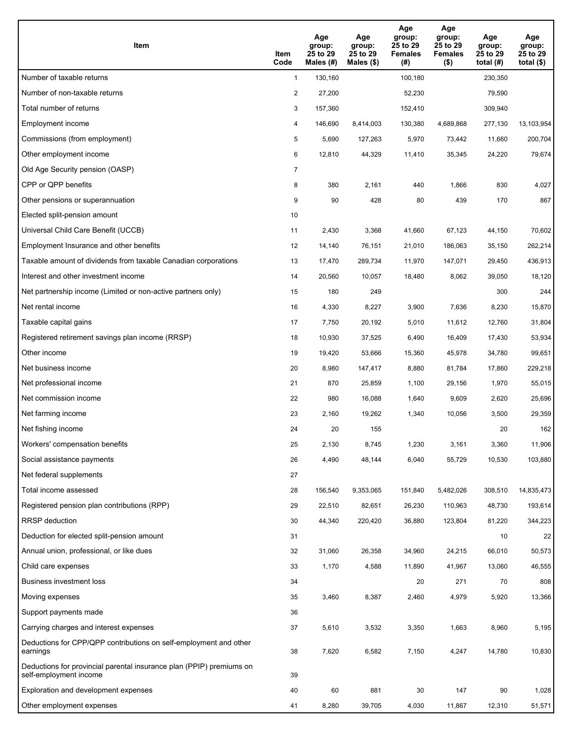| Item | Item Code | Age group: 25 to 29 Males (#) | Age group: 25 to 29 Males ($) | Age group: 25 to 29 Females (#) | Age group: 25 to 29 Females ($) | Age group: 25 to 29 total (#) | Age group: 25 to 29 total ($) |
|---|---|---|---|---|---|---|---|
| Number of taxable returns | 1 | 130,160 | | 100,180 | | 230,350 | |
| Number of non-taxable returns | 2 | 27,200 | | 52,230 | | 79,590 | |
| Total number of returns | 3 | 157,360 | | 152,410 | | 309,940 | |
| Employment income | 4 | 146,690 | 8,414,003 | 130,380 | 4,689,868 | 277,130 | 13,103,954 |
| Commissions (from employment) | 5 | 5,690 | 127,263 | 5,970 | 73,442 | 11,660 | 200,704 |
| Other employment income | 6 | 12,810 | 44,329 | 11,410 | 35,345 | 24,220 | 79,674 |
| Old Age Security pension (OASP) | 7 | | | | | | |
| CPP or QPP benefits | 8 | 380 | 2,161 | 440 | 1,866 | 830 | 4,027 |
| Other pensions or superannuation | 9 | 90 | 428 | 80 | 439 | 170 | 867 |
| Elected split-pension amount | 10 | | | | | | |
| Universal Child Care Benefit (UCCB) | 11 | 2,430 | 3,368 | 41,660 | 67,123 | 44,150 | 70,602 |
| Employment Insurance and other benefits | 12 | 14,140 | 76,151 | 21,010 | 186,063 | 35,150 | 262,214 |
| Taxable amount of dividends from taxable Canadian corporations | 13 | 17,470 | 289,734 | 11,970 | 147,071 | 29,450 | 436,913 |
| Interest and other investment income | 14 | 20,560 | 10,057 | 18,480 | 8,062 | 39,050 | 18,120 |
| Net partnership income (Limited or non-active partners only) | 15 | 180 | 249 | | | 300 | 244 |
| Net rental income | 16 | 4,330 | 8,227 | 3,900 | 7,636 | 8,230 | 15,870 |
| Taxable capital gains | 17 | 7,750 | 20,192 | 5,010 | 11,612 | 12,760 | 31,804 |
| Registered retirement savings plan income (RRSP) | 18 | 10,930 | 37,525 | 6,490 | 16,409 | 17,430 | 53,934 |
| Other income | 19 | 19,420 | 53,666 | 15,360 | 45,978 | 34,780 | 99,651 |
| Net business income | 20 | 8,980 | 147,417 | 8,880 | 81,784 | 17,860 | 229,218 |
| Net professional income | 21 | 870 | 25,859 | 1,100 | 29,156 | 1,970 | 55,015 |
| Net commission income | 22 | 980 | 16,088 | 1,640 | 9,609 | 2,620 | 25,696 |
| Net farming income | 23 | 2,160 | 19,262 | 1,340 | 10,056 | 3,500 | 29,359 |
| Net fishing income | 24 | 20 | 155 | | | 20 | 162 |
| Workers' compensation benefits | 25 | 2,130 | 8,745 | 1,230 | 3,161 | 3,360 | 11,906 |
| Social assistance payments | 26 | 4,490 | 48,144 | 6,040 | 55,729 | 10,530 | 103,880 |
| Net federal supplements | 27 | | | | | | |
| Total income assessed | 28 | 156,540 | 9,353,065 | 151,840 | 5,482,026 | 308,510 | 14,835,473 |
| Registered pension plan contributions (RPP) | 29 | 22,510 | 82,651 | 26,230 | 110,963 | 48,730 | 193,614 |
| RRSP deduction | 30 | 44,340 | 220,420 | 36,880 | 123,804 | 81,220 | 344,223 |
| Deduction for elected split-pension amount | 31 | | | | | 10 | 22 |
| Annual union, professional, or like dues | 32 | 31,060 | 26,358 | 34,960 | 24,215 | 66,010 | 50,573 |
| Child care expenses | 33 | 1,170 | 4,588 | 11,890 | 41,967 | 13,060 | 46,555 |
| Business investment loss | 34 | | | 20 | 271 | 70 | 808 |
| Moving expenses | 35 | 3,460 | 8,387 | 2,460 | 4,979 | 5,920 | 13,366 |
| Support payments made | 36 | | | | | | |
| Carrying charges and interest expenses | 37 | 5,610 | 3,532 | 3,350 | 1,663 | 8,960 | 5,195 |
| Deductions for CPP/QPP contributions on self-employment and other earnings | 38 | 7,620 | 6,582 | 7,150 | 4,247 | 14,780 | 10,830 |
| Deductions for provincial parental insurance plan (PPIP) premiums on self-employment income | 39 | | | | | | |
| Exploration and development expenses | 40 | 60 | 881 | 30 | 147 | 90 | 1,028 |
| Other employment expenses | 41 | 8,280 | 39,705 | 4,030 | 11,867 | 12,310 | 51,571 |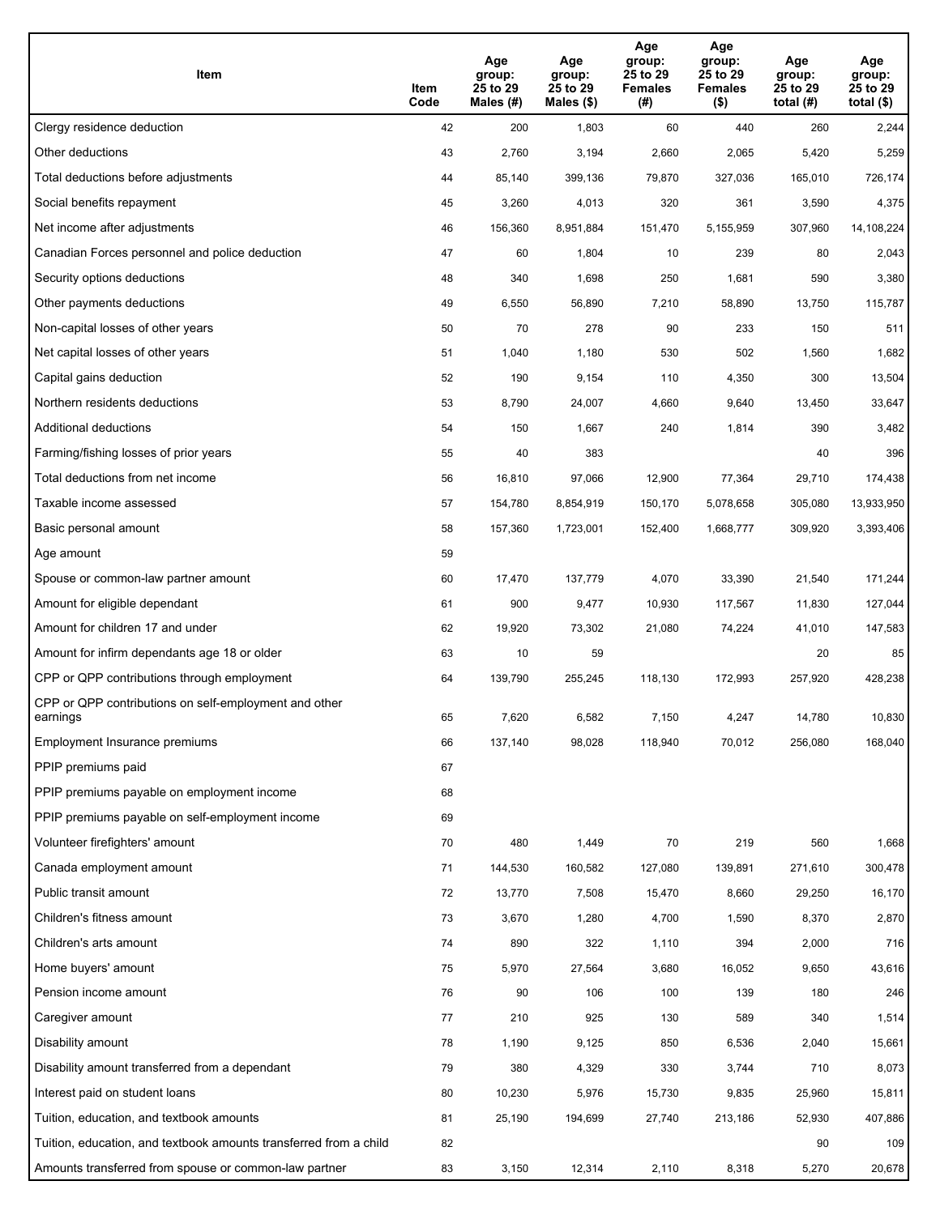| Item | Item Code | Age group: 25 to 29 Males (#) | Age group: 25 to 29 Males ($) | Age group: 25 to 29 Females (#) | Age group: 25 to 29 Females ($) | Age group: 25 to 29 total (#) | Age group: 25 to 29 total ($) |
|---|---|---|---|---|---|---|---|
| Clergy residence deduction | 42 | 200 | 1,803 | 60 | 440 | 260 | 2,244 |
| Other deductions | 43 | 2,760 | 3,194 | 2,660 | 2,065 | 5,420 | 5,259 |
| Total deductions before adjustments | 44 | 85,140 | 399,136 | 79,870 | 327,036 | 165,010 | 726,174 |
| Social benefits repayment | 45 | 3,260 | 4,013 | 320 | 361 | 3,590 | 4,375 |
| Net income after adjustments | 46 | 156,360 | 8,951,884 | 151,470 | 5,155,959 | 307,960 | 14,108,224 |
| Canadian Forces personnel and police deduction | 47 | 60 | 1,804 | 10 | 239 | 80 | 2,043 |
| Security options deductions | 48 | 340 | 1,698 | 250 | 1,681 | 590 | 3,380 |
| Other payments deductions | 49 | 6,550 | 56,890 | 7,210 | 58,890 | 13,750 | 115,787 |
| Non-capital losses of other years | 50 | 70 | 278 | 90 | 233 | 150 | 511 |
| Net capital losses of other years | 51 | 1,040 | 1,180 | 530 | 502 | 1,560 | 1,682 |
| Capital gains deduction | 52 | 190 | 9,154 | 110 | 4,350 | 300 | 13,504 |
| Northern residents deductions | 53 | 8,790 | 24,007 | 4,660 | 9,640 | 13,450 | 33,647 |
| Additional deductions | 54 | 150 | 1,667 | 240 | 1,814 | 390 | 3,482 |
| Farming/fishing losses of prior years | 55 | 40 | 383 | | | 40 | 396 |
| Total deductions from net income | 56 | 16,810 | 97,066 | 12,900 | 77,364 | 29,710 | 174,438 |
| Taxable income assessed | 57 | 154,780 | 8,854,919 | 150,170 | 5,078,658 | 305,080 | 13,933,950 |
| Basic personal amount | 58 | 157,360 | 1,723,001 | 152,400 | 1,668,777 | 309,920 | 3,393,406 |
| Age amount | 59 | | | | | | |
| Spouse or common-law partner amount | 60 | 17,470 | 137,779 | 4,070 | 33,390 | 21,540 | 171,244 |
| Amount for eligible dependant | 61 | 900 | 9,477 | 10,930 | 117,567 | 11,830 | 127,044 |
| Amount for children 17 and under | 62 | 19,920 | 73,302 | 21,080 | 74,224 | 41,010 | 147,583 |
| Amount for infirm dependants age 18 or older | 63 | 10 | 59 | | | 20 | 85 |
| CPP or QPP contributions through employment | 64 | 139,790 | 255,245 | 118,130 | 172,993 | 257,920 | 428,238 |
| CPP or QPP contributions on self-employment and other earnings | 65 | 7,620 | 6,582 | 7,150 | 4,247 | 14,780 | 10,830 |
| Employment Insurance premiums | 66 | 137,140 | 98,028 | 118,940 | 70,012 | 256,080 | 168,040 |
| PPIP premiums paid | 67 | | | | | | |
| PPIP premiums payable on employment income | 68 | | | | | | |
| PPIP premiums payable on self-employment income | 69 | | | | | | |
| Volunteer firefighters' amount | 70 | 480 | 1,449 | 70 | 219 | 560 | 1,668 |
| Canada employment amount | 71 | 144,530 | 160,582 | 127,080 | 139,891 | 271,610 | 300,478 |
| Public transit amount | 72 | 13,770 | 7,508 | 15,470 | 8,660 | 29,250 | 16,170 |
| Children's fitness amount | 73 | 3,670 | 1,280 | 4,700 | 1,590 | 8,370 | 2,870 |
| Children's arts amount | 74 | 890 | 322 | 1,110 | 394 | 2,000 | 716 |
| Home buyers' amount | 75 | 5,970 | 27,564 | 3,680 | 16,052 | 9,650 | 43,616 |
| Pension income amount | 76 | 90 | 106 | 100 | 139 | 180 | 246 |
| Caregiver amount | 77 | 210 | 925 | 130 | 589 | 340 | 1,514 |
| Disability amount | 78 | 1,190 | 9,125 | 850 | 6,536 | 2,040 | 15,661 |
| Disability amount transferred from a dependant | 79 | 380 | 4,329 | 330 | 3,744 | 710 | 8,073 |
| Interest paid on student loans | 80 | 10,230 | 5,976 | 15,730 | 9,835 | 25,960 | 15,811 |
| Tuition, education, and textbook amounts | 81 | 25,190 | 194,699 | 27,740 | 213,186 | 52,930 | 407,886 |
| Tuition, education, and textbook amounts transferred from a child | 82 | | | | | 90 | 109 |
| Amounts transferred from spouse or common-law partner | 83 | 3,150 | 12,314 | 2,110 | 8,318 | 5,270 | 20,678 |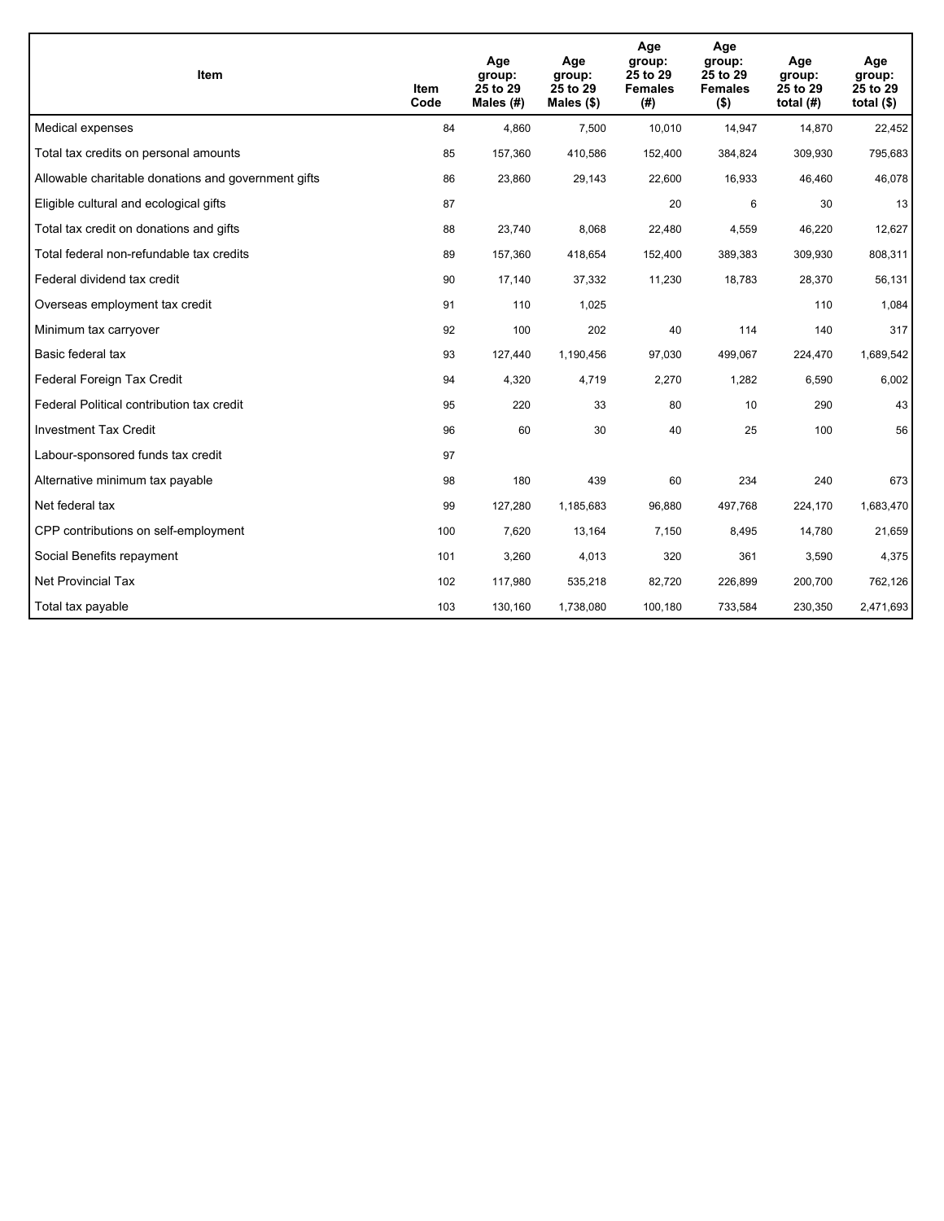| Item | Item Code | Age group: 25 to 29 Males (#) | Age group: 25 to 29 Males ($) | Age group: 25 to 29 Females (#) | Age group: 25 to 29 Females ($) | Age group: 25 to 29 total (#) | Age group: 25 to 29 total ($) |
|---|---|---|---|---|---|---|---|
| Medical expenses | 84 | 4,860 | 7,500 | 10,010 | 14,947 | 14,870 | 22,452 |
| Total tax credits on personal amounts | 85 | 157,360 | 410,586 | 152,400 | 384,824 | 309,930 | 795,683 |
| Allowable charitable donations and government gifts | 86 | 23,860 | 29,143 | 22,600 | 16,933 | 46,460 | 46,078 |
| Eligible cultural and ecological gifts | 87 | | | 20 | 6 | 30 | 13 |
| Total tax credit on donations and gifts | 88 | 23,740 | 8,068 | 22,480 | 4,559 | 46,220 | 12,627 |
| Total federal non-refundable tax credits | 89 | 157,360 | 418,654 | 152,400 | 389,383 | 309,930 | 808,311 |
| Federal dividend tax credit | 90 | 17,140 | 37,332 | 11,230 | 18,783 | 28,370 | 56,131 |
| Overseas employment tax credit | 91 | 110 | 1,025 | | | 110 | 1,084 |
| Minimum tax carryover | 92 | 100 | 202 | 40 | 114 | 140 | 317 |
| Basic federal tax | 93 | 127,440 | 1,190,456 | 97,030 | 499,067 | 224,470 | 1,689,542 |
| Federal Foreign Tax Credit | 94 | 4,320 | 4,719 | 2,270 | 1,282 | 6,590 | 6,002 |
| Federal Political contribution tax credit | 95 | 220 | 33 | 80 | 10 | 290 | 43 |
| Investment Tax Credit | 96 | 60 | 30 | 40 | 25 | 100 | 56 |
| Labour-sponsored funds tax credit | 97 | | | | | | |
| Alternative minimum tax payable | 98 | 180 | 439 | 60 | 234 | 240 | 673 |
| Net federal tax | 99 | 127,280 | 1,185,683 | 96,880 | 497,768 | 224,170 | 1,683,470 |
| CPP contributions on self-employment | 100 | 7,620 | 13,164 | 7,150 | 8,495 | 14,780 | 21,659 |
| Social Benefits repayment | 101 | 3,260 | 4,013 | 320 | 361 | 3,590 | 4,375 |
| Net Provincial Tax | 102 | 117,980 | 535,218 | 82,720 | 226,899 | 200,700 | 762,126 |
| Total tax payable | 103 | 130,160 | 1,738,080 | 100,180 | 733,584 | 230,350 | 2,471,693 |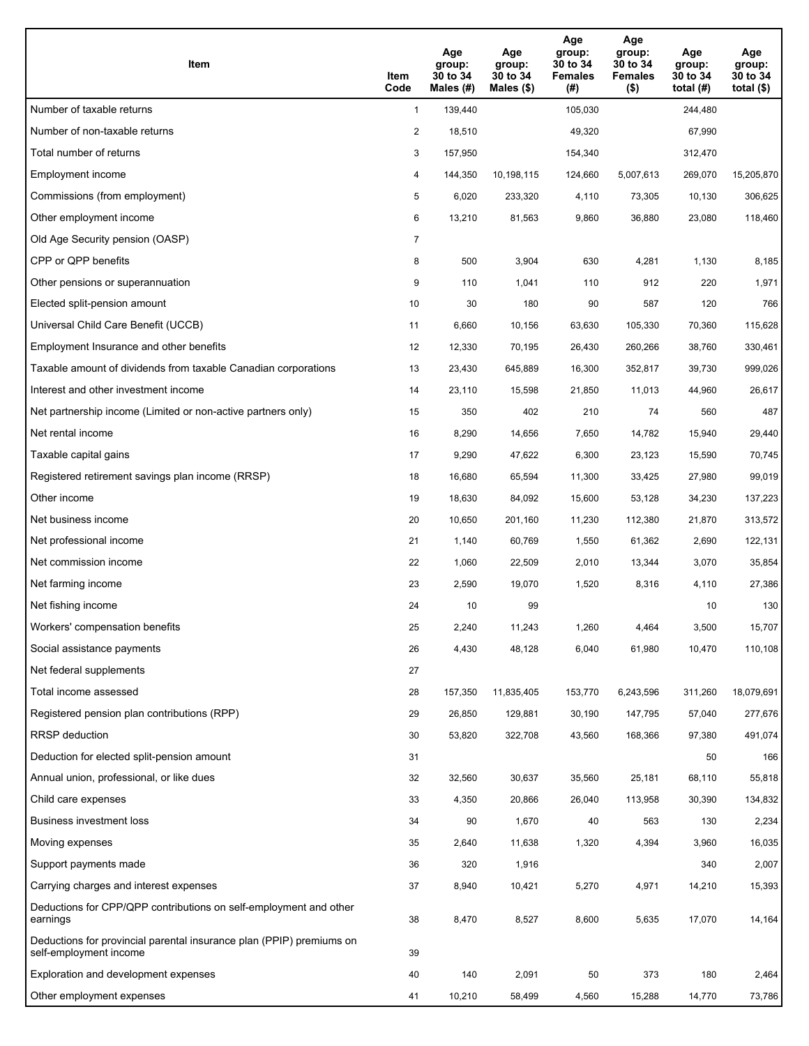| Item | Item Code | Age group: 30 to 34 Males (#) | Age group: 30 to 34 Males ($) | Age group: 30 to 34 Females (#) | Age group: 30 to 34 Females ($) | Age group: 30 to 34 total (#) | Age group: 30 to 34 total ($) |
|---|---|---|---|---|---|---|---|
| Number of taxable returns | 1 | 139,440 | | 105,030 | | 244,480 | |
| Number of non-taxable returns | 2 | 18,510 | | 49,320 | | 67,990 | |
| Total number of returns | 3 | 157,950 | | 154,340 | | 312,470 | |
| Employment income | 4 | 144,350 | 10,198,115 | 124,660 | 5,007,613 | 269,070 | 15,205,870 |
| Commissions (from employment) | 5 | 6,020 | 233,320 | 4,110 | 73,305 | 10,130 | 306,625 |
| Other employment income | 6 | 13,210 | 81,563 | 9,860 | 36,880 | 23,080 | 118,460 |
| Old Age Security pension (OASP) | 7 | | | | | | |
| CPP or QPP benefits | 8 | 500 | 3,904 | 630 | 4,281 | 1,130 | 8,185 |
| Other pensions or superannuation | 9 | 110 | 1,041 | 110 | 912 | 220 | 1,971 |
| Elected split-pension amount | 10 | 30 | 180 | 90 | 587 | 120 | 766 |
| Universal Child Care Benefit (UCCB) | 11 | 6,660 | 10,156 | 63,630 | 105,330 | 70,360 | 115,628 |
| Employment Insurance and other benefits | 12 | 12,330 | 70,195 | 26,430 | 260,266 | 38,760 | 330,461 |
| Taxable amount of dividends from taxable Canadian corporations | 13 | 23,430 | 645,889 | 16,300 | 352,817 | 39,730 | 999,026 |
| Interest and other investment income | 14 | 23,110 | 15,598 | 21,850 | 11,013 | 44,960 | 26,617 |
| Net partnership income (Limited or non-active partners only) | 15 | 350 | 402 | 210 | 74 | 560 | 487 |
| Net rental income | 16 | 8,290 | 14,656 | 7,650 | 14,782 | 15,940 | 29,440 |
| Taxable capital gains | 17 | 9,290 | 47,622 | 6,300 | 23,123 | 15,590 | 70,745 |
| Registered retirement savings plan income (RRSP) | 18 | 16,680 | 65,594 | 11,300 | 33,425 | 27,980 | 99,019 |
| Other income | 19 | 18,630 | 84,092 | 15,600 | 53,128 | 34,230 | 137,223 |
| Net business income | 20 | 10,650 | 201,160 | 11,230 | 112,380 | 21,870 | 313,572 |
| Net professional income | 21 | 1,140 | 60,769 | 1,550 | 61,362 | 2,690 | 122,131 |
| Net commission income | 22 | 1,060 | 22,509 | 2,010 | 13,344 | 3,070 | 35,854 |
| Net farming income | 23 | 2,590 | 19,070 | 1,520 | 8,316 | 4,110 | 27,386 |
| Net fishing income | 24 | 10 | 99 | | | 10 | 130 |
| Workers' compensation benefits | 25 | 2,240 | 11,243 | 1,260 | 4,464 | 3,500 | 15,707 |
| Social assistance payments | 26 | 4,430 | 48,128 | 6,040 | 61,980 | 10,470 | 110,108 |
| Net federal supplements | 27 | | | | | | |
| Total income assessed | 28 | 157,350 | 11,835,405 | 153,770 | 6,243,596 | 311,260 | 18,079,691 |
| Registered pension plan contributions (RPP) | 29 | 26,850 | 129,881 | 30,190 | 147,795 | 57,040 | 277,676 |
| RRSP deduction | 30 | 53,820 | 322,708 | 43,560 | 168,366 | 97,380 | 491,074 |
| Deduction for elected split-pension amount | 31 | | | | | 50 | 166 |
| Annual union, professional, or like dues | 32 | 32,560 | 30,637 | 35,560 | 25,181 | 68,110 | 55,818 |
| Child care expenses | 33 | 4,350 | 20,866 | 26,040 | 113,958 | 30,390 | 134,832 |
| Business investment loss | 34 | 90 | 1,670 | 40 | 563 | 130 | 2,234 |
| Moving expenses | 35 | 2,640 | 11,638 | 1,320 | 4,394 | 3,960 | 16,035 |
| Support payments made | 36 | 320 | 1,916 | | | 340 | 2,007 |
| Carrying charges and interest expenses | 37 | 8,940 | 10,421 | 5,270 | 4,971 | 14,210 | 15,393 |
| Deductions for CPP/QPP contributions on self-employment and other earnings | 38 | 8,470 | 8,527 | 8,600 | 5,635 | 17,070 | 14,164 |
| Deductions for provincial parental insurance plan (PPIP) premiums on self-employment income | 39 | | | | | | |
| Exploration and development expenses | 40 | 140 | 2,091 | 50 | 373 | 180 | 2,464 |
| Other employment expenses | 41 | 10,210 | 58,499 | 4,560 | 15,288 | 14,770 | 73,786 |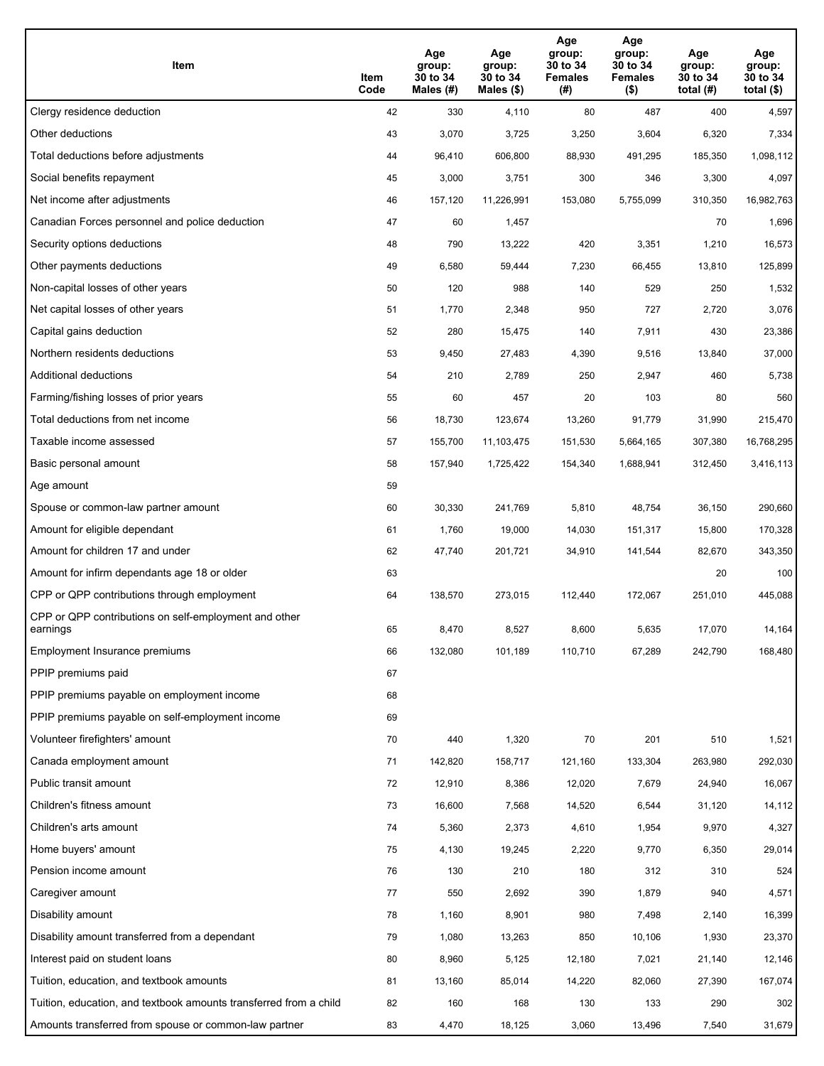| Item | Item Code | Age group: 30 to 34 Males (#) | Age group: 30 to 34 Males ($) | Age group: 30 to 34 Females (#) | Age group: 30 to 34 Females ($) | Age group: 30 to 34 total (#) | Age group: 30 to 34 total ($) |
|---|---|---|---|---|---|---|---|
| Clergy residence deduction | 42 | 330 | 4,110 | 80 | 487 | 400 | 4,597 |
| Other deductions | 43 | 3,070 | 3,725 | 3,250 | 3,604 | 6,320 | 7,334 |
| Total deductions before adjustments | 44 | 96,410 | 606,800 | 88,930 | 491,295 | 185,350 | 1,098,112 |
| Social benefits repayment | 45 | 3,000 | 3,751 | 300 | 346 | 3,300 | 4,097 |
| Net income after adjustments | 46 | 157,120 | 11,226,991 | 153,080 | 5,755,099 | 310,350 | 16,982,763 |
| Canadian Forces personnel and police deduction | 47 | 60 | 1,457 | | | 70 | 1,696 |
| Security options deductions | 48 | 790 | 13,222 | 420 | 3,351 | 1,210 | 16,573 |
| Other payments deductions | 49 | 6,580 | 59,444 | 7,230 | 66,455 | 13,810 | 125,899 |
| Non-capital losses of other years | 50 | 120 | 988 | 140 | 529 | 250 | 1,532 |
| Net capital losses of other years | 51 | 1,770 | 2,348 | 950 | 727 | 2,720 | 3,076 |
| Capital gains deduction | 52 | 280 | 15,475 | 140 | 7,911 | 430 | 23,386 |
| Northern residents deductions | 53 | 9,450 | 27,483 | 4,390 | 9,516 | 13,840 | 37,000 |
| Additional deductions | 54 | 210 | 2,789 | 250 | 2,947 | 460 | 5,738 |
| Farming/fishing losses of prior years | 55 | 60 | 457 | 20 | 103 | 80 | 560 |
| Total deductions from net income | 56 | 18,730 | 123,674 | 13,260 | 91,779 | 31,990 | 215,470 |
| Taxable income assessed | 57 | 155,700 | 11,103,475 | 151,530 | 5,664,165 | 307,380 | 16,768,295 |
| Basic personal amount | 58 | 157,940 | 1,725,422 | 154,340 | 1,688,941 | 312,450 | 3,416,113 |
| Age amount | 59 | | | | | | |
| Spouse or common-law partner amount | 60 | 30,330 | 241,769 | 5,810 | 48,754 | 36,150 | 290,660 |
| Amount for eligible dependant | 61 | 1,760 | 19,000 | 14,030 | 151,317 | 15,800 | 170,328 |
| Amount for children 17 and under | 62 | 47,740 | 201,721 | 34,910 | 141,544 | 82,670 | 343,350 |
| Amount for infirm dependants age 18 or older | 63 | | | | | 20 | 100 |
| CPP or QPP contributions through employment | 64 | 138,570 | 273,015 | 112,440 | 172,067 | 251,010 | 445,088 |
| CPP or QPP contributions on self-employment and other earnings | 65 | 8,470 | 8,527 | 8,600 | 5,635 | 17,070 | 14,164 |
| Employment Insurance premiums | 66 | 132,080 | 101,189 | 110,710 | 67,289 | 242,790 | 168,480 |
| PPIP premiums paid | 67 | | | | | | |
| PPIP premiums payable on employment income | 68 | | | | | | |
| PPIP premiums payable on self-employment income | 69 | | | | | | |
| Volunteer firefighters' amount | 70 | 440 | 1,320 | 70 | 201 | 510 | 1,521 |
| Canada employment amount | 71 | 142,820 | 158,717 | 121,160 | 133,304 | 263,980 | 292,030 |
| Public transit amount | 72 | 12,910 | 8,386 | 12,020 | 7,679 | 24,940 | 16,067 |
| Children's fitness amount | 73 | 16,600 | 7,568 | 14,520 | 6,544 | 31,120 | 14,112 |
| Children's arts amount | 74 | 5,360 | 2,373 | 4,610 | 1,954 | 9,970 | 4,327 |
| Home buyers' amount | 75 | 4,130 | 19,245 | 2,220 | 9,770 | 6,350 | 29,014 |
| Pension income amount | 76 | 130 | 210 | 180 | 312 | 310 | 524 |
| Caregiver amount | 77 | 550 | 2,692 | 390 | 1,879 | 940 | 4,571 |
| Disability amount | 78 | 1,160 | 8,901 | 980 | 7,498 | 2,140 | 16,399 |
| Disability amount transferred from a dependant | 79 | 1,080 | 13,263 | 850 | 10,106 | 1,930 | 23,370 |
| Interest paid on student loans | 80 | 8,960 | 5,125 | 12,180 | 7,021 | 21,140 | 12,146 |
| Tuition, education, and textbook amounts | 81 | 13,160 | 85,014 | 14,220 | 82,060 | 27,390 | 167,074 |
| Tuition, education, and textbook amounts transferred from a child | 82 | 160 | 168 | 130 | 133 | 290 | 302 |
| Amounts transferred from spouse or common-law partner | 83 | 4,470 | 18,125 | 3,060 | 13,496 | 7,540 | 31,679 |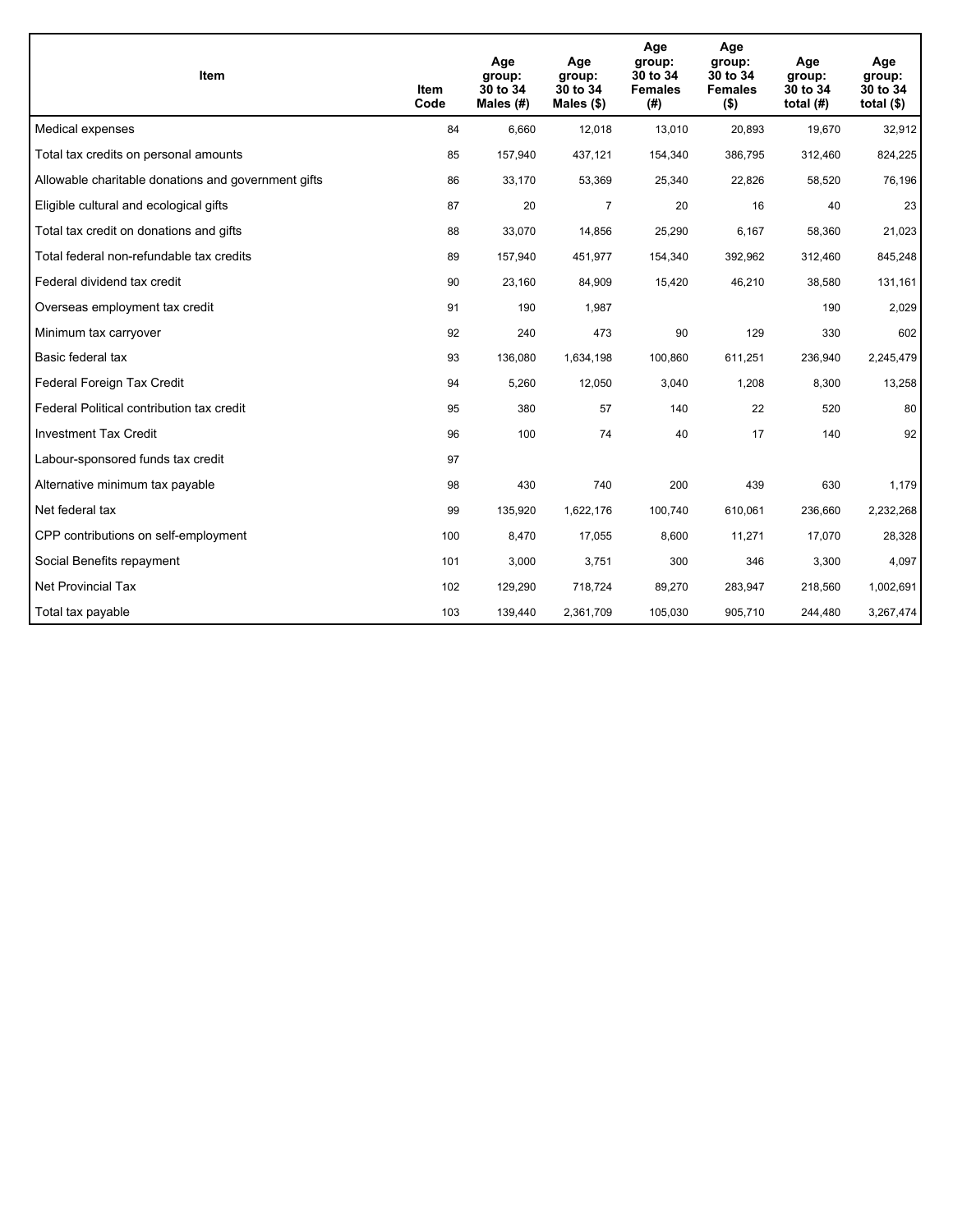| Item | Item Code | Age group: 30 to 34 Males (#) | Age group: 30 to 34 Males ($) | Age group: 30 to 34 Females (#) | Age group: 30 to 34 Females ($) | Age group: 30 to 34 total (#) | Age group: 30 to 34 total ($) |
|---|---|---|---|---|---|---|---|
| Medical expenses | 84 | 6,660 | 12,018 | 13,010 | 20,893 | 19,670 | 32,912 |
| Total tax credits on personal amounts | 85 | 157,940 | 437,121 | 154,340 | 386,795 | 312,460 | 824,225 |
| Allowable charitable donations and government gifts | 86 | 33,170 | 53,369 | 25,340 | 22,826 | 58,520 | 76,196 |
| Eligible cultural and ecological gifts | 87 | 20 | 7 | 20 | 16 | 40 | 23 |
| Total tax credit on donations and gifts | 88 | 33,070 | 14,856 | 25,290 | 6,167 | 58,360 | 21,023 |
| Total federal non-refundable tax credits | 89 | 157,940 | 451,977 | 154,340 | 392,962 | 312,460 | 845,248 |
| Federal dividend tax credit | 90 | 23,160 | 84,909 | 15,420 | 46,210 | 38,580 | 131,161 |
| Overseas employment tax credit | 91 | 190 | 1,987 | | | 190 | 2,029 |
| Minimum tax carryover | 92 | 240 | 473 | 90 | 129 | 330 | 602 |
| Basic federal tax | 93 | 136,080 | 1,634,198 | 100,860 | 611,251 | 236,940 | 2,245,479 |
| Federal Foreign Tax Credit | 94 | 5,260 | 12,050 | 3,040 | 1,208 | 8,300 | 13,258 |
| Federal Political contribution tax credit | 95 | 380 | 57 | 140 | 22 | 520 | 80 |
| Investment Tax Credit | 96 | 100 | 74 | 40 | 17 | 140 | 92 |
| Labour-sponsored funds tax credit | 97 | | | | | | |
| Alternative minimum tax payable | 98 | 430 | 740 | 200 | 439 | 630 | 1,179 |
| Net federal tax | 99 | 135,920 | 1,622,176 | 100,740 | 610,061 | 236,660 | 2,232,268 |
| CPP contributions on self-employment | 100 | 8,470 | 17,055 | 8,600 | 11,271 | 17,070 | 28,328 |
| Social Benefits repayment | 101 | 3,000 | 3,751 | 300 | 346 | 3,300 | 4,097 |
| Net Provincial Tax | 102 | 129,290 | 718,724 | 89,270 | 283,947 | 218,560 | 1,002,691 |
| Total tax payable | 103 | 139,440 | 2,361,709 | 105,030 | 905,710 | 244,480 | 3,267,474 |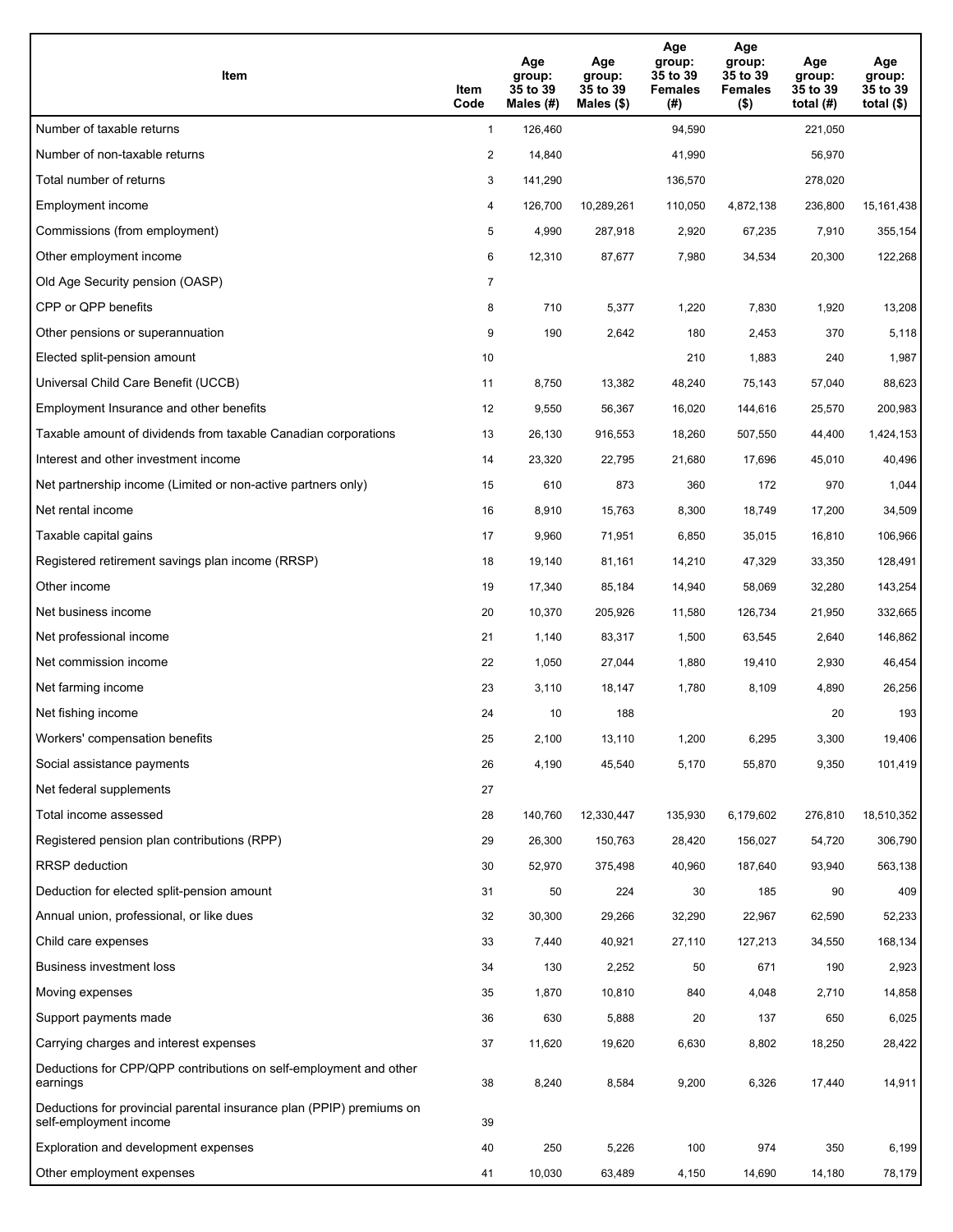| Item | Item Code | Age group: 35 to 39 Males (#) | Age group: 35 to 39 Males ($) | Age group: 35 to 39 Females (#) | Age group: 35 to 39 Females ($) | Age group: 35 to 39 total (#) | Age group: 35 to 39 total ($) |
|---|---|---|---|---|---|---|---|
| Number of taxable returns | 1 | 126,460 | | 94,590 | | 221,050 | |
| Number of non-taxable returns | 2 | 14,840 | | 41,990 | | 56,970 | |
| Total number of returns | 3 | 141,290 | | 136,570 | | 278,020 | |
| Employment income | 4 | 126,700 | 10,289,261 | 110,050 | 4,872,138 | 236,800 | 15,161,438 |
| Commissions (from employment) | 5 | 4,990 | 287,918 | 2,920 | 67,235 | 7,910 | 355,154 |
| Other employment income | 6 | 12,310 | 87,677 | 7,980 | 34,534 | 20,300 | 122,268 |
| Old Age Security pension (OASP) | 7 | | | | | | |
| CPP or QPP benefits | 8 | 710 | 5,377 | 1,220 | 7,830 | 1,920 | 13,208 |
| Other pensions or superannuation | 9 | 190 | 2,642 | 180 | 2,453 | 370 | 5,118 |
| Elected split-pension amount | 10 | | | 210 | 1,883 | 240 | 1,987 |
| Universal Child Care Benefit (UCCB) | 11 | 8,750 | 13,382 | 48,240 | 75,143 | 57,040 | 88,623 |
| Employment Insurance and other benefits | 12 | 9,550 | 56,367 | 16,020 | 144,616 | 25,570 | 200,983 |
| Taxable amount of dividends from taxable Canadian corporations | 13 | 26,130 | 916,553 | 18,260 | 507,550 | 44,400 | 1,424,153 |
| Interest and other investment income | 14 | 23,320 | 22,795 | 21,680 | 17,696 | 45,010 | 40,496 |
| Net partnership income (Limited or non-active partners only) | 15 | 610 | 873 | 360 | 172 | 970 | 1,044 |
| Net rental income | 16 | 8,910 | 15,763 | 8,300 | 18,749 | 17,200 | 34,509 |
| Taxable capital gains | 17 | 9,960 | 71,951 | 6,850 | 35,015 | 16,810 | 106,966 |
| Registered retirement savings plan income (RRSP) | 18 | 19,140 | 81,161 | 14,210 | 47,329 | 33,350 | 128,491 |
| Other income | 19 | 17,340 | 85,184 | 14,940 | 58,069 | 32,280 | 143,254 |
| Net business income | 20 | 10,370 | 205,926 | 11,580 | 126,734 | 21,950 | 332,665 |
| Net professional income | 21 | 1,140 | 83,317 | 1,500 | 63,545 | 2,640 | 146,862 |
| Net commission income | 22 | 1,050 | 27,044 | 1,880 | 19,410 | 2,930 | 46,454 |
| Net farming income | 23 | 3,110 | 18,147 | 1,780 | 8,109 | 4,890 | 26,256 |
| Net fishing income | 24 | 10 | 188 | | | 20 | 193 |
| Workers' compensation benefits | 25 | 2,100 | 13,110 | 1,200 | 6,295 | 3,300 | 19,406 |
| Social assistance payments | 26 | 4,190 | 45,540 | 5,170 | 55,870 | 9,350 | 101,419 |
| Net federal supplements | 27 | | | | | | |
| Total income assessed | 28 | 140,760 | 12,330,447 | 135,930 | 6,179,602 | 276,810 | 18,510,352 |
| Registered pension plan contributions (RPP) | 29 | 26,300 | 150,763 | 28,420 | 156,027 | 54,720 | 306,790 |
| RRSP deduction | 30 | 52,970 | 375,498 | 40,960 | 187,640 | 93,940 | 563,138 |
| Deduction for elected split-pension amount | 31 | 50 | 224 | 30 | 185 | 90 | 409 |
| Annual union, professional, or like dues | 32 | 30,300 | 29,266 | 32,290 | 22,967 | 62,590 | 52,233 |
| Child care expenses | 33 | 7,440 | 40,921 | 27,110 | 127,213 | 34,550 | 168,134 |
| Business investment loss | 34 | 130 | 2,252 | 50 | 671 | 190 | 2,923 |
| Moving expenses | 35 | 1,870 | 10,810 | 840 | 4,048 | 2,710 | 14,858 |
| Support payments made | 36 | 630 | 5,888 | 20 | 137 | 650 | 6,025 |
| Carrying charges and interest expenses | 37 | 11,620 | 19,620 | 6,630 | 8,802 | 18,250 | 28,422 |
| Deductions for CPP/QPP contributions on self-employment and other earnings | 38 | 8,240 | 8,584 | 9,200 | 6,326 | 17,440 | 14,911 |
| Deductions for provincial parental insurance plan (PPIP) premiums on self-employment income | 39 | | | | | | |
| Exploration and development expenses | 40 | 250 | 5,226 | 100 | 974 | 350 | 6,199 |
| Other employment expenses | 41 | 10,030 | 63,489 | 4,150 | 14,690 | 14,180 | 78,179 |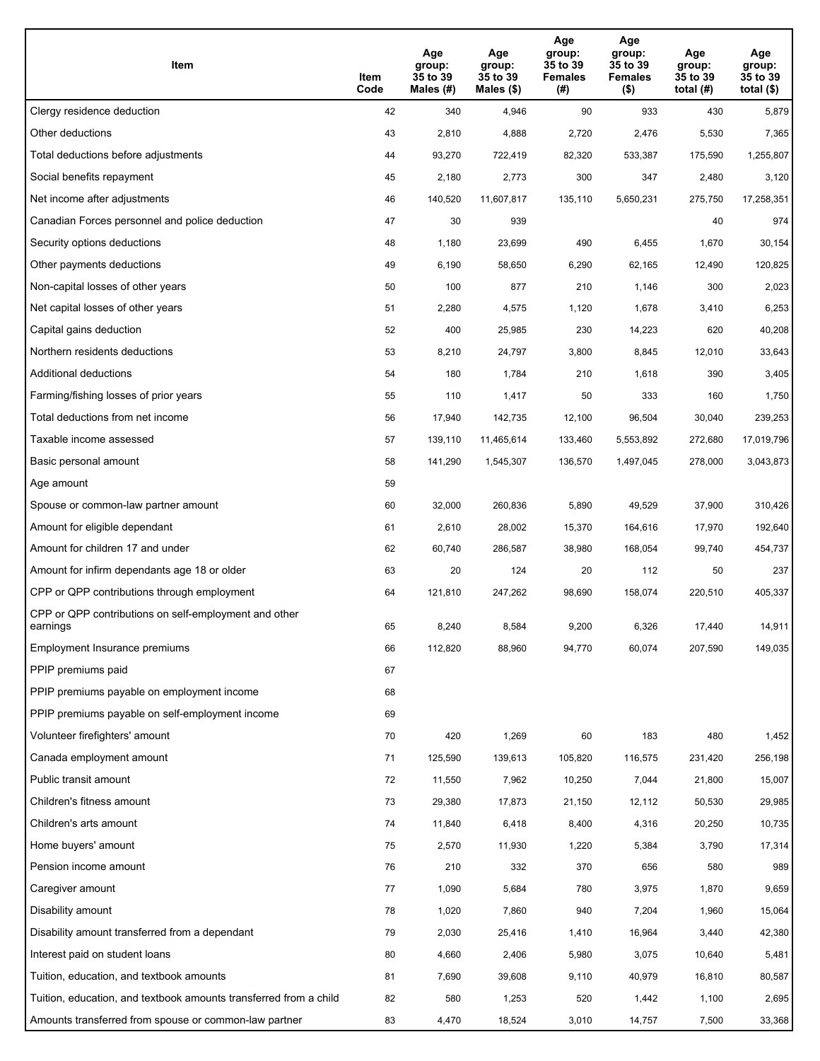| Item | Item Code | Age group: 35 to 39 Males (#) | Age group: 35 to 39 Males ($) | Age group: 35 to 39 Females (#) | Age group: 35 to 39 Females ($) | Age group: 35 to 39 total (#) | Age group: 35 to 39 total ($) |
|---|---|---|---|---|---|---|---|
| Clergy residence deduction | 42 | 340 | 4,946 | 90 | 933 | 430 | 5,879 |
| Other deductions | 43 | 2,810 | 4,888 | 2,720 | 2,476 | 5,530 | 7,365 |
| Total deductions before adjustments | 44 | 93,270 | 722,419 | 82,320 | 533,387 | 175,590 | 1,255,807 |
| Social benefits repayment | 45 | 2,180 | 2,773 | 300 | 347 | 2,480 | 3,120 |
| Net income after adjustments | 46 | 140,520 | 11,607,817 | 135,110 | 5,650,231 | 275,750 | 17,258,351 |
| Canadian Forces personnel and police deduction | 47 | 30 | 939 | | | 40 | 974 |
| Security options deductions | 48 | 1,180 | 23,699 | 490 | 6,455 | 1,670 | 30,154 |
| Other payments deductions | 49 | 6,190 | 58,650 | 6,290 | 62,165 | 12,490 | 120,825 |
| Non-capital losses of other years | 50 | 100 | 877 | 210 | 1,146 | 300 | 2,023 |
| Net capital losses of other years | 51 | 2,280 | 4,575 | 1,120 | 1,678 | 3,410 | 6,253 |
| Capital gains deduction | 52 | 400 | 25,985 | 230 | 14,223 | 620 | 40,208 |
| Northern residents deductions | 53 | 8,210 | 24,797 | 3,800 | 8,845 | 12,010 | 33,643 |
| Additional deductions | 54 | 180 | 1,784 | 210 | 1,618 | 390 | 3,405 |
| Farming/fishing losses of prior years | 55 | 110 | 1,417 | 50 | 333 | 160 | 1,750 |
| Total deductions from net income | 56 | 17,940 | 142,735 | 12,100 | 96,504 | 30,040 | 239,253 |
| Taxable income assessed | 57 | 139,110 | 11,465,614 | 133,460 | 5,553,892 | 272,680 | 17,019,796 |
| Basic personal amount | 58 | 141,290 | 1,545,307 | 136,570 | 1,497,045 | 278,000 | 3,043,873 |
| Age amount | 59 | | | | | | |
| Spouse or common-law partner amount | 60 | 32,000 | 260,836 | 5,890 | 49,529 | 37,900 | 310,426 |
| Amount for eligible dependant | 61 | 2,610 | 28,002 | 15,370 | 164,616 | 17,970 | 192,640 |
| Amount for children 17 and under | 62 | 60,740 | 286,587 | 38,980 | 168,054 | 99,740 | 454,737 |
| Amount for infirm dependants age 18 or older | 63 | 20 | 124 | 20 | 112 | 50 | 237 |
| CPP or QPP contributions through employment | 64 | 121,810 | 247,262 | 98,690 | 158,074 | 220,510 | 405,337 |
| CPP or QPP contributions on self-employment and other earnings | 65 | 8,240 | 8,584 | 9,200 | 6,326 | 17,440 | 14,911 |
| Employment Insurance premiums | 66 | 112,820 | 88,960 | 94,770 | 60,074 | 207,590 | 149,035 |
| PPIP premiums paid | 67 | | | | | | |
| PPIP premiums payable on employment income | 68 | | | | | | |
| PPIP premiums payable on self-employment income | 69 | | | | | | |
| Volunteer firefighters' amount | 70 | 420 | 1,269 | 60 | 183 | 480 | 1,452 |
| Canada employment amount | 71 | 125,590 | 139,613 | 105,820 | 116,575 | 231,420 | 256,198 |
| Public transit amount | 72 | 11,550 | 7,962 | 10,250 | 7,044 | 21,800 | 15,007 |
| Children's fitness amount | 73 | 29,380 | 17,873 | 21,150 | 12,112 | 50,530 | 29,985 |
| Children's arts amount | 74 | 11,840 | 6,418 | 8,400 | 4,316 | 20,250 | 10,735 |
| Home buyers' amount | 75 | 2,570 | 11,930 | 1,220 | 5,384 | 3,790 | 17,314 |
| Pension income amount | 76 | 210 | 332 | 370 | 656 | 580 | 989 |
| Caregiver amount | 77 | 1,090 | 5,684 | 780 | 3,975 | 1,870 | 9,659 |
| Disability amount | 78 | 1,020 | 7,860 | 940 | 7,204 | 1,960 | 15,064 |
| Disability amount transferred from a dependant | 79 | 2,030 | 25,416 | 1,410 | 16,964 | 3,440 | 42,380 |
| Interest paid on student loans | 80 | 4,660 | 2,406 | 5,980 | 3,075 | 10,640 | 5,481 |
| Tuition, education, and textbook amounts | 81 | 7,690 | 39,608 | 9,110 | 40,979 | 16,810 | 80,587 |
| Tuition, education, and textbook amounts transferred from a child | 82 | 580 | 1,253 | 520 | 1,442 | 1,100 | 2,695 |
| Amounts transferred from spouse or common-law partner | 83 | 4,470 | 18,524 | 3,010 | 14,757 | 7,500 | 33,368 |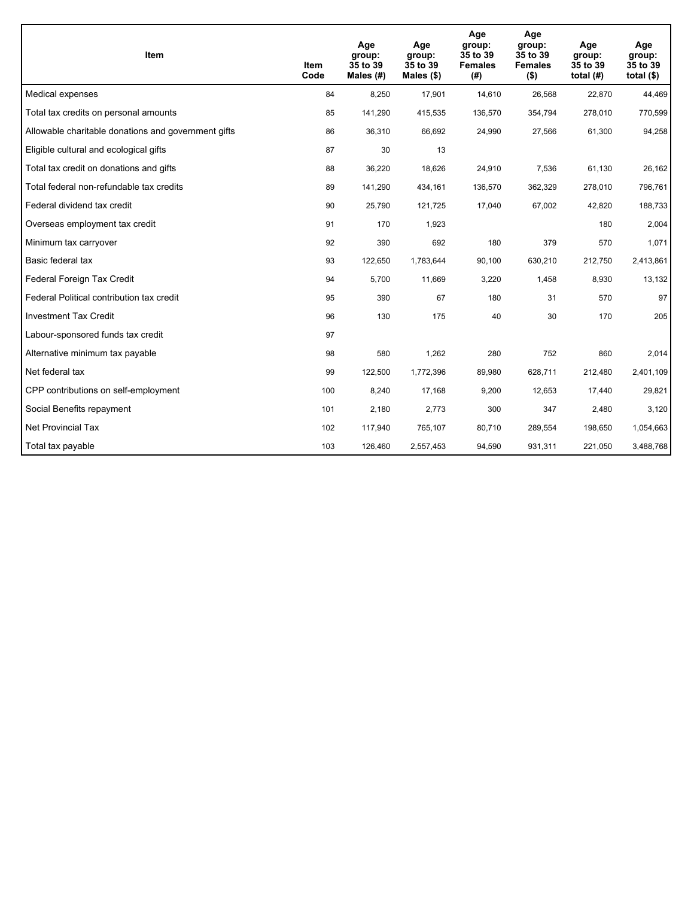| Item | Item Code | Age group: 35 to 39 Males (#) | Age group: 35 to 39 Males ($) | Age group: 35 to 39 Females (#) | Age group: 35 to 39 Females ($) | Age group: 35 to 39 total (#) | Age group: 35 to 39 total ($) |
|---|---|---|---|---|---|---|---|
| Medical expenses | 84 | 8,250 | 17,901 | 14,610 | 26,568 | 22,870 | 44,469 |
| Total tax credits on personal amounts | 85 | 141,290 | 415,535 | 136,570 | 354,794 | 278,010 | 770,599 |
| Allowable charitable donations and government gifts | 86 | 36,310 | 66,692 | 24,990 | 27,566 | 61,300 | 94,258 |
| Eligible cultural and ecological gifts | 87 | 30 | 13 | | | | |
| Total tax credit on donations and gifts | 88 | 36,220 | 18,626 | 24,910 | 7,536 | 61,130 | 26,162 |
| Total federal non-refundable tax credits | 89 | 141,290 | 434,161 | 136,570 | 362,329 | 278,010 | 796,761 |
| Federal dividend tax credit | 90 | 25,790 | 121,725 | 17,040 | 67,002 | 42,820 | 188,733 |
| Overseas employment tax credit | 91 | 170 | 1,923 | | | 180 | 2,004 |
| Minimum tax carryover | 92 | 390 | 692 | 180 | 379 | 570 | 1,071 |
| Basic federal tax | 93 | 122,650 | 1,783,644 | 90,100 | 630,210 | 212,750 | 2,413,861 |
| Federal Foreign Tax Credit | 94 | 5,700 | 11,669 | 3,220 | 1,458 | 8,930 | 13,132 |
| Federal Political contribution tax credit | 95 | 390 | 67 | 180 | 31 | 570 | 97 |
| Investment Tax Credit | 96 | 130 | 175 | 40 | 30 | 170 | 205 |
| Labour-sponsored funds tax credit | 97 | | | | | | |
| Alternative minimum tax payable | 98 | 580 | 1,262 | 280 | 752 | 860 | 2,014 |
| Net federal tax | 99 | 122,500 | 1,772,396 | 89,980 | 628,711 | 212,480 | 2,401,109 |
| CPP contributions on self-employment | 100 | 8,240 | 17,168 | 9,200 | 12,653 | 17,440 | 29,821 |
| Social Benefits repayment | 101 | 2,180 | 2,773 | 300 | 347 | 2,480 | 3,120 |
| Net Provincial Tax | 102 | 117,940 | 765,107 | 80,710 | 289,554 | 198,650 | 1,054,663 |
| Total tax payable | 103 | 126,460 | 2,557,453 | 94,590 | 931,311 | 221,050 | 3,488,768 |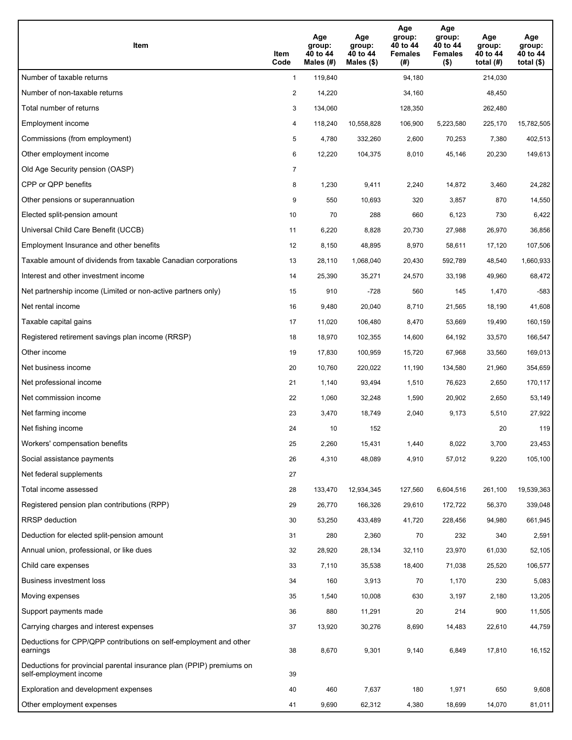| Item | Item Code | Age group: 40 to 44 Males (#) | Age group: 40 to 44 Males ($) | Age group: 40 to 44 Females (#) | Age group: 40 to 44 Females ($) | Age group: 40 to 44 total (#) | Age group: 40 to 44 total ($) |
|---|---|---|---|---|---|---|---|
| Number of taxable returns | 1 | 119,840 | | 94,180 | | 214,030 | |
| Number of non-taxable returns | 2 | 14,220 | | 34,160 | | 48,450 | |
| Total number of returns | 3 | 134,060 | | 128,350 | | 262,480 | |
| Employment income | 4 | 118,240 | 10,558,828 | 106,900 | 5,223,580 | 225,170 | 15,782,505 |
| Commissions (from employment) | 5 | 4,780 | 332,260 | 2,600 | 70,253 | 7,380 | 402,513 |
| Other employment income | 6 | 12,220 | 104,375 | 8,010 | 45,146 | 20,230 | 149,613 |
| Old Age Security pension (OASP) | 7 | | | | | | |
| CPP or QPP benefits | 8 | 1,230 | 9,411 | 2,240 | 14,872 | 3,460 | 24,282 |
| Other pensions or superannuation | 9 | 550 | 10,693 | 320 | 3,857 | 870 | 14,550 |
| Elected split-pension amount | 10 | 70 | 288 | 660 | 6,123 | 730 | 6,422 |
| Universal Child Care Benefit (UCCB) | 11 | 6,220 | 8,828 | 20,730 | 27,988 | 26,970 | 36,856 |
| Employment Insurance and other benefits | 12 | 8,150 | 48,895 | 8,970 | 58,611 | 17,120 | 107,506 |
| Taxable amount of dividends from taxable Canadian corporations | 13 | 28,110 | 1,068,040 | 20,430 | 592,789 | 48,540 | 1,660,933 |
| Interest and other investment income | 14 | 25,390 | 35,271 | 24,570 | 33,198 | 49,960 | 68,472 |
| Net partnership income (Limited or non-active partners only) | 15 | 910 | -728 | 560 | 145 | 1,470 | -583 |
| Net rental income | 16 | 9,480 | 20,040 | 8,710 | 21,565 | 18,190 | 41,608 |
| Taxable capital gains | 17 | 11,020 | 106,480 | 8,470 | 53,669 | 19,490 | 160,159 |
| Registered retirement savings plan income (RRSP) | 18 | 18,970 | 102,355 | 14,600 | 64,192 | 33,570 | 166,547 |
| Other income | 19 | 17,830 | 100,959 | 15,720 | 67,968 | 33,560 | 169,013 |
| Net business income | 20 | 10,760 | 220,022 | 11,190 | 134,580 | 21,960 | 354,659 |
| Net professional income | 21 | 1,140 | 93,494 | 1,510 | 76,623 | 2,650 | 170,117 |
| Net commission income | 22 | 1,060 | 32,248 | 1,590 | 20,902 | 2,650 | 53,149 |
| Net farming income | 23 | 3,470 | 18,749 | 2,040 | 9,173 | 5,510 | 27,922 |
| Net fishing income | 24 | 10 | 152 | | | 20 | 119 |
| Workers' compensation benefits | 25 | 2,260 | 15,431 | 1,440 | 8,022 | 3,700 | 23,453 |
| Social assistance payments | 26 | 4,310 | 48,089 | 4,910 | 57,012 | 9,220 | 105,100 |
| Net federal supplements | 27 | | | | | | |
| Total income assessed | 28 | 133,470 | 12,934,345 | 127,560 | 6,604,516 | 261,100 | 19,539,363 |
| Registered pension plan contributions (RPP) | 29 | 26,770 | 166,326 | 29,610 | 172,722 | 56,370 | 339,048 |
| RRSP deduction | 30 | 53,250 | 433,489 | 41,720 | 228,456 | 94,980 | 661,945 |
| Deduction for elected split-pension amount | 31 | 280 | 2,360 | 70 | 232 | 340 | 2,591 |
| Annual union, professional, or like dues | 32 | 28,920 | 28,134 | 32,110 | 23,970 | 61,030 | 52,105 |
| Child care expenses | 33 | 7,110 | 35,538 | 18,400 | 71,038 | 25,520 | 106,577 |
| Business investment loss | 34 | 160 | 3,913 | 70 | 1,170 | 230 | 5,083 |
| Moving expenses | 35 | 1,540 | 10,008 | 630 | 3,197 | 2,180 | 13,205 |
| Support payments made | 36 | 880 | 11,291 | 20 | 214 | 900 | 11,505 |
| Carrying charges and interest expenses | 37 | 13,920 | 30,276 | 8,690 | 14,483 | 22,610 | 44,759 |
| Deductions for CPP/QPP contributions on self-employment and other earnings | 38 | 8,670 | 9,301 | 9,140 | 6,849 | 17,810 | 16,152 |
| Deductions for provincial parental insurance plan (PPIP) premiums on self-employment income | 39 | | | | | | |
| Exploration and development expenses | 40 | 460 | 7,637 | 180 | 1,971 | 650 | 9,608 |
| Other employment expenses | 41 | 9,690 | 62,312 | 4,380 | 18,699 | 14,070 | 81,011 |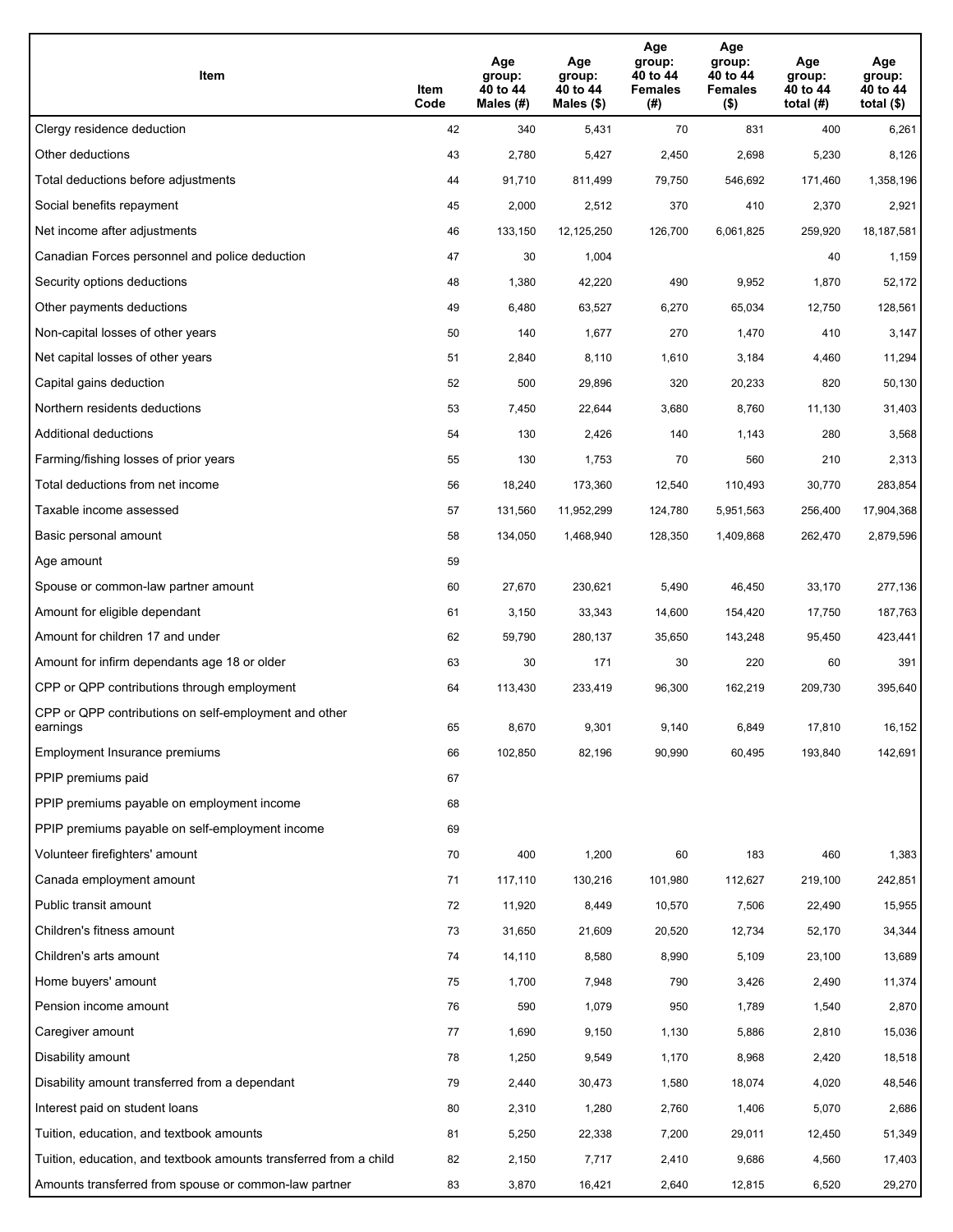| Item | Item Code | Age group: 40 to 44 Males (#) | Age group: 40 to 44 Males ($) | Age group: 40 to 44 Females (#) | Age group: 40 to 44 Females ($) | Age group: 40 to 44 total (#) | Age group: 40 to 44 total ($) |
|---|---|---|---|---|---|---|---|
| Clergy residence deduction | 42 | 340 | 5,431 | 70 | 831 | 400 | 6,261 |
| Other deductions | 43 | 2,780 | 5,427 | 2,450 | 2,698 | 5,230 | 8,126 |
| Total deductions before adjustments | 44 | 91,710 | 811,499 | 79,750 | 546,692 | 171,460 | 1,358,196 |
| Social benefits repayment | 45 | 2,000 | 2,512 | 370 | 410 | 2,370 | 2,921 |
| Net income after adjustments | 46 | 133,150 | 12,125,250 | 126,700 | 6,061,825 | 259,920 | 18,187,581 |
| Canadian Forces personnel and police deduction | 47 | 30 | 1,004 | | | 40 | 1,159 |
| Security options deductions | 48 | 1,380 | 42,220 | 490 | 9,952 | 1,870 | 52,172 |
| Other payments deductions | 49 | 6,480 | 63,527 | 6,270 | 65,034 | 12,750 | 128,561 |
| Non-capital losses of other years | 50 | 140 | 1,677 | 270 | 1,470 | 410 | 3,147 |
| Net capital losses of other years | 51 | 2,840 | 8,110 | 1,610 | 3,184 | 4,460 | 11,294 |
| Capital gains deduction | 52 | 500 | 29,896 | 320 | 20,233 | 820 | 50,130 |
| Northern residents deductions | 53 | 7,450 | 22,644 | 3,680 | 8,760 | 11,130 | 31,403 |
| Additional deductions | 54 | 130 | 2,426 | 140 | 1,143 | 280 | 3,568 |
| Farming/fishing losses of prior years | 55 | 130 | 1,753 | 70 | 560 | 210 | 2,313 |
| Total deductions from net income | 56 | 18,240 | 173,360 | 12,540 | 110,493 | 30,770 | 283,854 |
| Taxable income assessed | 57 | 131,560 | 11,952,299 | 124,780 | 5,951,563 | 256,400 | 17,904,368 |
| Basic personal amount | 58 | 134,050 | 1,468,940 | 128,350 | 1,409,868 | 262,470 | 2,879,596 |
| Age amount | 59 | | | | | | |
| Spouse or common-law partner amount | 60 | 27,670 | 230,621 | 5,490 | 46,450 | 33,170 | 277,136 |
| Amount for eligible dependant | 61 | 3,150 | 33,343 | 14,600 | 154,420 | 17,750 | 187,763 |
| Amount for children 17 and under | 62 | 59,790 | 280,137 | 35,650 | 143,248 | 95,450 | 423,441 |
| Amount for infirm dependants age 18 or older | 63 | 30 | 171 | 30 | 220 | 60 | 391 |
| CPP or QPP contributions through employment | 64 | 113,430 | 233,419 | 96,300 | 162,219 | 209,730 | 395,640 |
| CPP or QPP contributions on self-employment and other earnings | 65 | 8,670 | 9,301 | 9,140 | 6,849 | 17,810 | 16,152 |
| Employment Insurance premiums | 66 | 102,850 | 82,196 | 90,990 | 60,495 | 193,840 | 142,691 |
| PPIP premiums paid | 67 | | | | | | |
| PPIP premiums payable on employment income | 68 | | | | | | |
| PPIP premiums payable on self-employment income | 69 | | | | | | |
| Volunteer firefighters' amount | 70 | 400 | 1,200 | 60 | 183 | 460 | 1,383 |
| Canada employment amount | 71 | 117,110 | 130,216 | 101,980 | 112,627 | 219,100 | 242,851 |
| Public transit amount | 72 | 11,920 | 8,449 | 10,570 | 7,506 | 22,490 | 15,955 |
| Children's fitness amount | 73 | 31,650 | 21,609 | 20,520 | 12,734 | 52,170 | 34,344 |
| Children's arts amount | 74 | 14,110 | 8,580 | 8,990 | 5,109 | 23,100 | 13,689 |
| Home buyers' amount | 75 | 1,700 | 7,948 | 790 | 3,426 | 2,490 | 11,374 |
| Pension income amount | 76 | 590 | 1,079 | 950 | 1,789 | 1,540 | 2,870 |
| Caregiver amount | 77 | 1,690 | 9,150 | 1,130 | 5,886 | 2,810 | 15,036 |
| Disability amount | 78 | 1,250 | 9,549 | 1,170 | 8,968 | 2,420 | 18,518 |
| Disability amount transferred from a dependant | 79 | 2,440 | 30,473 | 1,580 | 18,074 | 4,020 | 48,546 |
| Interest paid on student loans | 80 | 2,310 | 1,280 | 2,760 | 1,406 | 5,070 | 2,686 |
| Tuition, education, and textbook amounts | 81 | 5,250 | 22,338 | 7,200 | 29,011 | 12,450 | 51,349 |
| Tuition, education, and textbook amounts transferred from a child | 82 | 2,150 | 7,717 | 2,410 | 9,686 | 4,560 | 17,403 |
| Amounts transferred from spouse or common-law partner | 83 | 3,870 | 16,421 | 2,640 | 12,815 | 6,520 | 29,270 |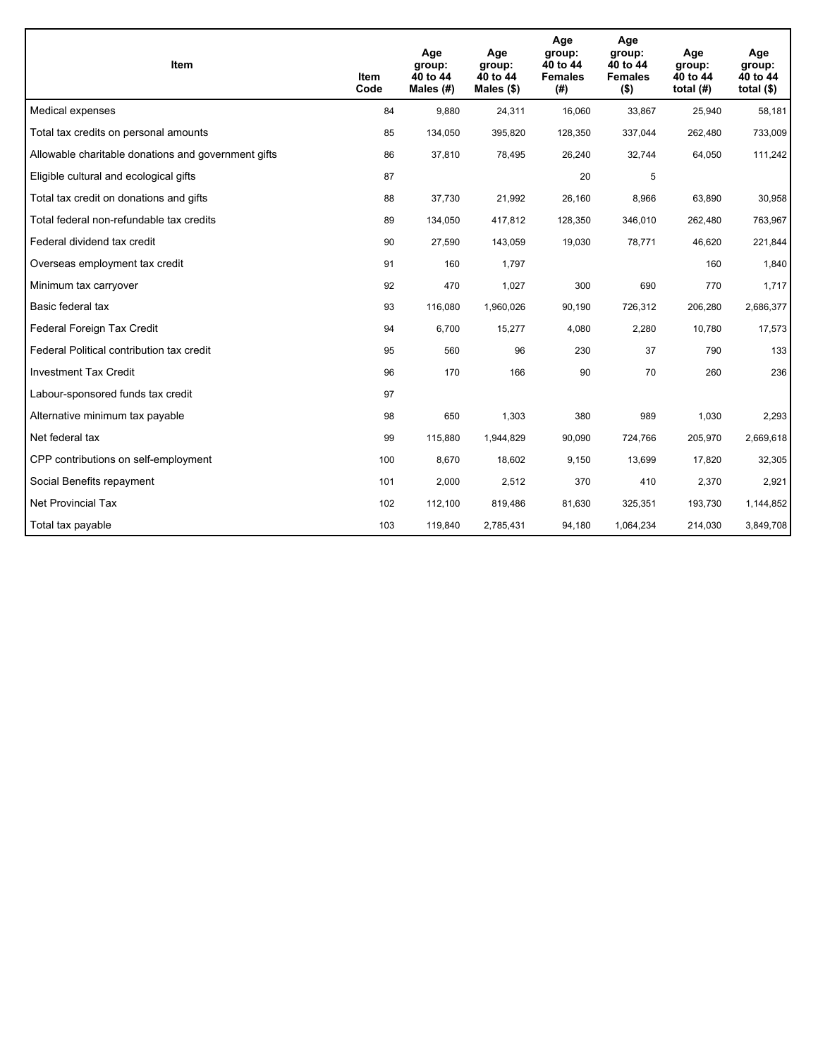| Item | Item Code | Age group: 40 to 44 Males (#) | Age group: 40 to 44 Males ($) | Age group: 40 to 44 Females (#) | Age group: 40 to 44 Females ($) | Age group: 40 to 44 total (#) | Age group: 40 to 44 total ($) |
|---|---|---|---|---|---|---|---|
| Medical expenses | 84 | 9,880 | 24,311 | 16,060 | 33,867 | 25,940 | 58,181 |
| Total tax credits on personal amounts | 85 | 134,050 | 395,820 | 128,350 | 337,044 | 262,480 | 733,009 |
| Allowable charitable donations and government gifts | 86 | 37,810 | 78,495 | 26,240 | 32,744 | 64,050 | 111,242 |
| Eligible cultural and ecological gifts | 87 | | | 20 | 5 | | |
| Total tax credit on donations and gifts | 88 | 37,730 | 21,992 | 26,160 | 8,966 | 63,890 | 30,958 |
| Total federal non-refundable tax credits | 89 | 134,050 | 417,812 | 128,350 | 346,010 | 262,480 | 763,967 |
| Federal dividend tax credit | 90 | 27,590 | 143,059 | 19,030 | 78,771 | 46,620 | 221,844 |
| Overseas employment tax credit | 91 | 160 | 1,797 | | | 160 | 1,840 |
| Minimum tax carryover | 92 | 470 | 1,027 | 300 | 690 | 770 | 1,717 |
| Basic federal tax | 93 | 116,080 | 1,960,026 | 90,190 | 726,312 | 206,280 | 2,686,377 |
| Federal Foreign Tax Credit | 94 | 6,700 | 15,277 | 4,080 | 2,280 | 10,780 | 17,573 |
| Federal Political contribution tax credit | 95 | 560 | 96 | 230 | 37 | 790 | 133 |
| Investment Tax Credit | 96 | 170 | 166 | 90 | 70 | 260 | 236 |
| Labour-sponsored funds tax credit | 97 | | | | | | |
| Alternative minimum tax payable | 98 | 650 | 1,303 | 380 | 989 | 1,030 | 2,293 |
| Net federal tax | 99 | 115,880 | 1,944,829 | 90,090 | 724,766 | 205,970 | 2,669,618 |
| CPP contributions on self-employment | 100 | 8,670 | 18,602 | 9,150 | 13,699 | 17,820 | 32,305 |
| Social Benefits repayment | 101 | 2,000 | 2,512 | 370 | 410 | 2,370 | 2,921 |
| Net Provincial Tax | 102 | 112,100 | 819,486 | 81,630 | 325,351 | 193,730 | 1,144,852 |
| Total tax payable | 103 | 119,840 | 2,785,431 | 94,180 | 1,064,234 | 214,030 | 3,849,708 |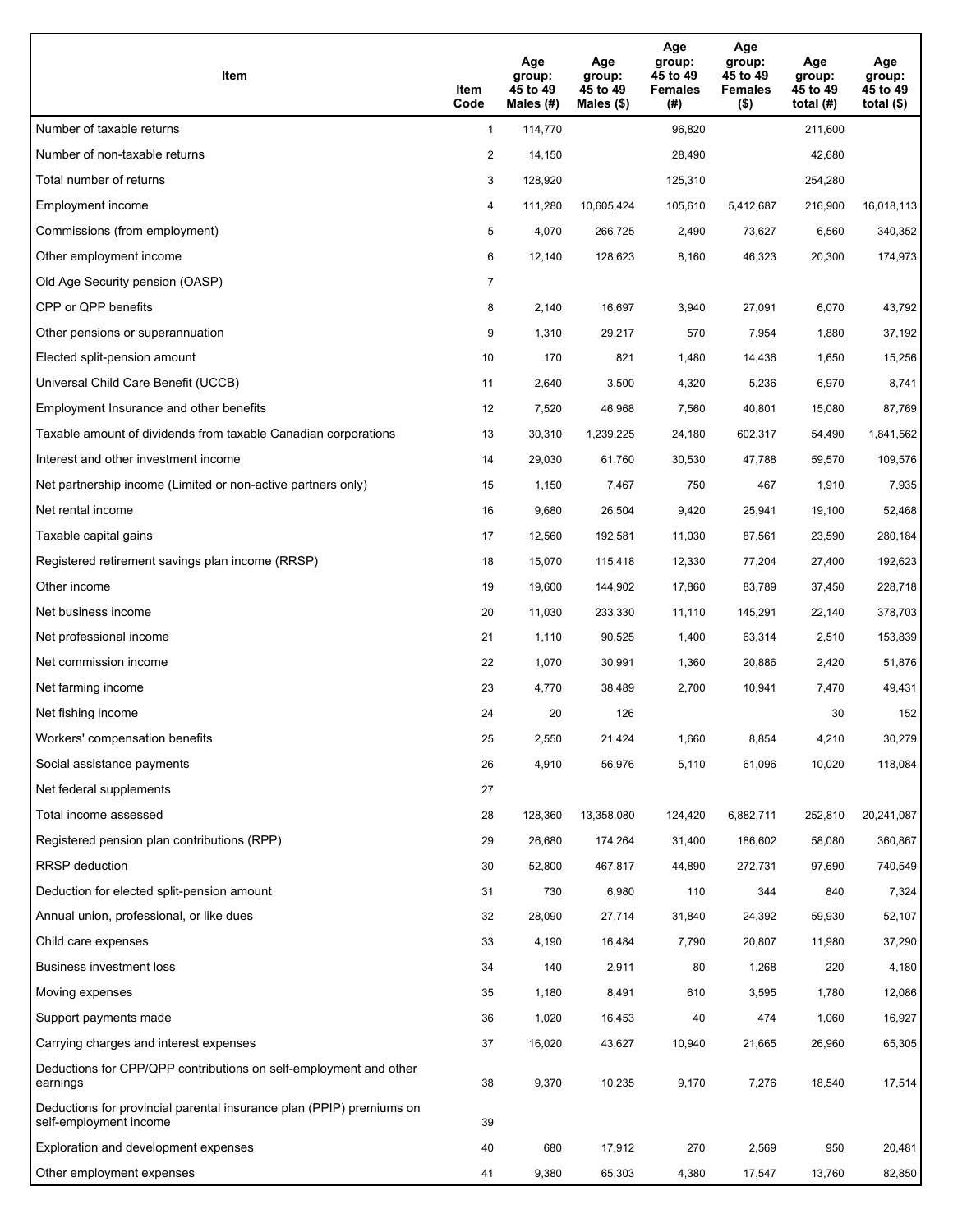| Item | Item Code | Age group: 45 to 49 Males (#) | Age group: 45 to 49 Males ($) | Age group: 45 to 49 Females (#) | Age group: 45 to 49 Females ($) | Age group: 45 to 49 total (#) | Age group: 45 to 49 total ($) |
|---|---|---|---|---|---|---|---|
| Number of taxable returns | 1 | 114,770 | | 96,820 | | 211,600 | |
| Number of non-taxable returns | 2 | 14,150 | | 28,490 | | 42,680 | |
| Total number of returns | 3 | 128,920 | | 125,310 | | 254,280 | |
| Employment income | 4 | 111,280 | 10,605,424 | 105,610 | 5,412,687 | 216,900 | 16,018,113 |
| Commissions (from employment) | 5 | 4,070 | 266,725 | 2,490 | 73,627 | 6,560 | 340,352 |
| Other employment income | 6 | 12,140 | 128,623 | 8,160 | 46,323 | 20,300 | 174,973 |
| Old Age Security pension (OASP) | 7 | | | | | | |
| CPP or QPP benefits | 8 | 2,140 | 16,697 | 3,940 | 27,091 | 6,070 | 43,792 |
| Other pensions or superannuation | 9 | 1,310 | 29,217 | 570 | 7,954 | 1,880 | 37,192 |
| Elected split-pension amount | 10 | 170 | 821 | 1,480 | 14,436 | 1,650 | 15,256 |
| Universal Child Care Benefit (UCCB) | 11 | 2,640 | 3,500 | 4,320 | 5,236 | 6,970 | 8,741 |
| Employment Insurance and other benefits | 12 | 7,520 | 46,968 | 7,560 | 40,801 | 15,080 | 87,769 |
| Taxable amount of dividends from taxable Canadian corporations | 13 | 30,310 | 1,239,225 | 24,180 | 602,317 | 54,490 | 1,841,562 |
| Interest and other investment income | 14 | 29,030 | 61,760 | 30,530 | 47,788 | 59,570 | 109,576 |
| Net partnership income (Limited or non-active partners only) | 15 | 1,150 | 7,467 | 750 | 467 | 1,910 | 7,935 |
| Net rental income | 16 | 9,680 | 26,504 | 9,420 | 25,941 | 19,100 | 52,468 |
| Taxable capital gains | 17 | 12,560 | 192,581 | 11,030 | 87,561 | 23,590 | 280,184 |
| Registered retirement savings plan income (RRSP) | 18 | 15,070 | 115,418 | 12,330 | 77,204 | 27,400 | 192,623 |
| Other income | 19 | 19,600 | 144,902 | 17,860 | 83,789 | 37,450 | 228,718 |
| Net business income | 20 | 11,030 | 233,330 | 11,110 | 145,291 | 22,140 | 378,703 |
| Net professional income | 21 | 1,110 | 90,525 | 1,400 | 63,314 | 2,510 | 153,839 |
| Net commission income | 22 | 1,070 | 30,991 | 1,360 | 20,886 | 2,420 | 51,876 |
| Net farming income | 23 | 4,770 | 38,489 | 2,700 | 10,941 | 7,470 | 49,431 |
| Net fishing income | 24 | 20 | 126 | | | 30 | 152 |
| Workers' compensation benefits | 25 | 2,550 | 21,424 | 1,660 | 8,854 | 4,210 | 30,279 |
| Social assistance payments | 26 | 4,910 | 56,976 | 5,110 | 61,096 | 10,020 | 118,084 |
| Net federal supplements | 27 | | | | | | |
| Total income assessed | 28 | 128,360 | 13,358,080 | 124,420 | 6,882,711 | 252,810 | 20,241,087 |
| Registered pension plan contributions (RPP) | 29 | 26,680 | 174,264 | 31,400 | 186,602 | 58,080 | 360,867 |
| RRSP deduction | 30 | 52,800 | 467,817 | 44,890 | 272,731 | 97,690 | 740,549 |
| Deduction for elected split-pension amount | 31 | 730 | 6,980 | 110 | 344 | 840 | 7,324 |
| Annual union, professional, or like dues | 32 | 28,090 | 27,714 | 31,840 | 24,392 | 59,930 | 52,107 |
| Child care expenses | 33 | 4,190 | 16,484 | 7,790 | 20,807 | 11,980 | 37,290 |
| Business investment loss | 34 | 140 | 2,911 | 80 | 1,268 | 220 | 4,180 |
| Moving expenses | 35 | 1,180 | 8,491 | 610 | 3,595 | 1,780 | 12,086 |
| Support payments made | 36 | 1,020 | 16,453 | 40 | 474 | 1,060 | 16,927 |
| Carrying charges and interest expenses | 37 | 16,020 | 43,627 | 10,940 | 21,665 | 26,960 | 65,305 |
| Deductions for CPP/QPP contributions on self-employment and other earnings | 38 | 9,370 | 10,235 | 9,170 | 7,276 | 18,540 | 17,514 |
| Deductions for provincial parental insurance plan (PPIP) premiums on self-employment income | 39 | | | | | | |
| Exploration and development expenses | 40 | 680 | 17,912 | 270 | 2,569 | 950 | 20,481 |
| Other employment expenses | 41 | 9,380 | 65,303 | 4,380 | 17,547 | 13,760 | 82,850 |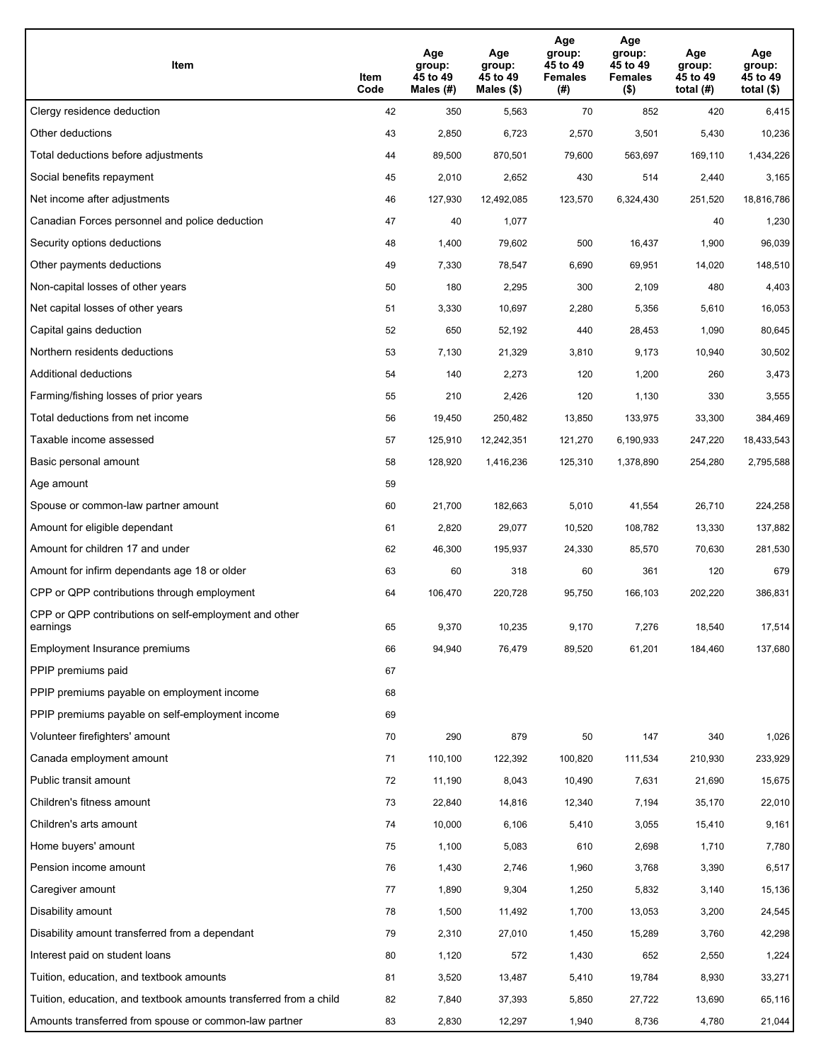| Item | Item Code | Age group: 45 to 49 Males (#) | Age group: 45 to 49 Males ($) | Age group: 45 to 49 Females (#) | Age group: 45 to 49 Females ($) | Age group: 45 to 49 total (#) | Age group: 45 to 49 total ($) |
|---|---|---|---|---|---|---|---|
| Clergy residence deduction | 42 | 350 | 5,563 | 70 | 852 | 420 | 6,415 |
| Other deductions | 43 | 2,850 | 6,723 | 2,570 | 3,501 | 5,430 | 10,236 |
| Total deductions before adjustments | 44 | 89,500 | 870,501 | 79,600 | 563,697 | 169,110 | 1,434,226 |
| Social benefits repayment | 45 | 2,010 | 2,652 | 430 | 514 | 2,440 | 3,165 |
| Net income after adjustments | 46 | 127,930 | 12,492,085 | 123,570 | 6,324,430 | 251,520 | 18,816,786 |
| Canadian Forces personnel and police deduction | 47 | 40 | 1,077 | | | 40 | 1,230 |
| Security options deductions | 48 | 1,400 | 79,602 | 500 | 16,437 | 1,900 | 96,039 |
| Other payments deductions | 49 | 7,330 | 78,547 | 6,690 | 69,951 | 14,020 | 148,510 |
| Non-capital losses of other years | 50 | 180 | 2,295 | 300 | 2,109 | 480 | 4,403 |
| Net capital losses of other years | 51 | 3,330 | 10,697 | 2,280 | 5,356 | 5,610 | 16,053 |
| Capital gains deduction | 52 | 650 | 52,192 | 440 | 28,453 | 1,090 | 80,645 |
| Northern residents deductions | 53 | 7,130 | 21,329 | 3,810 | 9,173 | 10,940 | 30,502 |
| Additional deductions | 54 | 140 | 2,273 | 120 | 1,200 | 260 | 3,473 |
| Farming/fishing losses of prior years | 55 | 210 | 2,426 | 120 | 1,130 | 330 | 3,555 |
| Total deductions from net income | 56 | 19,450 | 250,482 | 13,850 | 133,975 | 33,300 | 384,469 |
| Taxable income assessed | 57 | 125,910 | 12,242,351 | 121,270 | 6,190,933 | 247,220 | 18,433,543 |
| Basic personal amount | 58 | 128,920 | 1,416,236 | 125,310 | 1,378,890 | 254,280 | 2,795,588 |
| Age amount | 59 | | | | | | |
| Spouse or common-law partner amount | 60 | 21,700 | 182,663 | 5,010 | 41,554 | 26,710 | 224,258 |
| Amount for eligible dependant | 61 | 2,820 | 29,077 | 10,520 | 108,782 | 13,330 | 137,882 |
| Amount for children 17 and under | 62 | 46,300 | 195,937 | 24,330 | 85,570 | 70,630 | 281,530 |
| Amount for infirm dependants age 18 or older | 63 | 60 | 318 | 60 | 361 | 120 | 679 |
| CPP or QPP contributions through employment | 64 | 106,470 | 220,728 | 95,750 | 166,103 | 202,220 | 386,831 |
| CPP or QPP contributions on self-employment and other earnings | 65 | 9,370 | 10,235 | 9,170 | 7,276 | 18,540 | 17,514 |
| Employment Insurance premiums | 66 | 94,940 | 76,479 | 89,520 | 61,201 | 184,460 | 137,680 |
| PPIP premiums paid | 67 | | | | | | |
| PPIP premiums payable on employment income | 68 | | | | | | |
| PPIP premiums payable on self-employment income | 69 | | | | | | |
| Volunteer firefighters' amount | 70 | 290 | 879 | 50 | 147 | 340 | 1,026 |
| Canada employment amount | 71 | 110,100 | 122,392 | 100,820 | 111,534 | 210,930 | 233,929 |
| Public transit amount | 72 | 11,190 | 8,043 | 10,490 | 7,631 | 21,690 | 15,675 |
| Children's fitness amount | 73 | 22,840 | 14,816 | 12,340 | 7,194 | 35,170 | 22,010 |
| Children's arts amount | 74 | 10,000 | 6,106 | 5,410 | 3,055 | 15,410 | 9,161 |
| Home buyers' amount | 75 | 1,100 | 5,083 | 610 | 2,698 | 1,710 | 7,780 |
| Pension income amount | 76 | 1,430 | 2,746 | 1,960 | 3,768 | 3,390 | 6,517 |
| Caregiver amount | 77 | 1,890 | 9,304 | 1,250 | 5,832 | 3,140 | 15,136 |
| Disability amount | 78 | 1,500 | 11,492 | 1,700 | 13,053 | 3,200 | 24,545 |
| Disability amount transferred from a dependant | 79 | 2,310 | 27,010 | 1,450 | 15,289 | 3,760 | 42,298 |
| Interest paid on student loans | 80 | 1,120 | 572 | 1,430 | 652 | 2,550 | 1,224 |
| Tuition, education, and textbook amounts | 81 | 3,520 | 13,487 | 5,410 | 19,784 | 8,930 | 33,271 |
| Tuition, education, and textbook amounts transferred from a child | 82 | 7,840 | 37,393 | 5,850 | 27,722 | 13,690 | 65,116 |
| Amounts transferred from spouse or common-law partner | 83 | 2,830 | 12,297 | 1,940 | 8,736 | 4,780 | 21,044 |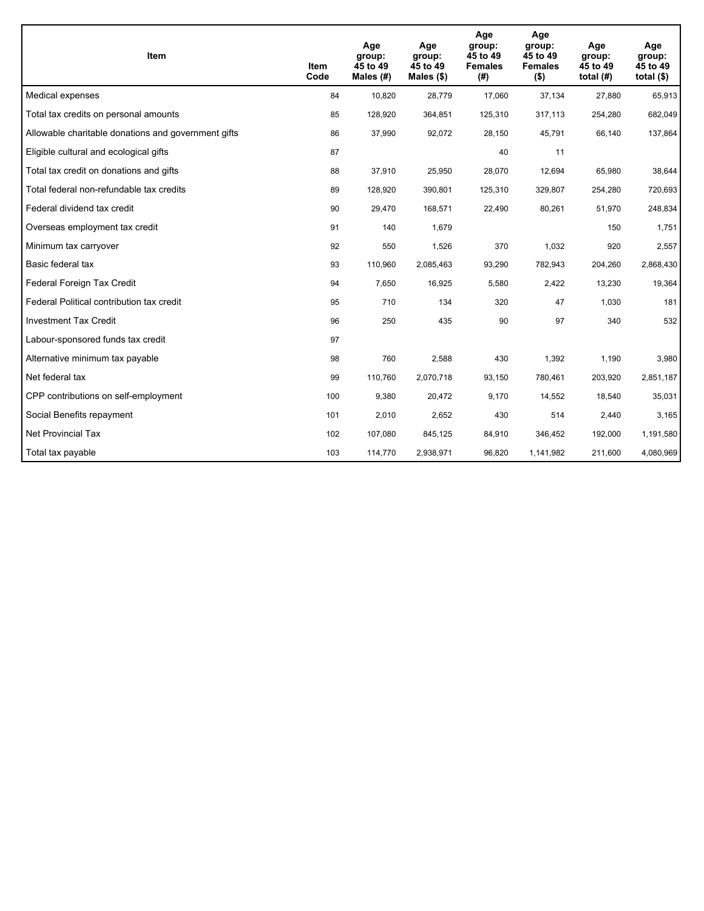| Item | Item Code | Age group: 45 to 49 Males (#) | Age group: 45 to 49 Males ($) | Age group: 45 to 49 Females (#) | Age group: 45 to 49 Females ($) | Age group: 45 to 49 total (#) | Age group: 45 to 49 total ($) |
| --- | --- | --- | --- | --- | --- | --- | --- |
| Medical expenses | 84 | 10,820 | 28,779 | 17,060 | 37,134 | 27,880 | 65,913 |
| Total tax credits on personal amounts | 85 | 128,920 | 364,851 | 125,310 | 317,113 | 254,280 | 682,049 |
| Allowable charitable donations and government gifts | 86 | 37,990 | 92,072 | 28,150 | 45,791 | 66,140 | 137,864 |
| Eligible cultural and ecological gifts | 87 | | | 40 | 11 | | |
| Total tax credit on donations and gifts | 88 | 37,910 | 25,950 | 28,070 | 12,694 | 65,980 | 38,644 |
| Total federal non-refundable tax credits | 89 | 128,920 | 390,801 | 125,310 | 329,807 | 254,280 | 720,693 |
| Federal dividend tax credit | 90 | 29,470 | 168,571 | 22,490 | 80,261 | 51,970 | 248,834 |
| Overseas employment tax credit | 91 | 140 | 1,679 | | | 150 | 1,751 |
| Minimum tax carryover | 92 | 550 | 1,526 | 370 | 1,032 | 920 | 2,557 |
| Basic federal tax | 93 | 110,960 | 2,085,463 | 93,290 | 782,943 | 204,260 | 2,868,430 |
| Federal Foreign Tax Credit | 94 | 7,650 | 16,925 | 5,580 | 2,422 | 13,230 | 19,364 |
| Federal Political contribution tax credit | 95 | 710 | 134 | 320 | 47 | 1,030 | 181 |
| Investment Tax Credit | 96 | 250 | 435 | 90 | 97 | 340 | 532 |
| Labour-sponsored funds tax credit | 97 | | | | | | |
| Alternative minimum tax payable | 98 | 760 | 2,588 | 430 | 1,392 | 1,190 | 3,980 |
| Net federal tax | 99 | 110,760 | 2,070,718 | 93,150 | 780,461 | 203,920 | 2,851,187 |
| CPP contributions on self-employment | 100 | 9,380 | 20,472 | 9,170 | 14,552 | 18,540 | 35,031 |
| Social Benefits repayment | 101 | 2,010 | 2,652 | 430 | 514 | 2,440 | 3,165 |
| Net Provincial Tax | 102 | 107,080 | 845,125 | 84,910 | 346,452 | 192,000 | 1,191,580 |
| Total tax payable | 103 | 114,770 | 2,938,971 | 96,820 | 1,141,982 | 211,600 | 4,080,969 |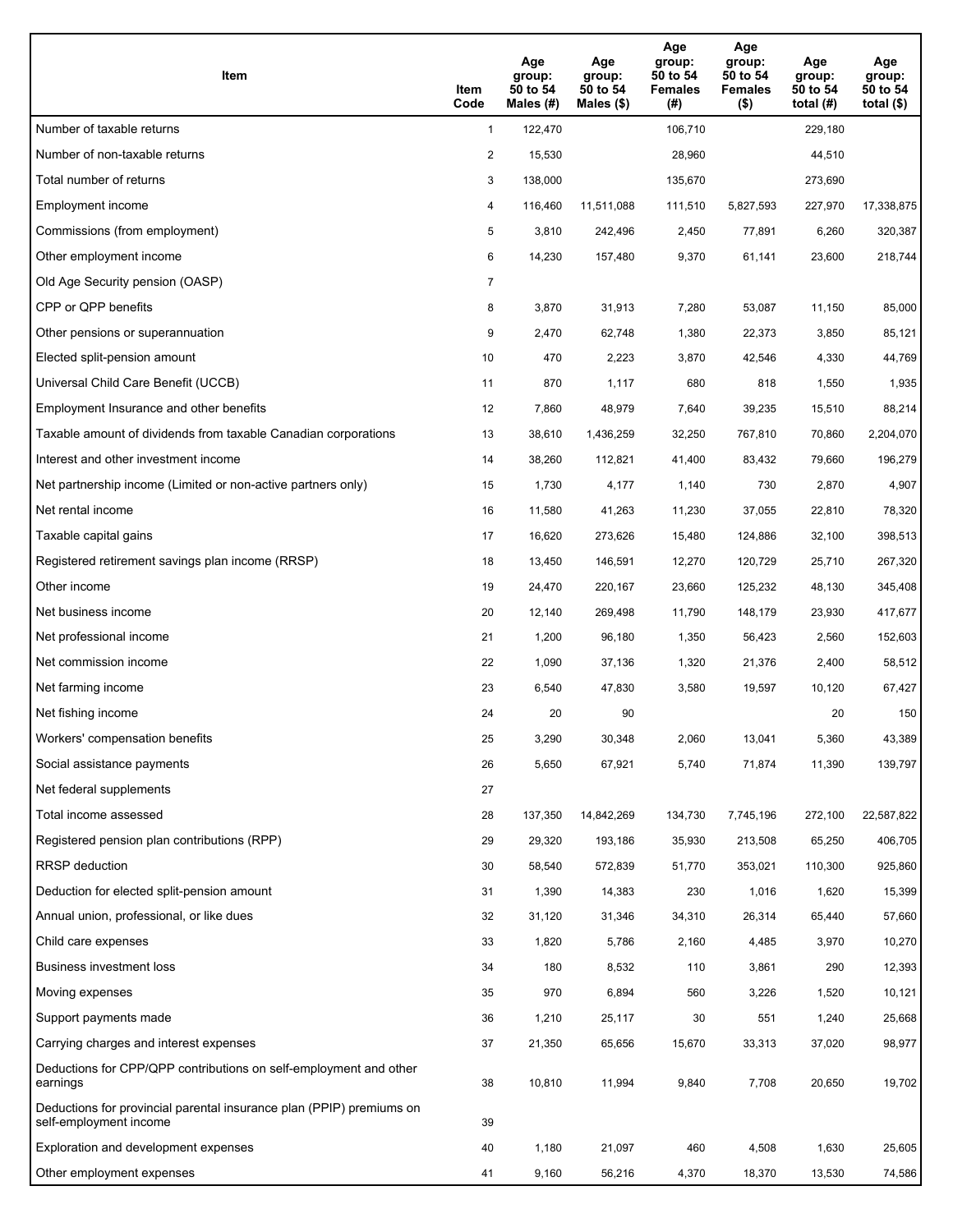| Item | Item Code | Age group: 50 to 54 Males (#) | Age group: 50 to 54 Males ($) | Age group: 50 to 54 Females (#) | Age group: 50 to 54 Females ($) | Age group: 50 to 54 total (#) | Age group: 50 to 54 total ($) |
|---|---|---|---|---|---|---|---|
| Number of taxable returns | 1 | 122,470 | | 106,710 | | 229,180 | |
| Number of non-taxable returns | 2 | 15,530 | | 28,960 | | 44,510 | |
| Total number of returns | 3 | 138,000 | | 135,670 | | 273,690 | |
| Employment income | 4 | 116,460 | 11,511,088 | 111,510 | 5,827,593 | 227,970 | 17,338,875 |
| Commissions (from employment) | 5 | 3,810 | 242,496 | 2,450 | 77,891 | 6,260 | 320,387 |
| Other employment income | 6 | 14,230 | 157,480 | 9,370 | 61,141 | 23,600 | 218,744 |
| Old Age Security pension (OASP) | 7 | | | | | | |
| CPP or QPP benefits | 8 | 3,870 | 31,913 | 7,280 | 53,087 | 11,150 | 85,000 |
| Other pensions or superannuation | 9 | 2,470 | 62,748 | 1,380 | 22,373 | 3,850 | 85,121 |
| Elected split-pension amount | 10 | 470 | 2,223 | 3,870 | 42,546 | 4,330 | 44,769 |
| Universal Child Care Benefit (UCCB) | 11 | 870 | 1,117 | 680 | 818 | 1,550 | 1,935 |
| Employment Insurance and other benefits | 12 | 7,860 | 48,979 | 7,640 | 39,235 | 15,510 | 88,214 |
| Taxable amount of dividends from taxable Canadian corporations | 13 | 38,610 | 1,436,259 | 32,250 | 767,810 | 70,860 | 2,204,070 |
| Interest and other investment income | 14 | 38,260 | 112,821 | 41,400 | 83,432 | 79,660 | 196,279 |
| Net partnership income (Limited or non-active partners only) | 15 | 1,730 | 4,177 | 1,140 | 730 | 2,870 | 4,907 |
| Net rental income | 16 | 11,580 | 41,263 | 11,230 | 37,055 | 22,810 | 78,320 |
| Taxable capital gains | 17 | 16,620 | 273,626 | 15,480 | 124,886 | 32,100 | 398,513 |
| Registered retirement savings plan income (RRSP) | 18 | 13,450 | 146,591 | 12,270 | 120,729 | 25,710 | 267,320 |
| Other income | 19 | 24,470 | 220,167 | 23,660 | 125,232 | 48,130 | 345,408 |
| Net business income | 20 | 12,140 | 269,498 | 11,790 | 148,179 | 23,930 | 417,677 |
| Net professional income | 21 | 1,200 | 96,180 | 1,350 | 56,423 | 2,560 | 152,603 |
| Net commission income | 22 | 1,090 | 37,136 | 1,320 | 21,376 | 2,400 | 58,512 |
| Net farming income | 23 | 6,540 | 47,830 | 3,580 | 19,597 | 10,120 | 67,427 |
| Net fishing income | 24 | 20 | 90 | | | 20 | 150 |
| Workers' compensation benefits | 25 | 3,290 | 30,348 | 2,060 | 13,041 | 5,360 | 43,389 |
| Social assistance payments | 26 | 5,650 | 67,921 | 5,740 | 71,874 | 11,390 | 139,797 |
| Net federal supplements | 27 | | | | | | |
| Total income assessed | 28 | 137,350 | 14,842,269 | 134,730 | 7,745,196 | 272,100 | 22,587,822 |
| Registered pension plan contributions (RPP) | 29 | 29,320 | 193,186 | 35,930 | 213,508 | 65,250 | 406,705 |
| RRSP deduction | 30 | 58,540 | 572,839 | 51,770 | 353,021 | 110,300 | 925,860 |
| Deduction for elected split-pension amount | 31 | 1,390 | 14,383 | 230 | 1,016 | 1,620 | 15,399 |
| Annual union, professional, or like dues | 32 | 31,120 | 31,346 | 34,310 | 26,314 | 65,440 | 57,660 |
| Child care expenses | 33 | 1,820 | 5,786 | 2,160 | 4,485 | 3,970 | 10,270 |
| Business investment loss | 34 | 180 | 8,532 | 110 | 3,861 | 290 | 12,393 |
| Moving expenses | 35 | 970 | 6,894 | 560 | 3,226 | 1,520 | 10,121 |
| Support payments made | 36 | 1,210 | 25,117 | 30 | 551 | 1,240 | 25,668 |
| Carrying charges and interest expenses | 37 | 21,350 | 65,656 | 15,670 | 33,313 | 37,020 | 98,977 |
| Deductions for CPP/QPP contributions on self-employment and other earnings | 38 | 10,810 | 11,994 | 9,840 | 7,708 | 20,650 | 19,702 |
| Deductions for provincial parental insurance plan (PPIP) premiums on self-employment income | 39 | | | | | | |
| Exploration and development expenses | 40 | 1,180 | 21,097 | 460 | 4,508 | 1,630 | 25,605 |
| Other employment expenses | 41 | 9,160 | 56,216 | 4,370 | 18,370 | 13,530 | 74,586 |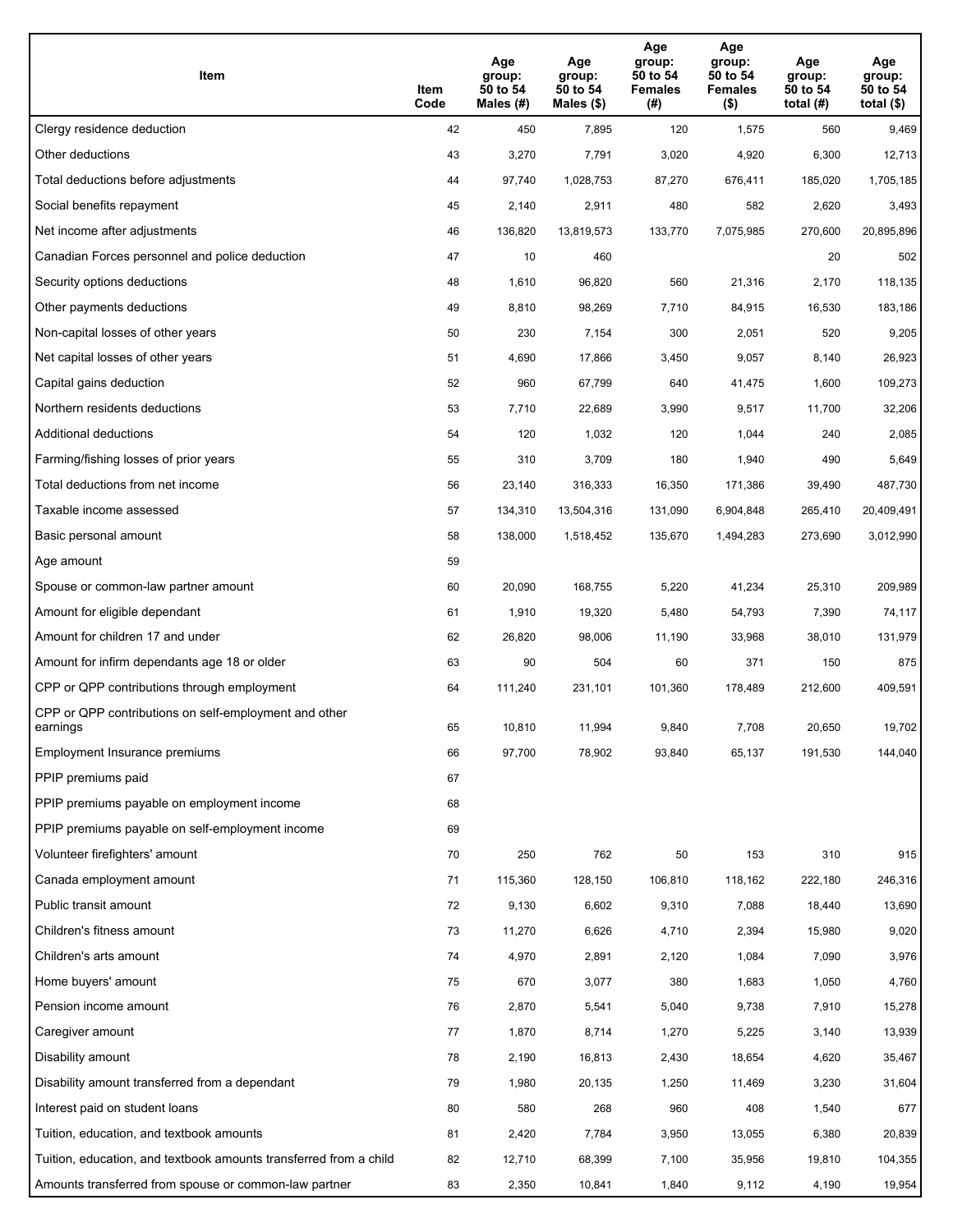| Item | Item Code | Age group: 50 to 54 Males (#) | Age group: 50 to 54 Males ($) | Age group: 50 to 54 Females (#) | Age group: 50 to 54 Females ($) | Age group: 50 to 54 total (#) | Age group: 50 to 54 total ($) |
|---|---|---|---|---|---|---|---|
| Clergy residence deduction | 42 | 450 | 7,895 | 120 | 1,575 | 560 | 9,469 |
| Other deductions | 43 | 3,270 | 7,791 | 3,020 | 4,920 | 6,300 | 12,713 |
| Total deductions before adjustments | 44 | 97,740 | 1,028,753 | 87,270 | 676,411 | 185,020 | 1,705,185 |
| Social benefits repayment | 45 | 2,140 | 2,911 | 480 | 582 | 2,620 | 3,493 |
| Net income after adjustments | 46 | 136,820 | 13,819,573 | 133,770 | 7,075,985 | 270,600 | 20,895,896 |
| Canadian Forces personnel and police deduction | 47 | 10 | 460 | | | 20 | 502 |
| Security options deductions | 48 | 1,610 | 96,820 | 560 | 21,316 | 2,170 | 118,135 |
| Other payments deductions | 49 | 8,810 | 98,269 | 7,710 | 84,915 | 16,530 | 183,186 |
| Non-capital losses of other years | 50 | 230 | 7,154 | 300 | 2,051 | 520 | 9,205 |
| Net capital losses of other years | 51 | 4,690 | 17,866 | 3,450 | 9,057 | 8,140 | 26,923 |
| Capital gains deduction | 52 | 960 | 67,799 | 640 | 41,475 | 1,600 | 109,273 |
| Northern residents deductions | 53 | 7,710 | 22,689 | 3,990 | 9,517 | 11,700 | 32,206 |
| Additional deductions | 54 | 120 | 1,032 | 120 | 1,044 | 240 | 2,085 |
| Farming/fishing losses of prior years | 55 | 310 | 3,709 | 180 | 1,940 | 490 | 5,649 |
| Total deductions from net income | 56 | 23,140 | 316,333 | 16,350 | 171,386 | 39,490 | 487,730 |
| Taxable income assessed | 57 | 134,310 | 13,504,316 | 131,090 | 6,904,848 | 265,410 | 20,409,491 |
| Basic personal amount | 58 | 138,000 | 1,518,452 | 135,670 | 1,494,283 | 273,690 | 3,012,990 |
| Age amount | 59 | | | | | | |
| Spouse or common-law partner amount | 60 | 20,090 | 168,755 | 5,220 | 41,234 | 25,310 | 209,989 |
| Amount for eligible dependant | 61 | 1,910 | 19,320 | 5,480 | 54,793 | 7,390 | 74,117 |
| Amount for children 17 and under | 62 | 26,820 | 98,006 | 11,190 | 33,968 | 38,010 | 131,979 |
| Amount for infirm dependants age 18 or older | 63 | 90 | 504 | 60 | 371 | 150 | 875 |
| CPP or QPP contributions through employment | 64 | 111,240 | 231,101 | 101,360 | 178,489 | 212,600 | 409,591 |
| CPP or QPP contributions on self-employment and other earnings | 65 | 10,810 | 11,994 | 9,840 | 7,708 | 20,650 | 19,702 |
| Employment Insurance premiums | 66 | 97,700 | 78,902 | 93,840 | 65,137 | 191,530 | 144,040 |
| PPIP premiums paid | 67 | | | | | | |
| PPIP premiums payable on employment income | 68 | | | | | | |
| PPIP premiums payable on self-employment income | 69 | | | | | | |
| Volunteer firefighters' amount | 70 | 250 | 762 | 50 | 153 | 310 | 915 |
| Canada employment amount | 71 | 115,360 | 128,150 | 106,810 | 118,162 | 222,180 | 246,316 |
| Public transit amount | 72 | 9,130 | 6,602 | 9,310 | 7,088 | 18,440 | 13,690 |
| Children's fitness amount | 73 | 11,270 | 6,626 | 4,710 | 2,394 | 15,980 | 9,020 |
| Children's arts amount | 74 | 4,970 | 2,891 | 2,120 | 1,084 | 7,090 | 3,976 |
| Home buyers' amount | 75 | 670 | 3,077 | 380 | 1,683 | 1,050 | 4,760 |
| Pension income amount | 76 | 2,870 | 5,541 | 5,040 | 9,738 | 7,910 | 15,278 |
| Caregiver amount | 77 | 1,870 | 8,714 | 1,270 | 5,225 | 3,140 | 13,939 |
| Disability amount | 78 | 2,190 | 16,813 | 2,430 | 18,654 | 4,620 | 35,467 |
| Disability amount transferred from a dependant | 79 | 1,980 | 20,135 | 1,250 | 11,469 | 3,230 | 31,604 |
| Interest paid on student loans | 80 | 580 | 268 | 960 | 408 | 1,540 | 677 |
| Tuition, education, and textbook amounts | 81 | 2,420 | 7,784 | 3,950 | 13,055 | 6,380 | 20,839 |
| Tuition, education, and textbook amounts transferred from a child | 82 | 12,710 | 68,399 | 7,100 | 35,956 | 19,810 | 104,355 |
| Amounts transferred from spouse or common-law partner | 83 | 2,350 | 10,841 | 1,840 | 9,112 | 4,190 | 19,954 |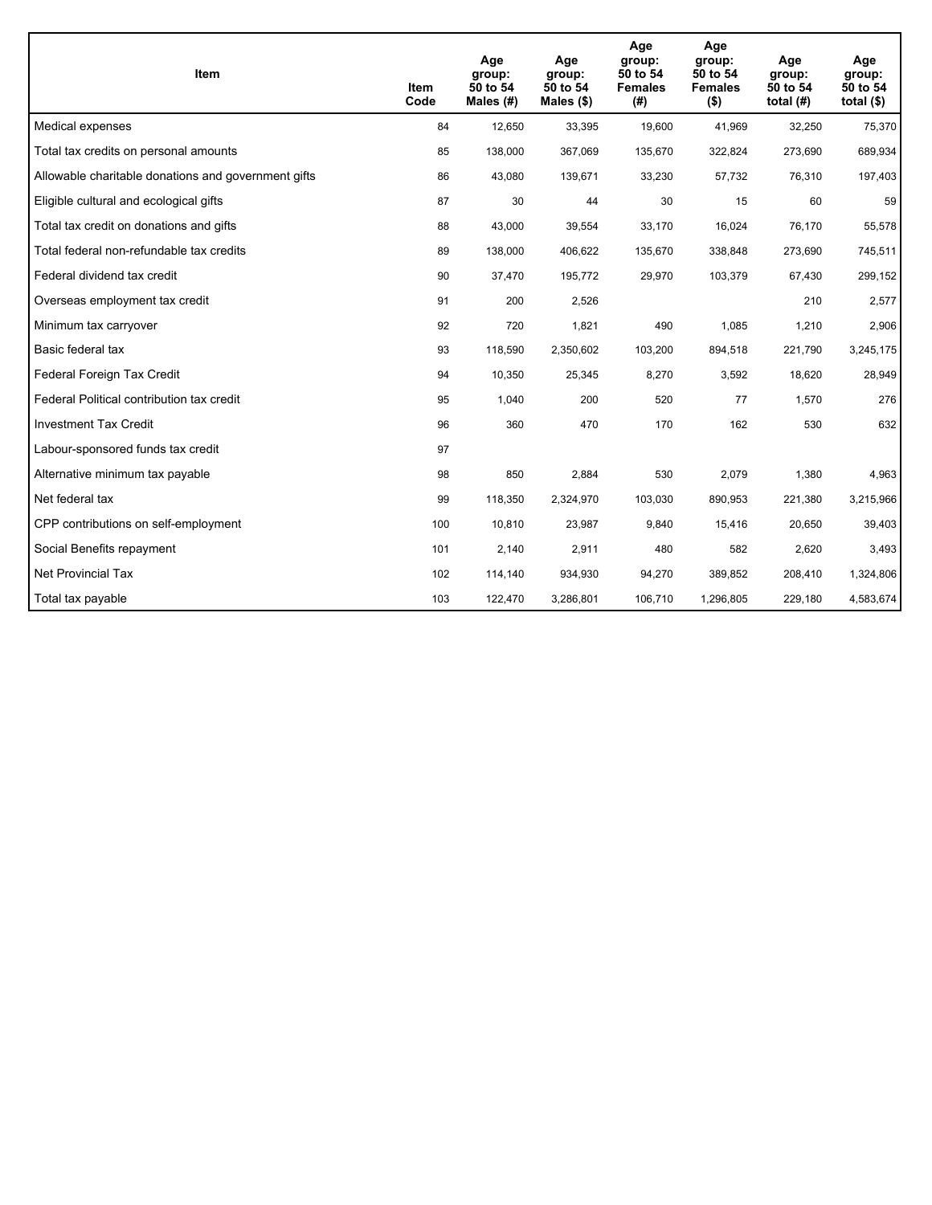| Item | Item Code | Age group: 50 to 54 Males (#) | Age group: 50 to 54 Males ($) | Age group: 50 to 54 Females (#) | Age group: 50 to 54 Females ($) | Age group: 50 to 54 total (#) | Age group: 50 to 54 total ($) |
| --- | --- | --- | --- | --- | --- | --- | --- |
| Medical expenses | 84 | 12,650 | 33,395 | 19,600 | 41,969 | 32,250 | 75,370 |
| Total tax credits on personal amounts | 85 | 138,000 | 367,069 | 135,670 | 322,824 | 273,690 | 689,934 |
| Allowable charitable donations and government gifts | 86 | 43,080 | 139,671 | 33,230 | 57,732 | 76,310 | 197,403 |
| Eligible cultural and ecological gifts | 87 | 30 | 44 | 30 | 15 | 60 | 59 |
| Total tax credit on donations and gifts | 88 | 43,000 | 39,554 | 33,170 | 16,024 | 76,170 | 55,578 |
| Total federal non-refundable tax credits | 89 | 138,000 | 406,622 | 135,670 | 338,848 | 273,690 | 745,511 |
| Federal dividend tax credit | 90 | 37,470 | 195,772 | 29,970 | 103,379 | 67,430 | 299,152 |
| Overseas employment tax credit | 91 | 200 | 2,526 | | | 210 | 2,577 |
| Minimum tax carryover | 92 | 720 | 1,821 | 490 | 1,085 | 1,210 | 2,906 |
| Basic federal tax | 93 | 118,590 | 2,350,602 | 103,200 | 894,518 | 221,790 | 3,245,175 |
| Federal Foreign Tax Credit | 94 | 10,350 | 25,345 | 8,270 | 3,592 | 18,620 | 28,949 |
| Federal Political contribution tax credit | 95 | 1,040 | 200 | 520 | 77 | 1,570 | 276 |
| Investment Tax Credit | 96 | 360 | 470 | 170 | 162 | 530 | 632 |
| Labour-sponsored funds tax credit | 97 | | | | | | |
| Alternative minimum tax payable | 98 | 850 | 2,884 | 530 | 2,079 | 1,380 | 4,963 |
| Net federal tax | 99 | 118,350 | 2,324,970 | 103,030 | 890,953 | 221,380 | 3,215,966 |
| CPP contributions on self-employment | 100 | 10,810 | 23,987 | 9,840 | 15,416 | 20,650 | 39,403 |
| Social Benefits repayment | 101 | 2,140 | 2,911 | 480 | 582 | 2,620 | 3,493 |
| Net Provincial Tax | 102 | 114,140 | 934,930 | 94,270 | 389,852 | 208,410 | 1,324,806 |
| Total tax payable | 103 | 122,470 | 3,286,801 | 106,710 | 1,296,805 | 229,180 | 4,583,674 |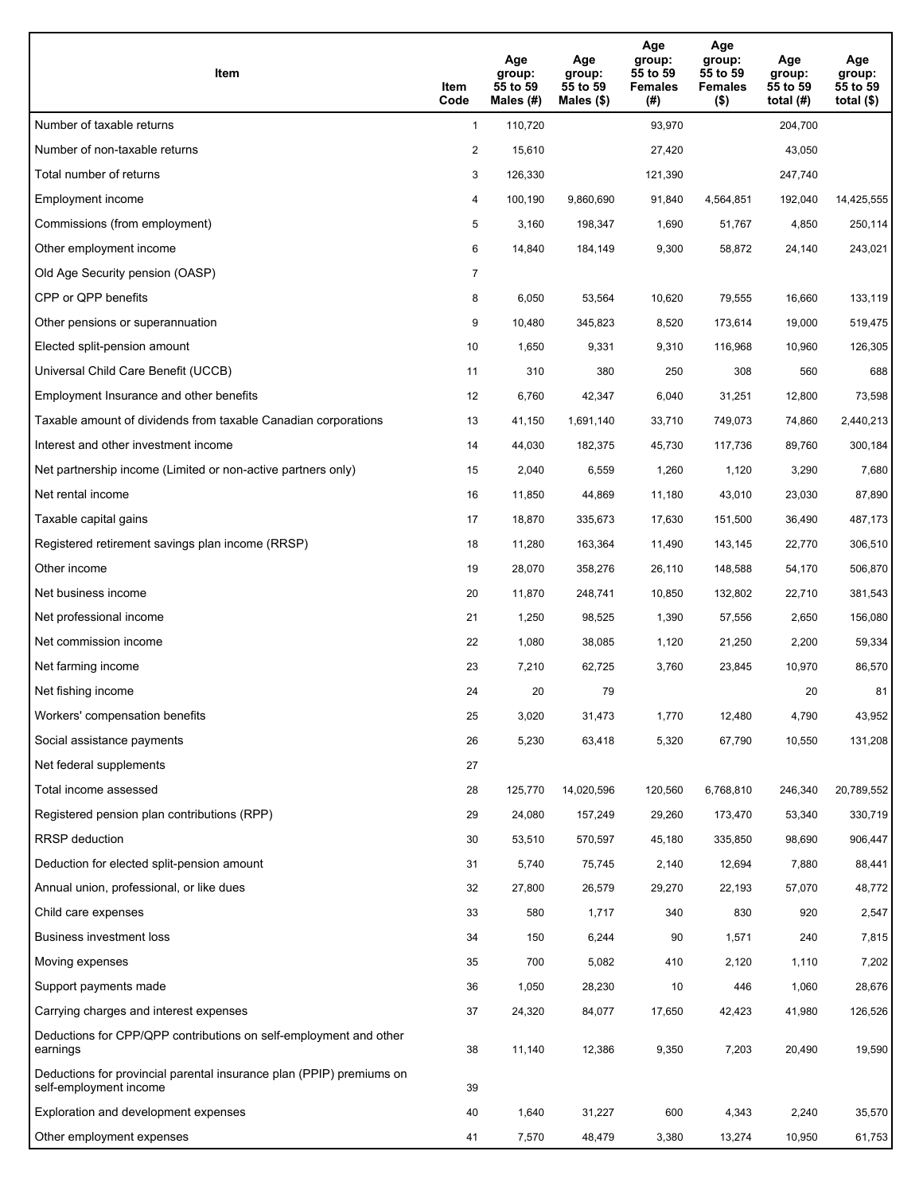| Item | Item Code | Age group: 55 to 59 Males (#) | Age group: 55 to 59 Males ($) | Age group: 55 to 59 Females (#) | Age group: 55 to 59 Females ($) | Age group: 55 to 59 total (#) | Age group: 55 to 59 total ($) |
|---|---|---|---|---|---|---|---|
| Number of taxable returns | 1 | 110,720 | | 93,970 | | 204,700 | |
| Number of non-taxable returns | 2 | 15,610 | | 27,420 | | 43,050 | |
| Total number of returns | 3 | 126,330 | | 121,390 | | 247,740 | |
| Employment income | 4 | 100,190 | 9,860,690 | 91,840 | 4,564,851 | 192,040 | 14,425,555 |
| Commissions (from employment) | 5 | 3,160 | 198,347 | 1,690 | 51,767 | 4,850 | 250,114 |
| Other employment income | 6 | 14,840 | 184,149 | 9,300 | 58,872 | 24,140 | 243,021 |
| Old Age Security pension (OASP) | 7 | | | | | | |
| CPP or QPP benefits | 8 | 6,050 | 53,564 | 10,620 | 79,555 | 16,660 | 133,119 |
| Other pensions or superannuation | 9 | 10,480 | 345,823 | 8,520 | 173,614 | 19,000 | 519,475 |
| Elected split-pension amount | 10 | 1,650 | 9,331 | 9,310 | 116,968 | 10,960 | 126,305 |
| Universal Child Care Benefit (UCCB) | 11 | 310 | 380 | 250 | 308 | 560 | 688 |
| Employment Insurance and other benefits | 12 | 6,760 | 42,347 | 6,040 | 31,251 | 12,800 | 73,598 |
| Taxable amount of dividends from taxable Canadian corporations | 13 | 41,150 | 1,691,140 | 33,710 | 749,073 | 74,860 | 2,440,213 |
| Interest and other investment income | 14 | 44,030 | 182,375 | 45,730 | 117,736 | 89,760 | 300,184 |
| Net partnership income (Limited or non-active partners only) | 15 | 2,040 | 6,559 | 1,260 | 1,120 | 3,290 | 7,680 |
| Net rental income | 16 | 11,850 | 44,869 | 11,180 | 43,010 | 23,030 | 87,890 |
| Taxable capital gains | 17 | 18,870 | 335,673 | 17,630 | 151,500 | 36,490 | 487,173 |
| Registered retirement savings plan income (RRSP) | 18 | 11,280 | 163,364 | 11,490 | 143,145 | 22,770 | 306,510 |
| Other income | 19 | 28,070 | 358,276 | 26,110 | 148,588 | 54,170 | 506,870 |
| Net business income | 20 | 11,870 | 248,741 | 10,850 | 132,802 | 22,710 | 381,543 |
| Net professional income | 21 | 1,250 | 98,525 | 1,390 | 57,556 | 2,650 | 156,080 |
| Net commission income | 22 | 1,080 | 38,085 | 1,120 | 21,250 | 2,200 | 59,334 |
| Net farming income | 23 | 7,210 | 62,725 | 3,760 | 23,845 | 10,970 | 86,570 |
| Net fishing income | 24 | 20 | 79 | | | 20 | 81 |
| Workers' compensation benefits | 25 | 3,020 | 31,473 | 1,770 | 12,480 | 4,790 | 43,952 |
| Social assistance payments | 26 | 5,230 | 63,418 | 5,320 | 67,790 | 10,550 | 131,208 |
| Net federal supplements | 27 | | | | | | |
| Total income assessed | 28 | 125,770 | 14,020,596 | 120,560 | 6,768,810 | 246,340 | 20,789,552 |
| Registered pension plan contributions (RPP) | 29 | 24,080 | 157,249 | 29,260 | 173,470 | 53,340 | 330,719 |
| RRSP deduction | 30 | 53,510 | 570,597 | 45,180 | 335,850 | 98,690 | 906,447 |
| Deduction for elected split-pension amount | 31 | 5,740 | 75,745 | 2,140 | 12,694 | 7,880 | 88,441 |
| Annual union, professional, or like dues | 32 | 27,800 | 26,579 | 29,270 | 22,193 | 57,070 | 48,772 |
| Child care expenses | 33 | 580 | 1,717 | 340 | 830 | 920 | 2,547 |
| Business investment loss | 34 | 150 | 6,244 | 90 | 1,571 | 240 | 7,815 |
| Moving expenses | 35 | 700 | 5,082 | 410 | 2,120 | 1,110 | 7,202 |
| Support payments made | 36 | 1,050 | 28,230 | 10 | 446 | 1,060 | 28,676 |
| Carrying charges and interest expenses | 37 | 24,320 | 84,077 | 17,650 | 42,423 | 41,980 | 126,526 |
| Deductions for CPP/QPP contributions on self-employment and other earnings | 38 | 11,140 | 12,386 | 9,350 | 7,203 | 20,490 | 19,590 |
| Deductions for provincial parental insurance plan (PPIP) premiums on self-employment income | 39 | | | | | | |
| Exploration and development expenses | 40 | 1,640 | 31,227 | 600 | 4,343 | 2,240 | 35,570 |
| Other employment expenses | 41 | 7,570 | 48,479 | 3,380 | 13,274 | 10,950 | 61,753 |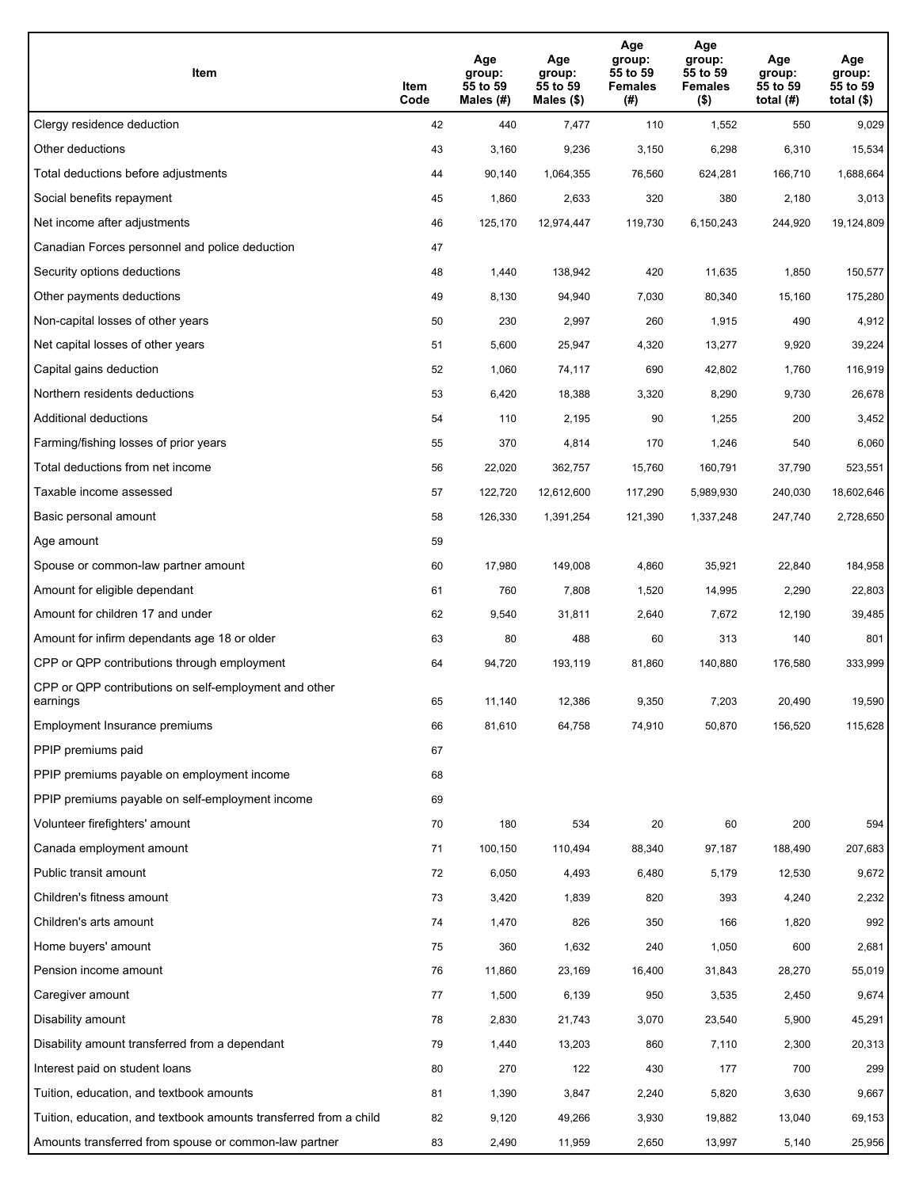| Item | Item Code | Age group: 55 to 59 Males (#) | Age group: 55 to 59 Males ($) | Age group: 55 to 59 Females (#) | Age group: 55 to 59 Females ($) | Age group: 55 to 59 total (#) | Age group: 55 to 59 total ($) |
|---|---|---|---|---|---|---|---|
| Clergy residence deduction | 42 | 440 | 7,477 | 110 | 1,552 | 550 | 9,029 |
| Other deductions | 43 | 3,160 | 9,236 | 3,150 | 6,298 | 6,310 | 15,534 |
| Total deductions before adjustments | 44 | 90,140 | 1,064,355 | 76,560 | 624,281 | 166,710 | 1,688,664 |
| Social benefits repayment | 45 | 1,860 | 2,633 | 320 | 380 | 2,180 | 3,013 |
| Net income after adjustments | 46 | 125,170 | 12,974,447 | 119,730 | 6,150,243 | 244,920 | 19,124,809 |
| Canadian Forces personnel and police deduction | 47 | | | | | | |
| Security options deductions | 48 | 1,440 | 138,942 | 420 | 11,635 | 1,850 | 150,577 |
| Other payments deductions | 49 | 8,130 | 94,940 | 7,030 | 80,340 | 15,160 | 175,280 |
| Non-capital losses of other years | 50 | 230 | 2,997 | 260 | 1,915 | 490 | 4,912 |
| Net capital losses of other years | 51 | 5,600 | 25,947 | 4,320 | 13,277 | 9,920 | 39,224 |
| Capital gains deduction | 52 | 1,060 | 74,117 | 690 | 42,802 | 1,760 | 116,919 |
| Northern residents deductions | 53 | 6,420 | 18,388 | 3,320 | 8,290 | 9,730 | 26,678 |
| Additional deductions | 54 | 110 | 2,195 | 90 | 1,255 | 200 | 3,452 |
| Farming/fishing losses of prior years | 55 | 370 | 4,814 | 170 | 1,246 | 540 | 6,060 |
| Total deductions from net income | 56 | 22,020 | 362,757 | 15,760 | 160,791 | 37,790 | 523,551 |
| Taxable income assessed | 57 | 122,720 | 12,612,600 | 117,290 | 5,989,930 | 240,030 | 18,602,646 |
| Basic personal amount | 58 | 126,330 | 1,391,254 | 121,390 | 1,337,248 | 247,740 | 2,728,650 |
| Age amount | 59 | | | | | | |
| Spouse or common-law partner amount | 60 | 17,980 | 149,008 | 4,860 | 35,921 | 22,840 | 184,958 |
| Amount for eligible dependant | 61 | 760 | 7,808 | 1,520 | 14,995 | 2,290 | 22,803 |
| Amount for children 17 and under | 62 | 9,540 | 31,811 | 2,640 | 7,672 | 12,190 | 39,485 |
| Amount for infirm dependants age 18 or older | 63 | 80 | 488 | 60 | 313 | 140 | 801 |
| CPP or QPP contributions through employment | 64 | 94,720 | 193,119 | 81,860 | 140,880 | 176,580 | 333,999 |
| CPP or QPP contributions on self-employment and other earnings | 65 | 11,140 | 12,386 | 9,350 | 7,203 | 20,490 | 19,590 |
| Employment Insurance premiums | 66 | 81,610 | 64,758 | 74,910 | 50,870 | 156,520 | 115,628 |
| PPIP premiums paid | 67 | | | | | | |
| PPIP premiums payable on employment income | 68 | | | | | | |
| PPIP premiums payable on self-employment income | 69 | | | | | | |
| Volunteer firefighters' amount | 70 | 180 | 534 | 20 | 60 | 200 | 594 |
| Canada employment amount | 71 | 100,150 | 110,494 | 88,340 | 97,187 | 188,490 | 207,683 |
| Public transit amount | 72 | 6,050 | 4,493 | 6,480 | 5,179 | 12,530 | 9,672 |
| Children's fitness amount | 73 | 3,420 | 1,839 | 820 | 393 | 4,240 | 2,232 |
| Children's arts amount | 74 | 1,470 | 826 | 350 | 166 | 1,820 | 992 |
| Home buyers' amount | 75 | 360 | 1,632 | 240 | 1,050 | 600 | 2,681 |
| Pension income amount | 76 | 11,860 | 23,169 | 16,400 | 31,843 | 28,270 | 55,019 |
| Caregiver amount | 77 | 1,500 | 6,139 | 950 | 3,535 | 2,450 | 9,674 |
| Disability amount | 78 | 2,830 | 21,743 | 3,070 | 23,540 | 5,900 | 45,291 |
| Disability amount transferred from a dependant | 79 | 1,440 | 13,203 | 860 | 7,110 | 2,300 | 20,313 |
| Interest paid on student loans | 80 | 270 | 122 | 430 | 177 | 700 | 299 |
| Tuition, education, and textbook amounts | 81 | 1,390 | 3,847 | 2,240 | 5,820 | 3,630 | 9,667 |
| Tuition, education, and textbook amounts transferred from a child | 82 | 9,120 | 49,266 | 3,930 | 19,882 | 13,040 | 69,153 |
| Amounts transferred from spouse or common-law partner | 83 | 2,490 | 11,959 | 2,650 | 13,997 | 5,140 | 25,956 |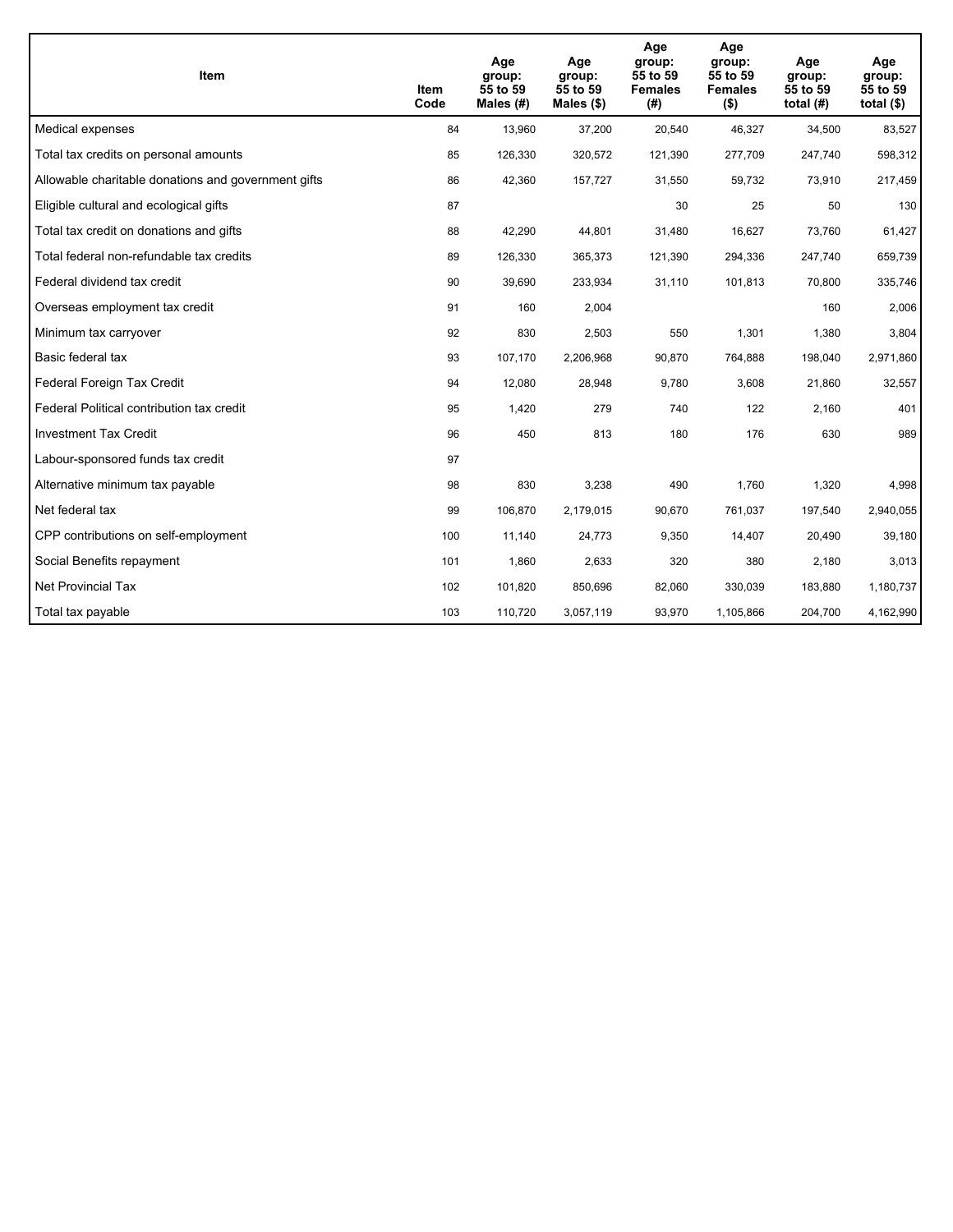| Item | Item Code | Age group: 55 to 59 Males (#) | Age group: 55 to 59 Males ($) | Age group: 55 to 59 Females (#) | Age group: 55 to 59 Females ($) | Age group: 55 to 59 total (#) | Age group: 55 to 59 total ($) |
|---|---|---|---|---|---|---|---|
| Medical expenses | 84 | 13,960 | 37,200 | 20,540 | 46,327 | 34,500 | 83,527 |
| Total tax credits on personal amounts | 85 | 126,330 | 320,572 | 121,390 | 277,709 | 247,740 | 598,312 |
| Allowable charitable donations and government gifts | 86 | 42,360 | 157,727 | 31,550 | 59,732 | 73,910 | 217,459 |
| Eligible cultural and ecological gifts | 87 | | | 30 | 25 | 50 | 130 |
| Total tax credit on donations and gifts | 88 | 42,290 | 44,801 | 31,480 | 16,627 | 73,760 | 61,427 |
| Total federal non-refundable tax credits | 89 | 126,330 | 365,373 | 121,390 | 294,336 | 247,740 | 659,739 |
| Federal dividend tax credit | 90 | 39,690 | 233,934 | 31,110 | 101,813 | 70,800 | 335,746 |
| Overseas employment tax credit | 91 | 160 | 2,004 | | | 160 | 2,006 |
| Minimum tax carryover | 92 | 830 | 2,503 | 550 | 1,301 | 1,380 | 3,804 |
| Basic federal tax | 93 | 107,170 | 2,206,968 | 90,870 | 764,888 | 198,040 | 2,971,860 |
| Federal Foreign Tax Credit | 94 | 12,080 | 28,948 | 9,780 | 3,608 | 21,860 | 32,557 |
| Federal Political contribution tax credit | 95 | 1,420 | 279 | 740 | 122 | 2,160 | 401 |
| Investment Tax Credit | 96 | 450 | 813 | 180 | 176 | 630 | 989 |
| Labour-sponsored funds tax credit | 97 | | | | | | |
| Alternative minimum tax payable | 98 | 830 | 3,238 | 490 | 1,760 | 1,320 | 4,998 |
| Net federal tax | 99 | 106,870 | 2,179,015 | 90,670 | 761,037 | 197,540 | 2,940,055 |
| CPP contributions on self-employment | 100 | 11,140 | 24,773 | 9,350 | 14,407 | 20,490 | 39,180 |
| Social Benefits repayment | 101 | 1,860 | 2,633 | 320 | 380 | 2,180 | 3,013 |
| Net Provincial Tax | 102 | 101,820 | 850,696 | 82,060 | 330,039 | 183,880 | 1,180,737 |
| Total tax payable | 103 | 110,720 | 3,057,119 | 93,970 | 1,105,866 | 204,700 | 4,162,990 |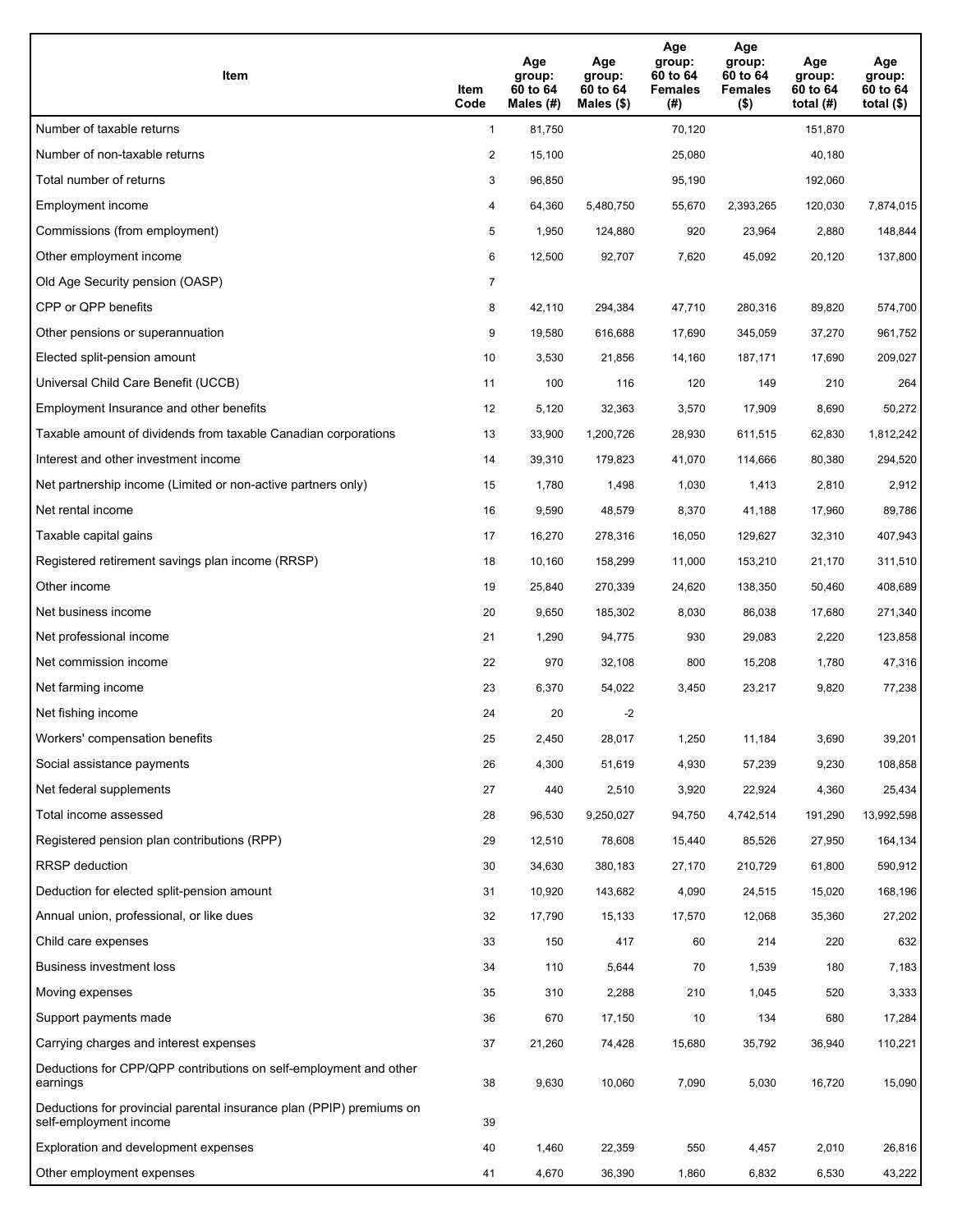| Item | Item Code | Age group: 60 to 64 Males (#) | Age group: 60 to 64 Males ($) | Age group: 60 to 64 Females (#) | Age group: 60 to 64 Females ($) | Age group: 60 to 64 total (#) | Age group: 60 to 64 total ($) |
|---|---|---|---|---|---|---|---|
| Number of taxable returns | 1 | 81,750 | | 70,120 | | 151,870 | |
| Number of non-taxable returns | 2 | 15,100 | | 25,080 | | 40,180 | |
| Total number of returns | 3 | 96,850 | | 95,190 | | 192,060 | |
| Employment income | 4 | 64,360 | 5,480,750 | 55,670 | 2,393,265 | 120,030 | 7,874,015 |
| Commissions (from employment) | 5 | 1,950 | 124,880 | 920 | 23,964 | 2,880 | 148,844 |
| Other employment income | 6 | 12,500 | 92,707 | 7,620 | 45,092 | 20,120 | 137,800 |
| Old Age Security pension (OASP) | 7 | | | | | | |
| CPP or QPP benefits | 8 | 42,110 | 294,384 | 47,710 | 280,316 | 89,820 | 574,700 |
| Other pensions or superannuation | 9 | 19,580 | 616,688 | 17,690 | 345,059 | 37,270 | 961,752 |
| Elected split-pension amount | 10 | 3,530 | 21,856 | 14,160 | 187,171 | 17,690 | 209,027 |
| Universal Child Care Benefit (UCCB) | 11 | 100 | 116 | 120 | 149 | 210 | 264 |
| Employment Insurance and other benefits | 12 | 5,120 | 32,363 | 3,570 | 17,909 | 8,690 | 50,272 |
| Taxable amount of dividends from taxable Canadian corporations | 13 | 33,900 | 1,200,726 | 28,930 | 611,515 | 62,830 | 1,812,242 |
| Interest and other investment income | 14 | 39,310 | 179,823 | 41,070 | 114,666 | 80,380 | 294,520 |
| Net partnership income (Limited or non-active partners only) | 15 | 1,780 | 1,498 | 1,030 | 1,413 | 2,810 | 2,912 |
| Net rental income | 16 | 9,590 | 48,579 | 8,370 | 41,188 | 17,960 | 89,786 |
| Taxable capital gains | 17 | 16,270 | 278,316 | 16,050 | 129,627 | 32,310 | 407,943 |
| Registered retirement savings plan income (RRSP) | 18 | 10,160 | 158,299 | 11,000 | 153,210 | 21,170 | 311,510 |
| Other income | 19 | 25,840 | 270,339 | 24,620 | 138,350 | 50,460 | 408,689 |
| Net business income | 20 | 9,650 | 185,302 | 8,030 | 86,038 | 17,680 | 271,340 |
| Net professional income | 21 | 1,290 | 94,775 | 930 | 29,083 | 2,220 | 123,858 |
| Net commission income | 22 | 970 | 32,108 | 800 | 15,208 | 1,780 | 47,316 |
| Net farming income | 23 | 6,370 | 54,022 | 3,450 | 23,217 | 9,820 | 77,238 |
| Net fishing income | 24 | 20 | -2 | | | | |
| Workers' compensation benefits | 25 | 2,450 | 28,017 | 1,250 | 11,184 | 3,690 | 39,201 |
| Social assistance payments | 26 | 4,300 | 51,619 | 4,930 | 57,239 | 9,230 | 108,858 |
| Net federal supplements | 27 | 440 | 2,510 | 3,920 | 22,924 | 4,360 | 25,434 |
| Total income assessed | 28 | 96,530 | 9,250,027 | 94,750 | 4,742,514 | 191,290 | 13,992,598 |
| Registered pension plan contributions (RPP) | 29 | 12,510 | 78,608 | 15,440 | 85,526 | 27,950 | 164,134 |
| RRSP deduction | 30 | 34,630 | 380,183 | 27,170 | 210,729 | 61,800 | 590,912 |
| Deduction for elected split-pension amount | 31 | 10,920 | 143,682 | 4,090 | 24,515 | 15,020 | 168,196 |
| Annual union, professional, or like dues | 32 | 17,790 | 15,133 | 17,570 | 12,068 | 35,360 | 27,202 |
| Child care expenses | 33 | 150 | 417 | 60 | 214 | 220 | 632 |
| Business investment loss | 34 | 110 | 5,644 | 70 | 1,539 | 180 | 7,183 |
| Moving expenses | 35 | 310 | 2,288 | 210 | 1,045 | 520 | 3,333 |
| Support payments made | 36 | 670 | 17,150 | 10 | 134 | 680 | 17,284 |
| Carrying charges and interest expenses | 37 | 21,260 | 74,428 | 15,680 | 35,792 | 36,940 | 110,221 |
| Deductions for CPP/QPP contributions on self-employment and other earnings | 38 | 9,630 | 10,060 | 7,090 | 5,030 | 16,720 | 15,090 |
| Deductions for provincial parental insurance plan (PPIP) premiums on self-employment income | 39 | | | | | | |
| Exploration and development expenses | 40 | 1,460 | 22,359 | 550 | 4,457 | 2,010 | 26,816 |
| Other employment expenses | 41 | 4,670 | 36,390 | 1,860 | 6,832 | 6,530 | 43,222 |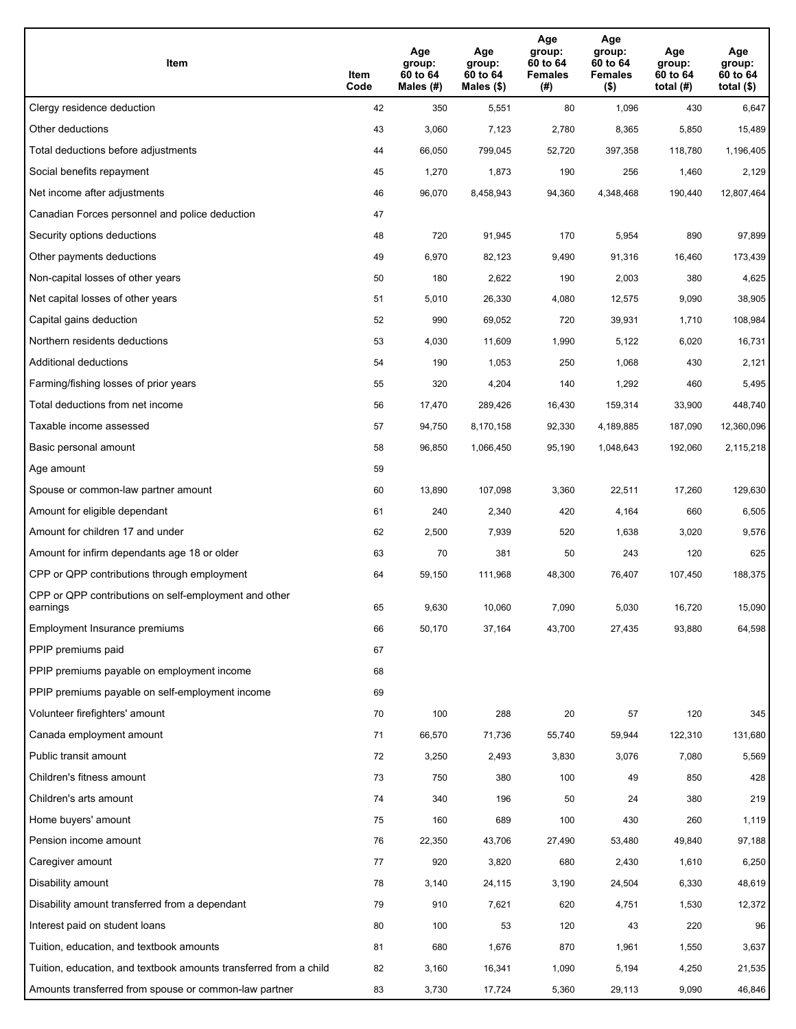| Item | Item Code | Age group: 60 to 64 Males (#) | Age group: 60 to 64 Males ($) | Age group: 60 to 64 Females (#) | Age group: 60 to 64 Females ($) | Age group: 60 to 64 total (#) | Age group: 60 to 64 total ($) |
|---|---|---|---|---|---|---|---|
| Clergy residence deduction | 42 | 350 | 5,551 | 80 | 1,096 | 430 | 6,647 |
| Other deductions | 43 | 3,060 | 7,123 | 2,780 | 8,365 | 5,850 | 15,489 |
| Total deductions before adjustments | 44 | 66,050 | 799,045 | 52,720 | 397,358 | 118,780 | 1,196,405 |
| Social benefits repayment | 45 | 1,270 | 1,873 | 190 | 256 | 1,460 | 2,129 |
| Net income after adjustments | 46 | 96,070 | 8,458,943 | 94,360 | 4,348,468 | 190,440 | 12,807,464 |
| Canadian Forces personnel and police deduction | 47 | | | | | | |
| Security options deductions | 48 | 720 | 91,945 | 170 | 5,954 | 890 | 97,899 |
| Other payments deductions | 49 | 6,970 | 82,123 | 9,490 | 91,316 | 16,460 | 173,439 |
| Non-capital losses of other years | 50 | 180 | 2,622 | 190 | 2,003 | 380 | 4,625 |
| Net capital losses of other years | 51 | 5,010 | 26,330 | 4,080 | 12,575 | 9,090 | 38,905 |
| Capital gains deduction | 52 | 990 | 69,052 | 720 | 39,931 | 1,710 | 108,984 |
| Northern residents deductions | 53 | 4,030 | 11,609 | 1,990 | 5,122 | 6,020 | 16,731 |
| Additional deductions | 54 | 190 | 1,053 | 250 | 1,068 | 430 | 2,121 |
| Farming/fishing losses of prior years | 55 | 320 | 4,204 | 140 | 1,292 | 460 | 5,495 |
| Total deductions from net income | 56 | 17,470 | 289,426 | 16,430 | 159,314 | 33,900 | 448,740 |
| Taxable income assessed | 57 | 94,750 | 8,170,158 | 92,330 | 4,189,885 | 187,090 | 12,360,096 |
| Basic personal amount | 58 | 96,850 | 1,066,450 | 95,190 | 1,048,643 | 192,060 | 2,115,218 |
| Age amount | 59 | | | | | | |
| Spouse or common-law partner amount | 60 | 13,890 | 107,098 | 3,360 | 22,511 | 17,260 | 129,630 |
| Amount for eligible dependant | 61 | 240 | 2,340 | 420 | 4,164 | 660 | 6,505 |
| Amount for children 17 and under | 62 | 2,500 | 7,939 | 520 | 1,638 | 3,020 | 9,576 |
| Amount for infirm dependants age 18 or older | 63 | 70 | 381 | 50 | 243 | 120 | 625 |
| CPP or QPP contributions through employment | 64 | 59,150 | 111,968 | 48,300 | 76,407 | 107,450 | 188,375 |
| CPP or QPP contributions on self-employment and other earnings | 65 | 9,630 | 10,060 | 7,090 | 5,030 | 16,720 | 15,090 |
| Employment Insurance premiums | 66 | 50,170 | 37,164 | 43,700 | 27,435 | 93,880 | 64,598 |
| PPIP premiums paid | 67 | | | | | | |
| PPIP premiums payable on employment income | 68 | | | | | | |
| PPIP premiums payable on self-employment income | 69 | | | | | | |
| Volunteer firefighters' amount | 70 | 100 | 288 | 20 | 57 | 120 | 345 |
| Canada employment amount | 71 | 66,570 | 71,736 | 55,740 | 59,944 | 122,310 | 131,680 |
| Public transit amount | 72 | 3,250 | 2,493 | 3,830 | 3,076 | 7,080 | 5,569 |
| Children's fitness amount | 73 | 750 | 380 | 100 | 49 | 850 | 428 |
| Children's arts amount | 74 | 340 | 196 | 50 | 24 | 380 | 219 |
| Home buyers' amount | 75 | 160 | 689 | 100 | 430 | 260 | 1,119 |
| Pension income amount | 76 | 22,350 | 43,706 | 27,490 | 53,480 | 49,840 | 97,188 |
| Caregiver amount | 77 | 920 | 3,820 | 680 | 2,430 | 1,610 | 6,250 |
| Disability amount | 78 | 3,140 | 24,115 | 3,190 | 24,504 | 6,330 | 48,619 |
| Disability amount transferred from a dependant | 79 | 910 | 7,621 | 620 | 4,751 | 1,530 | 12,372 |
| Interest paid on student loans | 80 | 100 | 53 | 120 | 43 | 220 | 96 |
| Tuition, education, and textbook amounts | 81 | 680 | 1,676 | 870 | 1,961 | 1,550 | 3,637 |
| Tuition, education, and textbook amounts transferred from a child | 82 | 3,160 | 16,341 | 1,090 | 5,194 | 4,250 | 21,535 |
| Amounts transferred from spouse or common-law partner | 83 | 3,730 | 17,724 | 5,360 | 29,113 | 9,090 | 46,846 |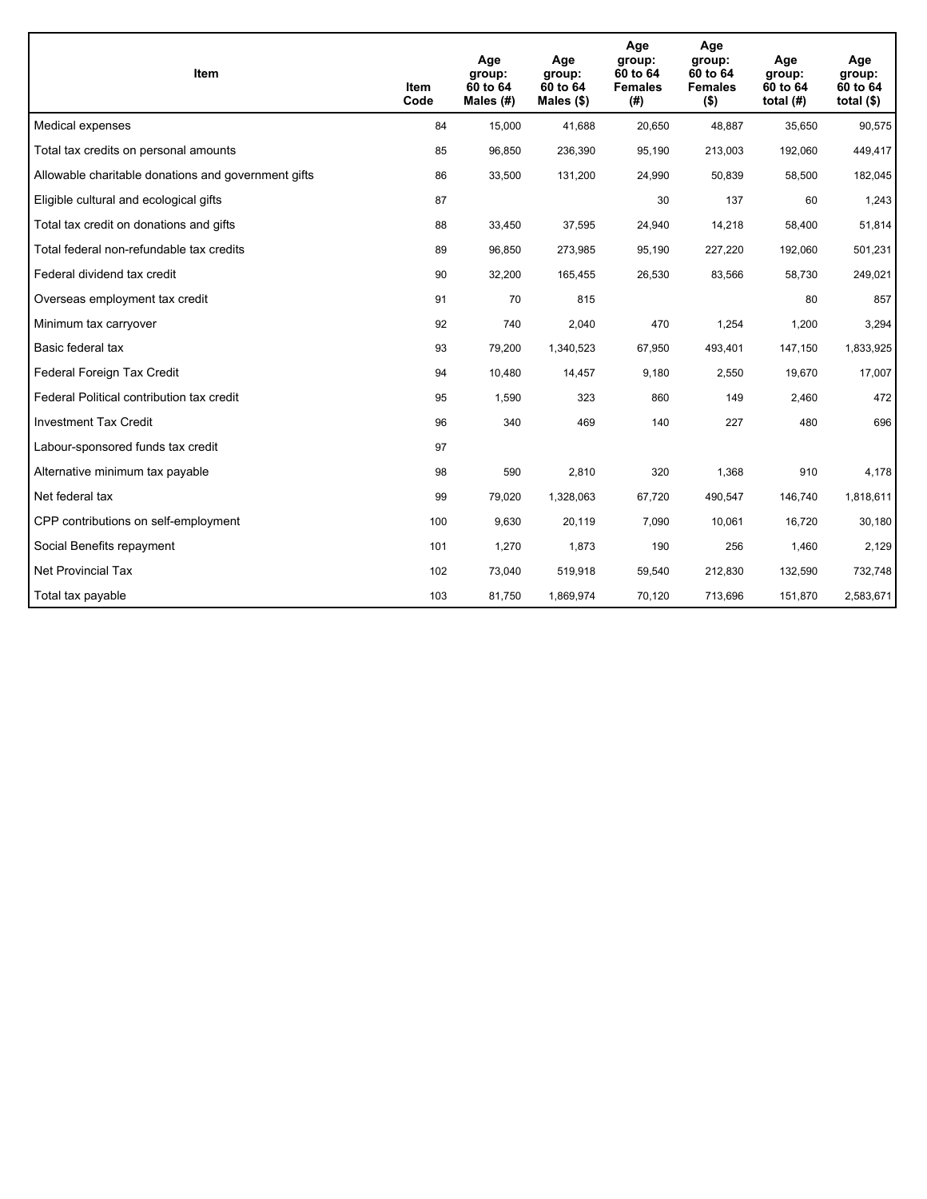| Item | Item Code | Age group: 60 to 64 Males (#) | Age group: 60 to 64 Males ($) | Age group: 60 to 64 Females (#) | Age group: 60 to 64 Females ($) | Age group: 60 to 64 total (#) | Age group: 60 to 64 total ($) |
|---|---|---|---|---|---|---|---|
| Medical expenses | 84 | 15,000 | 41,688 | 20,650 | 48,887 | 35,650 | 90,575 |
| Total tax credits on personal amounts | 85 | 96,850 | 236,390 | 95,190 | 213,003 | 192,060 | 449,417 |
| Allowable charitable donations and government gifts | 86 | 33,500 | 131,200 | 24,990 | 50,839 | 58,500 | 182,045 |
| Eligible cultural and ecological gifts | 87 | | | 30 | 137 | 60 | 1,243 |
| Total tax credit on donations and gifts | 88 | 33,450 | 37,595 | 24,940 | 14,218 | 58,400 | 51,814 |
| Total federal non-refundable tax credits | 89 | 96,850 | 273,985 | 95,190 | 227,220 | 192,060 | 501,231 |
| Federal dividend tax credit | 90 | 32,200 | 165,455 | 26,530 | 83,566 | 58,730 | 249,021 |
| Overseas employment tax credit | 91 | 70 | 815 | | | 80 | 857 |
| Minimum tax carryover | 92 | 740 | 2,040 | 470 | 1,254 | 1,200 | 3,294 |
| Basic federal tax | 93 | 79,200 | 1,340,523 | 67,950 | 493,401 | 147,150 | 1,833,925 |
| Federal Foreign Tax Credit | 94 | 10,480 | 14,457 | 9,180 | 2,550 | 19,670 | 17,007 |
| Federal Political contribution tax credit | 95 | 1,590 | 323 | 860 | 149 | 2,460 | 472 |
| Investment Tax Credit | 96 | 340 | 469 | 140 | 227 | 480 | 696 |
| Labour-sponsored funds tax credit | 97 | | | | | | |
| Alternative minimum tax payable | 98 | 590 | 2,810 | 320 | 1,368 | 910 | 4,178 |
| Net federal tax | 99 | 79,020 | 1,328,063 | 67,720 | 490,547 | 146,740 | 1,818,611 |
| CPP contributions on self-employment | 100 | 9,630 | 20,119 | 7,090 | 10,061 | 16,720 | 30,180 |
| Social Benefits repayment | 101 | 1,270 | 1,873 | 190 | 256 | 1,460 | 2,129 |
| Net Provincial Tax | 102 | 73,040 | 519,918 | 59,540 | 212,830 | 132,590 | 732,748 |
| Total tax payable | 103 | 81,750 | 1,869,974 | 70,120 | 713,696 | 151,870 | 2,583,671 |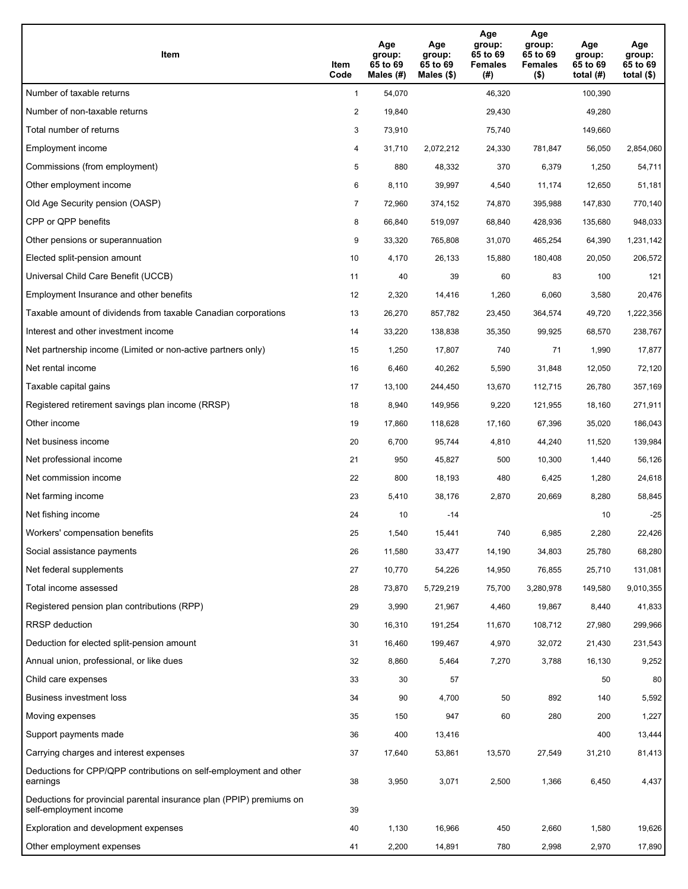| Item | Item Code | Age group: 65 to 69 Males (#) | Age group: 65 to 69 Males ($) | Age group: 65 to 69 Females (#) | Age group: 65 to 69 Females ($) | Age group: 65 to 69 total (#) | Age group: 65 to 69 total ($) |
|---|---|---|---|---|---|---|---|
| Number of taxable returns | 1 | 54,070 | | 46,320 | | 100,390 | |
| Number of non-taxable returns | 2 | 19,840 | | 29,430 | | 49,280 | |
| Total number of returns | 3 | 73,910 | | 75,740 | | 149,660 | |
| Employment income | 4 | 31,710 | 2,072,212 | 24,330 | 781,847 | 56,050 | 2,854,060 |
| Commissions (from employment) | 5 | 880 | 48,332 | 370 | 6,379 | 1,250 | 54,711 |
| Other employment income | 6 | 8,110 | 39,997 | 4,540 | 11,174 | 12,650 | 51,181 |
| Old Age Security pension (OASP) | 7 | 72,960 | 374,152 | 74,870 | 395,988 | 147,830 | 770,140 |
| CPP or QPP benefits | 8 | 66,840 | 519,097 | 68,840 | 428,936 | 135,680 | 948,033 |
| Other pensions or superannuation | 9 | 33,320 | 765,808 | 31,070 | 465,254 | 64,390 | 1,231,142 |
| Elected split-pension amount | 10 | 4,170 | 26,133 | 15,880 | 180,408 | 20,050 | 206,572 |
| Universal Child Care Benefit (UCCB) | 11 | 40 | 39 | 60 | 83 | 100 | 121 |
| Employment Insurance and other benefits | 12 | 2,320 | 14,416 | 1,260 | 6,060 | 3,580 | 20,476 |
| Taxable amount of dividends from taxable Canadian corporations | 13 | 26,270 | 857,782 | 23,450 | 364,574 | 49,720 | 1,222,356 |
| Interest and other investment income | 14 | 33,220 | 138,838 | 35,350 | 99,925 | 68,570 | 238,767 |
| Net partnership income (Limited or non-active partners only) | 15 | 1,250 | 17,807 | 740 | 71 | 1,990 | 17,877 |
| Net rental income | 16 | 6,460 | 40,262 | 5,590 | 31,848 | 12,050 | 72,120 |
| Taxable capital gains | 17 | 13,100 | 244,450 | 13,670 | 112,715 | 26,780 | 357,169 |
| Registered retirement savings plan income (RRSP) | 18 | 8,940 | 149,956 | 9,220 | 121,955 | 18,160 | 271,911 |
| Other income | 19 | 17,860 | 118,628 | 17,160 | 67,396 | 35,020 | 186,043 |
| Net business income | 20 | 6,700 | 95,744 | 4,810 | 44,240 | 11,520 | 139,984 |
| Net professional income | 21 | 950 | 45,827 | 500 | 10,300 | 1,440 | 56,126 |
| Net commission income | 22 | 800 | 18,193 | 480 | 6,425 | 1,280 | 24,618 |
| Net farming income | 23 | 5,410 | 38,176 | 2,870 | 20,669 | 8,280 | 58,845 |
| Net fishing income | 24 | 10 | -14 | | | 10 | -25 |
| Workers' compensation benefits | 25 | 1,540 | 15,441 | 740 | 6,985 | 2,280 | 22,426 |
| Social assistance payments | 26 | 11,580 | 33,477 | 14,190 | 34,803 | 25,780 | 68,280 |
| Net federal supplements | 27 | 10,770 | 54,226 | 14,950 | 76,855 | 25,710 | 131,081 |
| Total income assessed | 28 | 73,870 | 5,729,219 | 75,700 | 3,280,978 | 149,580 | 9,010,355 |
| Registered pension plan contributions (RPP) | 29 | 3,990 | 21,967 | 4,460 | 19,867 | 8,440 | 41,833 |
| RRSP deduction | 30 | 16,310 | 191,254 | 11,670 | 108,712 | 27,980 | 299,966 |
| Deduction for elected split-pension amount | 31 | 16,460 | 199,467 | 4,970 | 32,072 | 21,430 | 231,543 |
| Annual union, professional, or like dues | 32 | 8,860 | 5,464 | 7,270 | 3,788 | 16,130 | 9,252 |
| Child care expenses | 33 | 30 | 57 | | | 50 | 80 |
| Business investment loss | 34 | 90 | 4,700 | 50 | 892 | 140 | 5,592 |
| Moving expenses | 35 | 150 | 947 | 60 | 280 | 200 | 1,227 |
| Support payments made | 36 | 400 | 13,416 | | | 400 | 13,444 |
| Carrying charges and interest expenses | 37 | 17,640 | 53,861 | 13,570 | 27,549 | 31,210 | 81,413 |
| Deductions for CPP/QPP contributions on self-employment and other earnings | 38 | 3,950 | 3,071 | 2,500 | 1,366 | 6,450 | 4,437 |
| Deductions for provincial parental insurance plan (PPIP) premiums on self-employment income | 39 | | | | | | |
| Exploration and development expenses | 40 | 1,130 | 16,966 | 450 | 2,660 | 1,580 | 19,626 |
| Other employment expenses | 41 | 2,200 | 14,891 | 780 | 2,998 | 2,970 | 17,890 |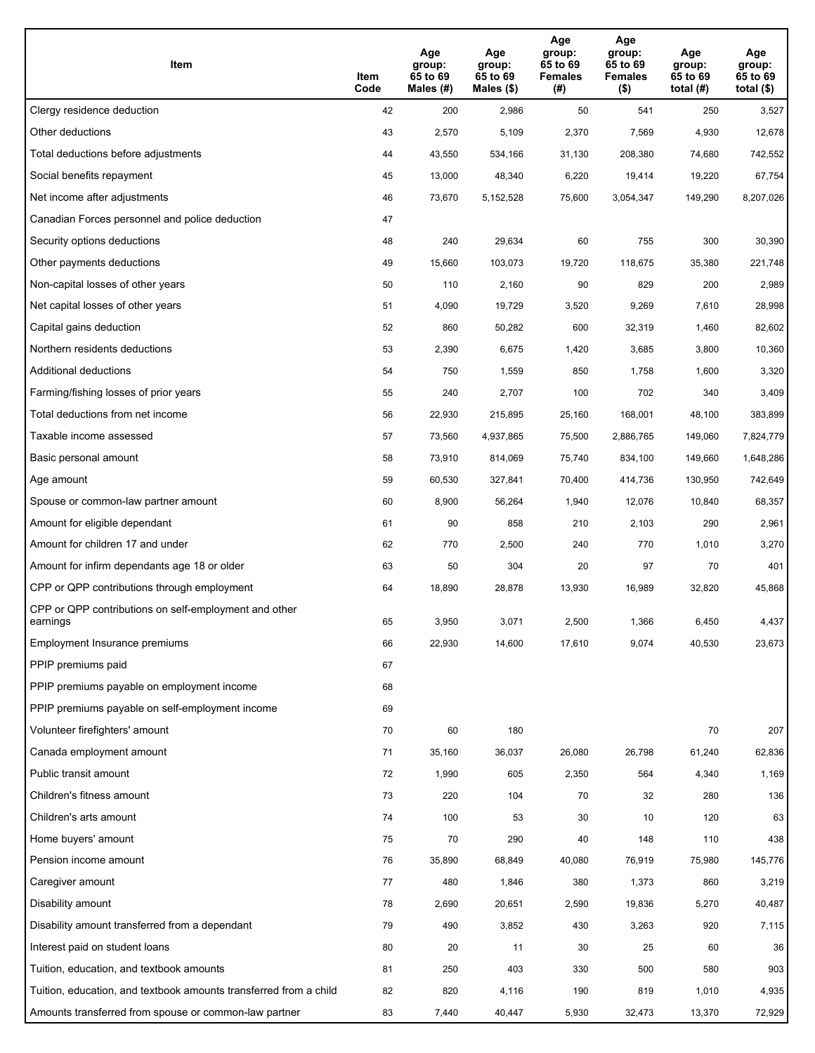| Item | Item Code | Age group: 65 to 69 Males (#) | Age group: 65 to 69 Males ($) | Age group: 65 to 69 Females (#) | Age group: 65 to 69 Females ($) | Age group: 65 to 69 total (#) | Age group: 65 to 69 total ($) |
|---|---|---|---|---|---|---|---|
| Clergy residence deduction | 42 | 200 | 2,986 | 50 | 541 | 250 | 3,527 |
| Other deductions | 43 | 2,570 | 5,109 | 2,370 | 7,569 | 4,930 | 12,678 |
| Total deductions before adjustments | 44 | 43,550 | 534,166 | 31,130 | 208,380 | 74,680 | 742,552 |
| Social benefits repayment | 45 | 13,000 | 48,340 | 6,220 | 19,414 | 19,220 | 67,754 |
| Net income after adjustments | 46 | 73,670 | 5,152,528 | 75,600 | 3,054,347 | 149,290 | 8,207,026 |
| Canadian Forces personnel and police deduction | 47 | | | | | | |
| Security options deductions | 48 | 240 | 29,634 | 60 | 755 | 300 | 30,390 |
| Other payments deductions | 49 | 15,660 | 103,073 | 19,720 | 118,675 | 35,380 | 221,748 |
| Non-capital losses of other years | 50 | 110 | 2,160 | 90 | 829 | 200 | 2,989 |
| Net capital losses of other years | 51 | 4,090 | 19,729 | 3,520 | 9,269 | 7,610 | 28,998 |
| Capital gains deduction | 52 | 860 | 50,282 | 600 | 32,319 | 1,460 | 82,602 |
| Northern residents deductions | 53 | 2,390 | 6,675 | 1,420 | 3,685 | 3,800 | 10,360 |
| Additional deductions | 54 | 750 | 1,559 | 850 | 1,758 | 1,600 | 3,320 |
| Farming/fishing losses of prior years | 55 | 240 | 2,707 | 100 | 702 | 340 | 3,409 |
| Total deductions from net income | 56 | 22,930 | 215,895 | 25,160 | 168,001 | 48,100 | 383,899 |
| Taxable income assessed | 57 | 73,560 | 4,937,865 | 75,500 | 2,886,765 | 149,060 | 7,824,779 |
| Basic personal amount | 58 | 73,910 | 814,069 | 75,740 | 834,100 | 149,660 | 1,648,286 |
| Age amount | 59 | 60,530 | 327,841 | 70,400 | 414,736 | 130,950 | 742,649 |
| Spouse or common-law partner amount | 60 | 8,900 | 56,264 | 1,940 | 12,076 | 10,840 | 68,357 |
| Amount for eligible dependant | 61 | 90 | 858 | 210 | 2,103 | 290 | 2,961 |
| Amount for children 17 and under | 62 | 770 | 2,500 | 240 | 770 | 1,010 | 3,270 |
| Amount for infirm dependants age 18 or older | 63 | 50 | 304 | 20 | 97 | 70 | 401 |
| CPP or QPP contributions through employment | 64 | 18,890 | 28,878 | 13,930 | 16,989 | 32,820 | 45,868 |
| CPP or QPP contributions on self-employment and other earnings | 65 | 3,950 | 3,071 | 2,500 | 1,366 | 6,450 | 4,437 |
| Employment Insurance premiums | 66 | 22,930 | 14,600 | 17,610 | 9,074 | 40,530 | 23,673 |
| PPIP premiums paid | 67 | | | | | | |
| PPIP premiums payable on employment income | 68 | | | | | | |
| PPIP premiums payable on self-employment income | 69 | | | | | | |
| Volunteer firefighters' amount | 70 | 60 | 180 | | | 70 | 207 |
| Canada employment amount | 71 | 35,160 | 36,037 | 26,080 | 26,798 | 61,240 | 62,836 |
| Public transit amount | 72 | 1,990 | 605 | 2,350 | 564 | 4,340 | 1,169 |
| Children's fitness amount | 73 | 220 | 104 | 70 | 32 | 280 | 136 |
| Children's arts amount | 74 | 100 | 53 | 30 | 10 | 120 | 63 |
| Home buyers' amount | 75 | 70 | 290 | 40 | 148 | 110 | 438 |
| Pension income amount | 76 | 35,890 | 68,849 | 40,080 | 76,919 | 75,980 | 145,776 |
| Caregiver amount | 77 | 480 | 1,846 | 380 | 1,373 | 860 | 3,219 |
| Disability amount | 78 | 2,690 | 20,651 | 2,590 | 19,836 | 5,270 | 40,487 |
| Disability amount transferred from a dependant | 79 | 490 | 3,852 | 430 | 3,263 | 920 | 7,115 |
| Interest paid on student loans | 80 | 20 | 11 | 30 | 25 | 60 | 36 |
| Tuition, education, and textbook amounts | 81 | 250 | 403 | 330 | 500 | 580 | 903 |
| Tuition, education, and textbook amounts transferred from a child | 82 | 820 | 4,116 | 190 | 819 | 1,010 | 4,935 |
| Amounts transferred from spouse or common-law partner | 83 | 7,440 | 40,447 | 5,930 | 32,473 | 13,370 | 72,929 |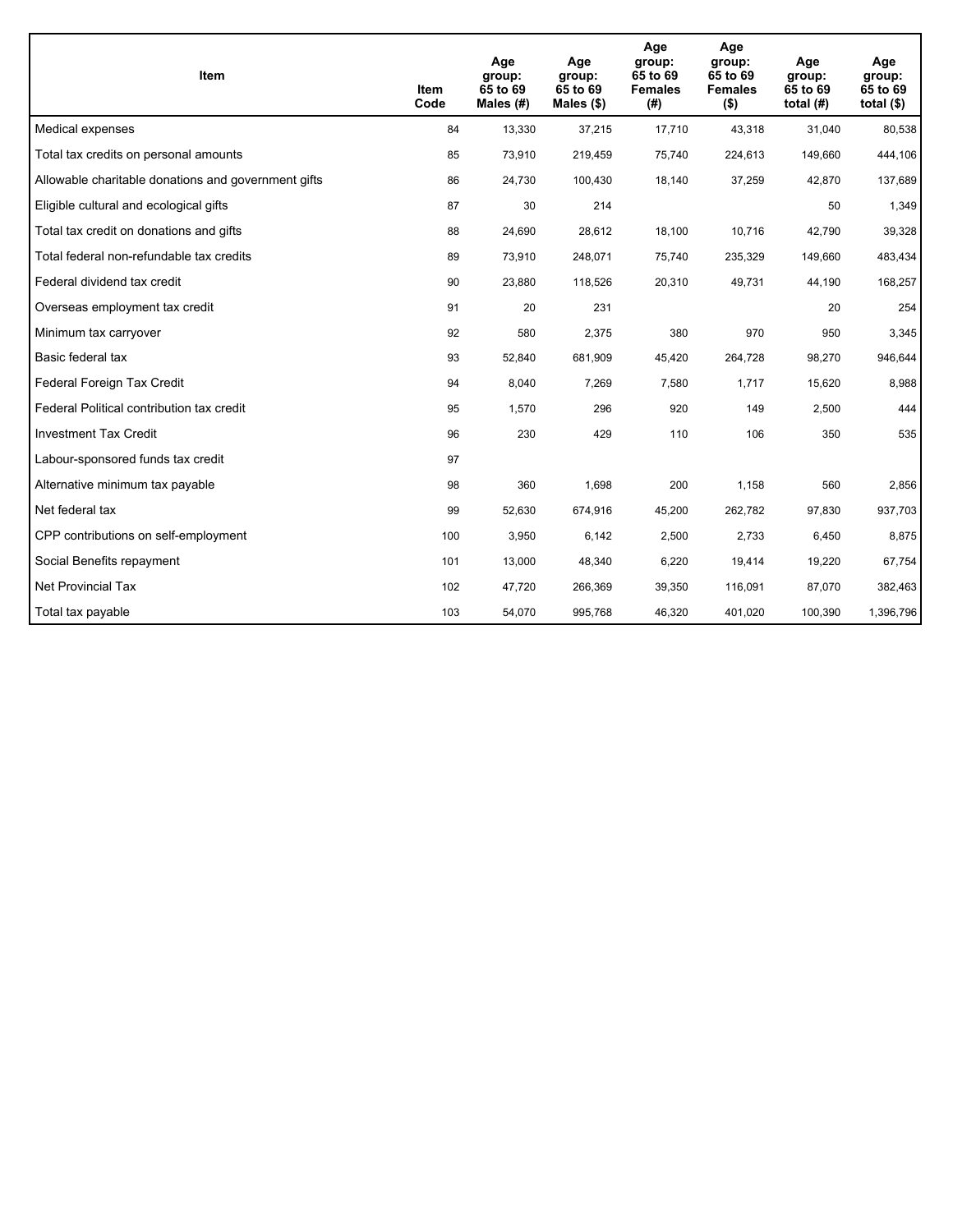| Item | Item Code | Age group: 65 to 69 Males (#) | Age group: 65 to 69 Males ($) | Age group: 65 to 69 Females (#) | Age group: 65 to 69 Females ($) | Age group: 65 to 69 total (#) | Age group: 65 to 69 total ($) |
|---|---|---|---|---|---|---|---|
| Medical expenses | 84 | 13,330 | 37,215 | 17,710 | 43,318 | 31,040 | 80,538 |
| Total tax credits on personal amounts | 85 | 73,910 | 219,459 | 75,740 | 224,613 | 149,660 | 444,106 |
| Allowable charitable donations and government gifts | 86 | 24,730 | 100,430 | 18,140 | 37,259 | 42,870 | 137,689 |
| Eligible cultural and ecological gifts | 87 | 30 | 214 | | | 50 | 1,349 |
| Total tax credit on donations and gifts | 88 | 24,690 | 28,612 | 18,100 | 10,716 | 42,790 | 39,328 |
| Total federal non-refundable tax credits | 89 | 73,910 | 248,071 | 75,740 | 235,329 | 149,660 | 483,434 |
| Federal dividend tax credit | 90 | 23,880 | 118,526 | 20,310 | 49,731 | 44,190 | 168,257 |
| Overseas employment tax credit | 91 | 20 | 231 | | | 20 | 254 |
| Minimum tax carryover | 92 | 580 | 2,375 | 380 | 970 | 950 | 3,345 |
| Basic federal tax | 93 | 52,840 | 681,909 | 45,420 | 264,728 | 98,270 | 946,644 |
| Federal Foreign Tax Credit | 94 | 8,040 | 7,269 | 7,580 | 1,717 | 15,620 | 8,988 |
| Federal Political contribution tax credit | 95 | 1,570 | 296 | 920 | 149 | 2,500 | 444 |
| Investment Tax Credit | 96 | 230 | 429 | 110 | 106 | 350 | 535 |
| Labour-sponsored funds tax credit | 97 | | | | | | |
| Alternative minimum tax payable | 98 | 360 | 1,698 | 200 | 1,158 | 560 | 2,856 |
| Net federal tax | 99 | 52,630 | 674,916 | 45,200 | 262,782 | 97,830 | 937,703 |
| CPP contributions on self-employment | 100 | 3,950 | 6,142 | 2,500 | 2,733 | 6,450 | 8,875 |
| Social Benefits repayment | 101 | 13,000 | 48,340 | 6,220 | 19,414 | 19,220 | 67,754 |
| Net Provincial Tax | 102 | 47,720 | 266,369 | 39,350 | 116,091 | 87,070 | 382,463 |
| Total tax payable | 103 | 54,070 | 995,768 | 46,320 | 401,020 | 100,390 | 1,396,796 |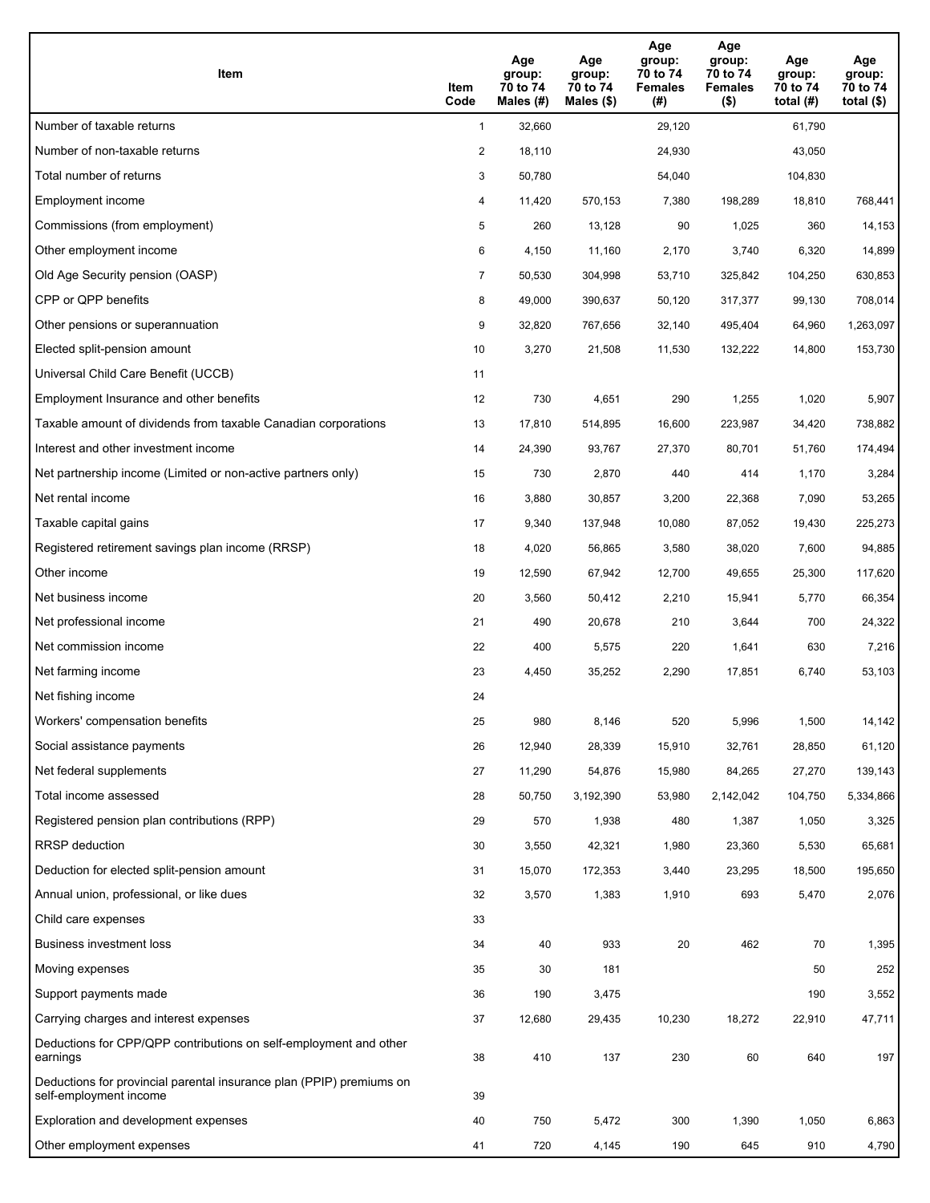| Item | Item Code | Age group: 70 to 74 Males (#) | Age group: 70 to 74 Males ($) | Age group: 70 to 74 Females (#) | Age group: 70 to 74 Females ($) | Age group: 70 to 74 total (#) | Age group: 70 to 74 total ($) |
|---|---|---|---|---|---|---|---|
| Number of taxable returns | 1 | 32,660 | | 29,120 | | 61,790 | |
| Number of non-taxable returns | 2 | 18,110 | | 24,930 | | 43,050 | |
| Total number of returns | 3 | 50,780 | | 54,040 | | 104,830 | |
| Employment income | 4 | 11,420 | 570,153 | 7,380 | 198,289 | 18,810 | 768,441 |
| Commissions (from employment) | 5 | 260 | 13,128 | 90 | 1,025 | 360 | 14,153 |
| Other employment income | 6 | 4,150 | 11,160 | 2,170 | 3,740 | 6,320 | 14,899 |
| Old Age Security pension (OASP) | 7 | 50,530 | 304,998 | 53,710 | 325,842 | 104,250 | 630,853 |
| CPP or QPP benefits | 8 | 49,000 | 390,637 | 50,120 | 317,377 | 99,130 | 708,014 |
| Other pensions or superannuation | 9 | 32,820 | 767,656 | 32,140 | 495,404 | 64,960 | 1,263,097 |
| Elected split-pension amount | 10 | 3,270 | 21,508 | 11,530 | 132,222 | 14,800 | 153,730 |
| Universal Child Care Benefit (UCCB) | 11 | | | | | | |
| Employment Insurance and other benefits | 12 | 730 | 4,651 | 290 | 1,255 | 1,020 | 5,907 |
| Taxable amount of dividends from taxable Canadian corporations | 13 | 17,810 | 514,895 | 16,600 | 223,987 | 34,420 | 738,882 |
| Interest and other investment income | 14 | 24,390 | 93,767 | 27,370 | 80,701 | 51,760 | 174,494 |
| Net partnership income (Limited or non-active partners only) | 15 | 730 | 2,870 | 440 | 414 | 1,170 | 3,284 |
| Net rental income | 16 | 3,880 | 30,857 | 3,200 | 22,368 | 7,090 | 53,265 |
| Taxable capital gains | 17 | 9,340 | 137,948 | 10,080 | 87,052 | 19,430 | 225,273 |
| Registered retirement savings plan income (RRSP) | 18 | 4,020 | 56,865 | 3,580 | 38,020 | 7,600 | 94,885 |
| Other income | 19 | 12,590 | 67,942 | 12,700 | 49,655 | 25,300 | 117,620 |
| Net business income | 20 | 3,560 | 50,412 | 2,210 | 15,941 | 5,770 | 66,354 |
| Net professional income | 21 | 490 | 20,678 | 210 | 3,644 | 700 | 24,322 |
| Net commission income | 22 | 400 | 5,575 | 220 | 1,641 | 630 | 7,216 |
| Net farming income | 23 | 4,450 | 35,252 | 2,290 | 17,851 | 6,740 | 53,103 |
| Net fishing income | 24 | | | | | | |
| Workers' compensation benefits | 25 | 980 | 8,146 | 520 | 5,996 | 1,500 | 14,142 |
| Social assistance payments | 26 | 12,940 | 28,339 | 15,910 | 32,761 | 28,850 | 61,120 |
| Net federal supplements | 27 | 11,290 | 54,876 | 15,980 | 84,265 | 27,270 | 139,143 |
| Total income assessed | 28 | 50,750 | 3,192,390 | 53,980 | 2,142,042 | 104,750 | 5,334,866 |
| Registered pension plan contributions (RPP) | 29 | 570 | 1,938 | 480 | 1,387 | 1,050 | 3,325 |
| RRSP deduction | 30 | 3,550 | 42,321 | 1,980 | 23,360 | 5,530 | 65,681 |
| Deduction for elected split-pension amount | 31 | 15,070 | 172,353 | 3,440 | 23,295 | 18,500 | 195,650 |
| Annual union, professional, or like dues | 32 | 3,570 | 1,383 | 1,910 | 693 | 5,470 | 2,076 |
| Child care expenses | 33 | | | | | | |
| Business investment loss | 34 | 40 | 933 | 20 | 462 | 70 | 1,395 |
| Moving expenses | 35 | 30 | 181 | | | 50 | 252 |
| Support payments made | 36 | 190 | 3,475 | | | 190 | 3,552 |
| Carrying charges and interest expenses | 37 | 12,680 | 29,435 | 10,230 | 18,272 | 22,910 | 47,711 |
| Deductions for CPP/QPP contributions on self-employment and other earnings | 38 | 410 | 137 | 230 | 60 | 640 | 197 |
| Deductions for provincial parental insurance plan (PPIP) premiums on self-employment income | 39 | | | | | | |
| Exploration and development expenses | 40 | 750 | 5,472 | 300 | 1,390 | 1,050 | 6,863 |
| Other employment expenses | 41 | 720 | 4,145 | 190 | 645 | 910 | 4,790 |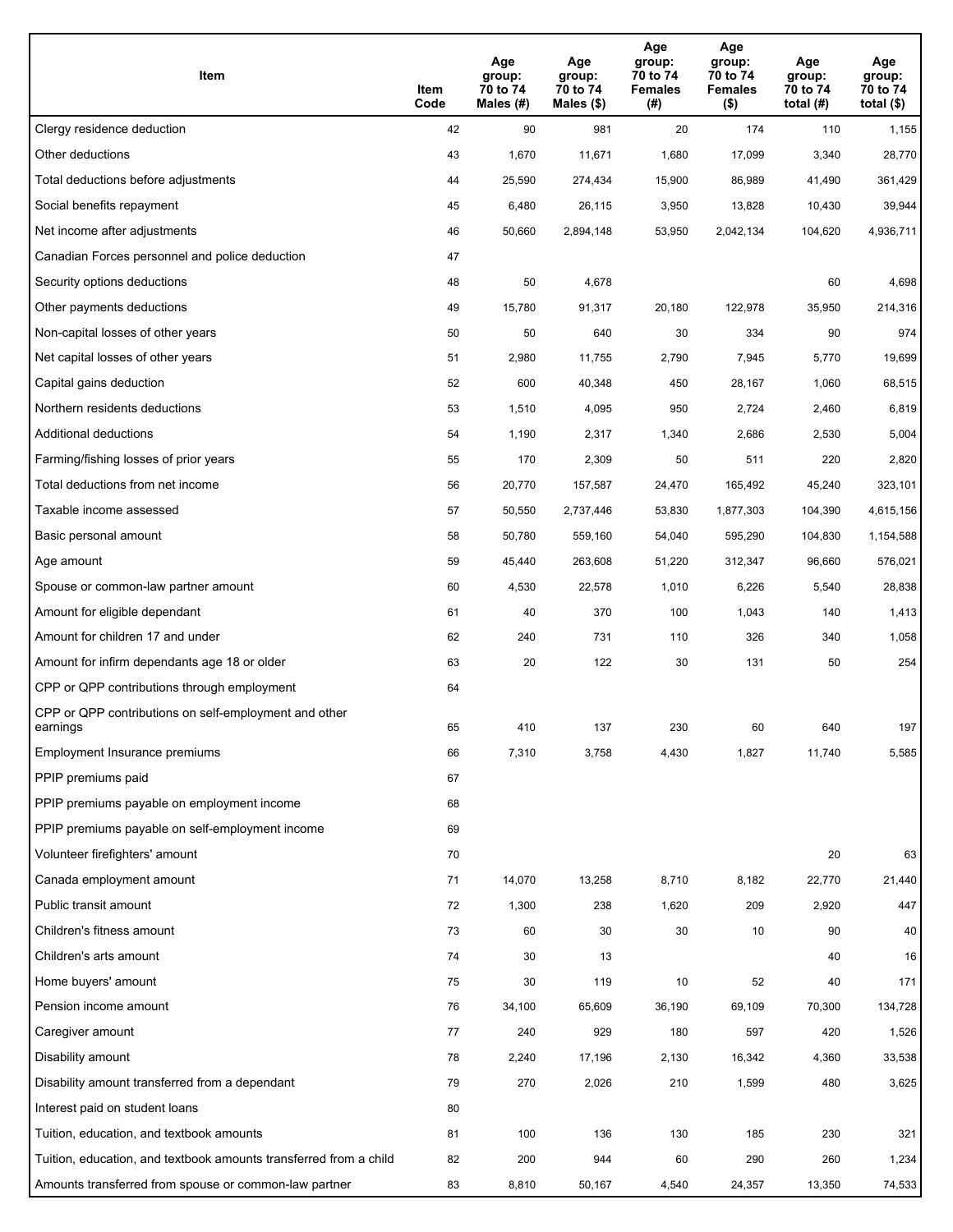| Item | Item Code | Age group: 70 to 74 Males (#) | Age group: 70 to 74 Males ($) | Age group: 70 to 74 Females (#) | Age group: 70 to 74 Females ($) | Age group: 70 to 74 total (#) | Age group: 70 to 74 total ($) |
|---|---|---|---|---|---|---|---|
| Clergy residence deduction | 42 | 90 | 981 | 20 | 174 | 110 | 1,155 |
| Other deductions | 43 | 1,670 | 11,671 | 1,680 | 17,099 | 3,340 | 28,770 |
| Total deductions before adjustments | 44 | 25,590 | 274,434 | 15,900 | 86,989 | 41,490 | 361,429 |
| Social benefits repayment | 45 | 6,480 | 26,115 | 3,950 | 13,828 | 10,430 | 39,944 |
| Net income after adjustments | 46 | 50,660 | 2,894,148 | 53,950 | 2,042,134 | 104,620 | 4,936,711 |
| Canadian Forces personnel and police deduction | 47 | | | | | | |
| Security options deductions | 48 | 50 | 4,678 | | | 60 | 4,698 |
| Other payments deductions | 49 | 15,780 | 91,317 | 20,180 | 122,978 | 35,950 | 214,316 |
| Non-capital losses of other years | 50 | 50 | 640 | 30 | 334 | 90 | 974 |
| Net capital losses of other years | 51 | 2,980 | 11,755 | 2,790 | 7,945 | 5,770 | 19,699 |
| Capital gains deduction | 52 | 600 | 40,348 | 450 | 28,167 | 1,060 | 68,515 |
| Northern residents deductions | 53 | 1,510 | 4,095 | 950 | 2,724 | 2,460 | 6,819 |
| Additional deductions | 54 | 1,190 | 2,317 | 1,340 | 2,686 | 2,530 | 5,004 |
| Farming/fishing losses of prior years | 55 | 170 | 2,309 | 50 | 511 | 220 | 2,820 |
| Total deductions from net income | 56 | 20,770 | 157,587 | 24,470 | 165,492 | 45,240 | 323,101 |
| Taxable income assessed | 57 | 50,550 | 2,737,446 | 53,830 | 1,877,303 | 104,390 | 4,615,156 |
| Basic personal amount | 58 | 50,780 | 559,160 | 54,040 | 595,290 | 104,830 | 1,154,588 |
| Age amount | 59 | 45,440 | 263,608 | 51,220 | 312,347 | 96,660 | 576,021 |
| Spouse or common-law partner amount | 60 | 4,530 | 22,578 | 1,010 | 6,226 | 5,540 | 28,838 |
| Amount for eligible dependant | 61 | 40 | 370 | 100 | 1,043 | 140 | 1,413 |
| Amount for children 17 and under | 62 | 240 | 731 | 110 | 326 | 340 | 1,058 |
| Amount for infirm dependants age 18 or older | 63 | 20 | 122 | 30 | 131 | 50 | 254 |
| CPP or QPP contributions through employment | 64 | | | | | | |
| CPP or QPP contributions on self-employment and other earnings | 65 | 410 | 137 | 230 | 60 | 640 | 197 |
| Employment Insurance premiums | 66 | 7,310 | 3,758 | 4,430 | 1,827 | 11,740 | 5,585 |
| PPIP premiums paid | 67 | | | | | | |
| PPIP premiums payable on employment income | 68 | | | | | | |
| PPIP premiums payable on self-employment income | 69 | | | | | | |
| Volunteer firefighters' amount | 70 | | | | | 20 | 63 |
| Canada employment amount | 71 | 14,070 | 13,258 | 8,710 | 8,182 | 22,770 | 21,440 |
| Public transit amount | 72 | 1,300 | 238 | 1,620 | 209 | 2,920 | 447 |
| Children's fitness amount | 73 | 60 | 30 | 30 | 10 | 90 | 40 |
| Children's arts amount | 74 | 30 | 13 | | | 40 | 16 |
| Home buyers' amount | 75 | 30 | 119 | 10 | 52 | 40 | 171 |
| Pension income amount | 76 | 34,100 | 65,609 | 36,190 | 69,109 | 70,300 | 134,728 |
| Caregiver amount | 77 | 240 | 929 | 180 | 597 | 420 | 1,526 |
| Disability amount | 78 | 2,240 | 17,196 | 2,130 | 16,342 | 4,360 | 33,538 |
| Disability amount transferred from a dependant | 79 | 270 | 2,026 | 210 | 1,599 | 480 | 3,625 |
| Interest paid on student loans | 80 | | | | | | |
| Tuition, education, and textbook amounts | 81 | 100 | 136 | 130 | 185 | 230 | 321 |
| Tuition, education, and textbook amounts transferred from a child | 82 | 200 | 944 | 60 | 290 | 260 | 1,234 |
| Amounts transferred from spouse or common-law partner | 83 | 8,810 | 50,167 | 4,540 | 24,357 | 13,350 | 74,533 |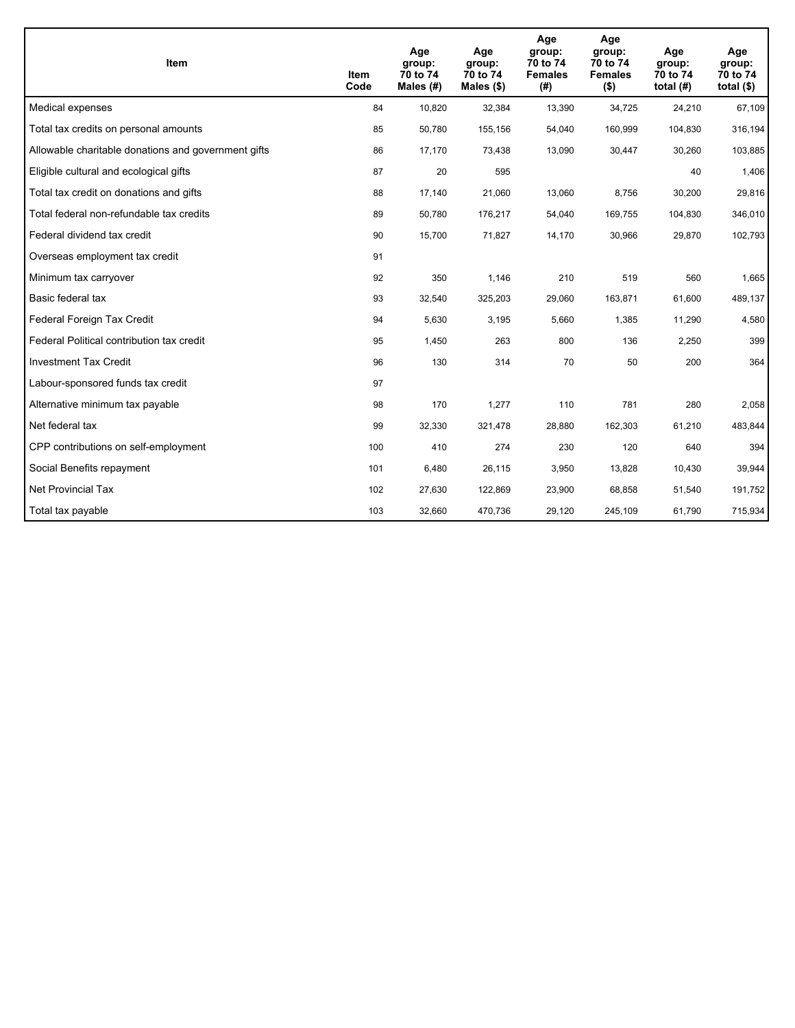| Item | Item Code | Age group: 70 to 74 Males (#) | Age group: 70 to 74 Males ($) | Age group: 70 to 74 Females (#) | Age group: 70 to 74 Females ($) | Age group: 70 to 74 total (#) | Age group: 70 to 74 total ($) |
|---|---|---|---|---|---|---|---|
| Medical expenses | 84 | 10,820 | 32,384 | 13,390 | 34,725 | 24,210 | 67,109 |
| Total tax credits on personal amounts | 85 | 50,780 | 155,156 | 54,040 | 160,999 | 104,830 | 316,194 |
| Allowable charitable donations and government gifts | 86 | 17,170 | 73,438 | 13,090 | 30,447 | 30,260 | 103,885 |
| Eligible cultural and ecological gifts | 87 | 20 | 595 | | | 40 | 1,406 |
| Total tax credit on donations and gifts | 88 | 17,140 | 21,060 | 13,060 | 8,756 | 30,200 | 29,816 |
| Total federal non-refundable tax credits | 89 | 50,780 | 176,217 | 54,040 | 169,755 | 104,830 | 346,010 |
| Federal dividend tax credit | 90 | 15,700 | 71,827 | 14,170 | 30,966 | 29,870 | 102,793 |
| Overseas employment tax credit | 91 | | | | | | |
| Minimum tax carryover | 92 | 350 | 1,146 | 210 | 519 | 560 | 1,665 |
| Basic federal tax | 93 | 32,540 | 325,203 | 29,060 | 163,871 | 61,600 | 489,137 |
| Federal Foreign Tax Credit | 94 | 5,630 | 3,195 | 5,660 | 1,385 | 11,290 | 4,580 |
| Federal Political contribution tax credit | 95 | 1,450 | 263 | 800 | 136 | 2,250 | 399 |
| Investment Tax Credit | 96 | 130 | 314 | 70 | 50 | 200 | 364 |
| Labour-sponsored funds tax credit | 97 | | | | | | |
| Alternative minimum tax payable | 98 | 170 | 1,277 | 110 | 781 | 280 | 2,058 |
| Net federal tax | 99 | 32,330 | 321,478 | 28,880 | 162,303 | 61,210 | 483,844 |
| CPP contributions on self-employment | 100 | 410 | 274 | 230 | 120 | 640 | 394 |
| Social Benefits repayment | 101 | 6,480 | 26,115 | 3,950 | 13,828 | 10,430 | 39,944 |
| Net Provincial Tax | 102 | 27,630 | 122,869 | 23,900 | 68,858 | 51,540 | 191,752 |
| Total tax payable | 103 | 32,660 | 470,736 | 29,120 | 245,109 | 61,790 | 715,934 |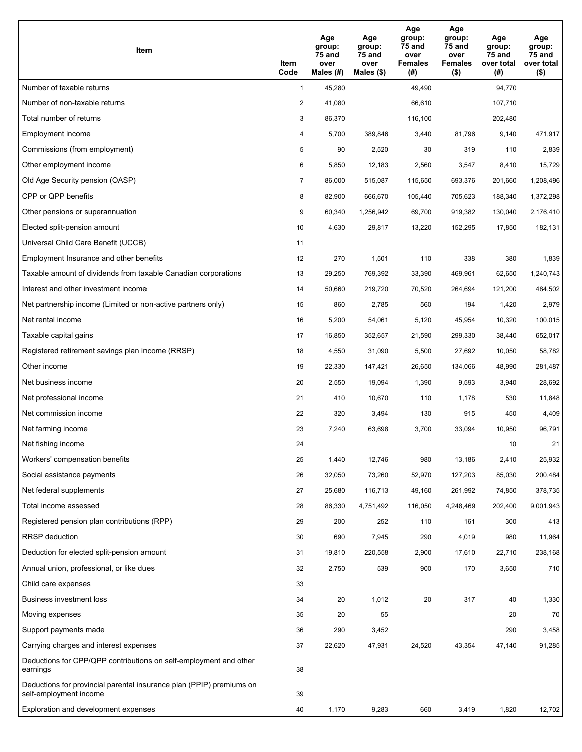| Item | Item Code | Age group: 75 and over Males (#) | Age group: 75 and over Males ($) | Age group: 75 and over Females (#) | Age group: 75 and over Females ($) | Age group: 75 and over total (#) | Age group: 75 and over total ($) |
|---|---|---|---|---|---|---|---|
| Number of taxable returns | 1 | 45,280 | | 49,490 | | 94,770 | |
| Number of non-taxable returns | 2 | 41,080 | | 66,610 | | 107,710 | |
| Total number of returns | 3 | 86,370 | | 116,100 | | 202,480 | |
| Employment income | 4 | 5,700 | 389,846 | 3,440 | 81,796 | 9,140 | 471,917 |
| Commissions (from employment) | 5 | 90 | 2,520 | 30 | 319 | 110 | 2,839 |
| Other employment income | 6 | 5,850 | 12,183 | 2,560 | 3,547 | 8,410 | 15,729 |
| Old Age Security pension (OASP) | 7 | 86,000 | 515,087 | 115,650 | 693,376 | 201,660 | 1,208,496 |
| CPP or QPP benefits | 8 | 82,900 | 666,670 | 105,440 | 705,623 | 188,340 | 1,372,298 |
| Other pensions or superannuation | 9 | 60,340 | 1,256,942 | 69,700 | 919,382 | 130,040 | 2,176,410 |
| Elected split-pension amount | 10 | 4,630 | 29,817 | 13,220 | 152,295 | 17,850 | 182,131 |
| Universal Child Care Benefit (UCCB) | 11 | | | | | | |
| Employment Insurance and other benefits | 12 | 270 | 1,501 | 110 | 338 | 380 | 1,839 |
| Taxable amount of dividends from taxable Canadian corporations | 13 | 29,250 | 769,392 | 33,390 | 469,961 | 62,650 | 1,240,743 |
| Interest and other investment income | 14 | 50,660 | 219,720 | 70,520 | 264,694 | 121,200 | 484,502 |
| Net partnership income (Limited or non-active partners only) | 15 | 860 | 2,785 | 560 | 194 | 1,420 | 2,979 |
| Net rental income | 16 | 5,200 | 54,061 | 5,120 | 45,954 | 10,320 | 100,015 |
| Taxable capital gains | 17 | 16,850 | 352,657 | 21,590 | 299,330 | 38,440 | 652,017 |
| Registered retirement savings plan income (RRSP) | 18 | 4,550 | 31,090 | 5,500 | 27,692 | 10,050 | 58,782 |
| Other income | 19 | 22,330 | 147,421 | 26,650 | 134,066 | 48,990 | 281,487 |
| Net business income | 20 | 2,550 | 19,094 | 1,390 | 9,593 | 3,940 | 28,692 |
| Net professional income | 21 | 410 | 10,670 | 110 | 1,178 | 530 | 11,848 |
| Net commission income | 22 | 320 | 3,494 | 130 | 915 | 450 | 4,409 |
| Net farming income | 23 | 7,240 | 63,698 | 3,700 | 33,094 | 10,950 | 96,791 |
| Net fishing income | 24 | | | | | 10 | 21 |
| Workers' compensation benefits | 25 | 1,440 | 12,746 | 980 | 13,186 | 2,410 | 25,932 |
| Social assistance payments | 26 | 32,050 | 73,260 | 52,970 | 127,203 | 85,030 | 200,484 |
| Net federal supplements | 27 | 25,680 | 116,713 | 49,160 | 261,992 | 74,850 | 378,735 |
| Total income assessed | 28 | 86,330 | 4,751,492 | 116,050 | 4,248,469 | 202,400 | 9,001,943 |
| Registered pension plan contributions (RPP) | 29 | 200 | 252 | 110 | 161 | 300 | 413 |
| RRSP deduction | 30 | 690 | 7,945 | 290 | 4,019 | 980 | 11,964 |
| Deduction for elected split-pension amount | 31 | 19,810 | 220,558 | 2,900 | 17,610 | 22,710 | 238,168 |
| Annual union, professional, or like dues | 32 | 2,750 | 539 | 900 | 170 | 3,650 | 710 |
| Child care expenses | 33 | | | | | | |
| Business investment loss | 34 | 20 | 1,012 | 20 | 317 | 40 | 1,330 |
| Moving expenses | 35 | 20 | 55 | | | 20 | 70 |
| Support payments made | 36 | 290 | 3,452 | | | 290 | 3,458 |
| Carrying charges and interest expenses | 37 | 22,620 | 47,931 | 24,520 | 43,354 | 47,140 | 91,285 |
| Deductions for CPP/QPP contributions on self-employment and other earnings | 38 | | | | | | |
| Deductions for provincial parental insurance plan (PPIP) premiums on self-employment income | 39 | | | | | | |
| Exploration and development expenses | 40 | 1,170 | 9,283 | 660 | 3,419 | 1,820 | 12,702 |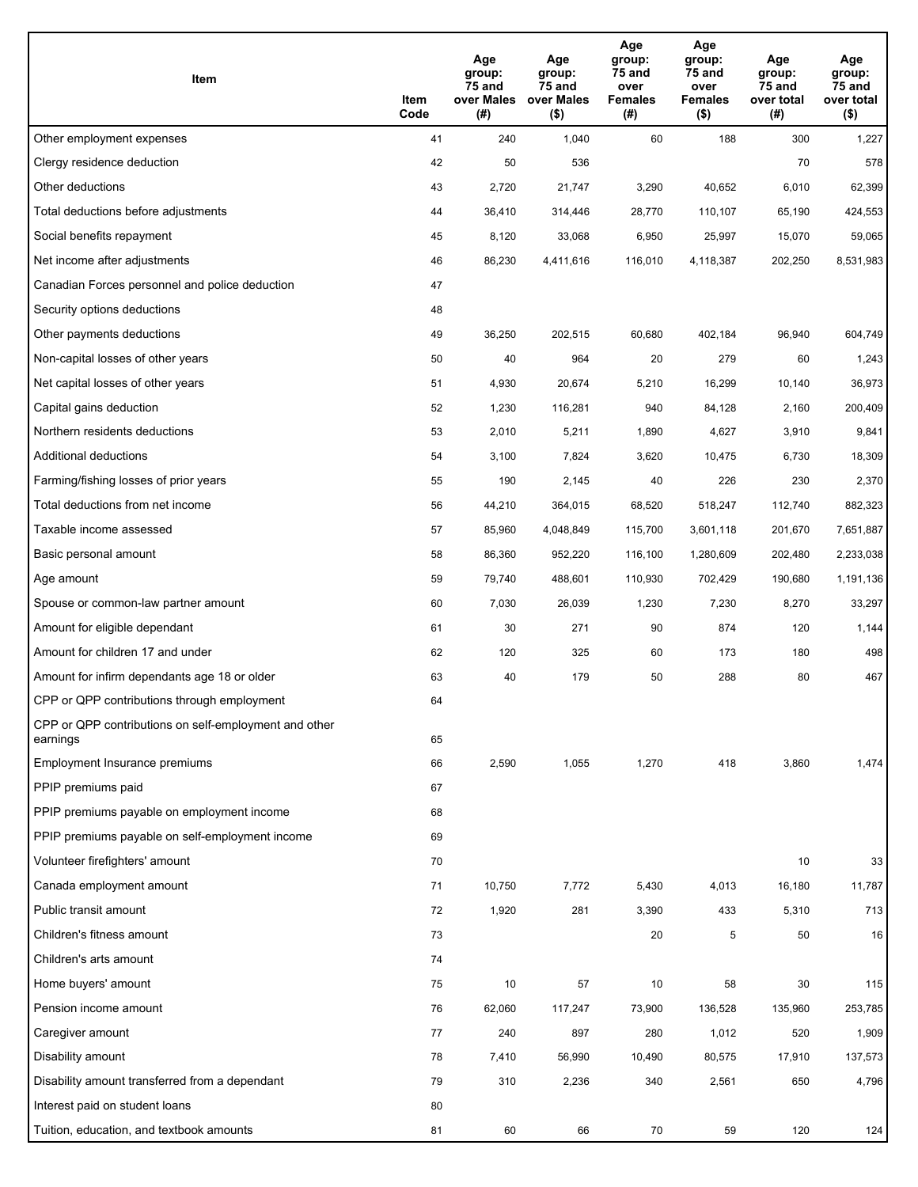| Item | Item Code | Age group: 75 and over Males (#) | Age group: 75 and over Males ($) | Age group: 75 and over Females (#) | Age group: 75 and over Females ($) | Age group: 75 and over total (#) | Age group: 75 and over total ($) |
|---|---|---|---|---|---|---|---|
| Other employment expenses | 41 | 240 | 1,040 | 60 | 188 | 300 | 1,227 |
| Clergy residence deduction | 42 | 50 | 536 | | | 70 | 578 |
| Other deductions | 43 | 2,720 | 21,747 | 3,290 | 40,652 | 6,010 | 62,399 |
| Total deductions before adjustments | 44 | 36,410 | 314,446 | 28,770 | 110,107 | 65,190 | 424,553 |
| Social benefits repayment | 45 | 8,120 | 33,068 | 6,950 | 25,997 | 15,070 | 59,065 |
| Net income after adjustments | 46 | 86,230 | 4,411,616 | 116,010 | 4,118,387 | 202,250 | 8,531,983 |
| Canadian Forces personnel and police deduction | 47 | | | | | | |
| Security options deductions | 48 | | | | | | |
| Other payments deductions | 49 | 36,250 | 202,515 | 60,680 | 402,184 | 96,940 | 604,749 |
| Non-capital losses of other years | 50 | 40 | 964 | 20 | 279 | 60 | 1,243 |
| Net capital losses of other years | 51 | 4,930 | 20,674 | 5,210 | 16,299 | 10,140 | 36,973 |
| Capital gains deduction | 52 | 1,230 | 116,281 | 940 | 84,128 | 2,160 | 200,409 |
| Northern residents deductions | 53 | 2,010 | 5,211 | 1,890 | 4,627 | 3,910 | 9,841 |
| Additional deductions | 54 | 3,100 | 7,824 | 3,620 | 10,475 | 6,730 | 18,309 |
| Farming/fishing losses of prior years | 55 | 190 | 2,145 | 40 | 226 | 230 | 2,370 |
| Total deductions from net income | 56 | 44,210 | 364,015 | 68,520 | 518,247 | 112,740 | 882,323 |
| Taxable income assessed | 57 | 85,960 | 4,048,849 | 115,700 | 3,601,118 | 201,670 | 7,651,887 |
| Basic personal amount | 58 | 86,360 | 952,220 | 116,100 | 1,280,609 | 202,480 | 2,233,038 |
| Age amount | 59 | 79,740 | 488,601 | 110,930 | 702,429 | 190,680 | 1,191,136 |
| Spouse or common-law partner amount | 60 | 7,030 | 26,039 | 1,230 | 7,230 | 8,270 | 33,297 |
| Amount for eligible dependant | 61 | 30 | 271 | 90 | 874 | 120 | 1,144 |
| Amount for children 17 and under | 62 | 120 | 325 | 60 | 173 | 180 | 498 |
| Amount for infirm dependants age 18 or older | 63 | 40 | 179 | 50 | 288 | 80 | 467 |
| CPP or QPP contributions through employment | 64 | | | | | | |
| CPP or QPP contributions on self-employment and other earnings | 65 | | | | | | |
| Employment Insurance premiums | 66 | 2,590 | 1,055 | 1,270 | 418 | 3,860 | 1,474 |
| PPIP premiums paid | 67 | | | | | | |
| PPIP premiums payable on employment income | 68 | | | | | | |
| PPIP premiums payable on self-employment income | 69 | | | | | | |
| Volunteer firefighters' amount | 70 | | | | | 10 | 33 |
| Canada employment amount | 71 | 10,750 | 7,772 | 5,430 | 4,013 | 16,180 | 11,787 |
| Public transit amount | 72 | 1,920 | 281 | 3,390 | 433 | 5,310 | 713 |
| Children's fitness amount | 73 | | | 20 | 5 | 50 | 16 |
| Children's arts amount | 74 | | | | | | |
| Home buyers' amount | 75 | 10 | 57 | 10 | 58 | 30 | 115 |
| Pension income amount | 76 | 62,060 | 117,247 | 73,900 | 136,528 | 135,960 | 253,785 |
| Caregiver amount | 77 | 240 | 897 | 280 | 1,012 | 520 | 1,909 |
| Disability amount | 78 | 7,410 | 56,990 | 10,490 | 80,575 | 17,910 | 137,573 |
| Disability amount transferred from a dependant | 79 | 310 | 2,236 | 340 | 2,561 | 650 | 4,796 |
| Interest paid on student loans | 80 | | | | | | |
| Tuition, education, and textbook amounts | 81 | 60 | 66 | 70 | 59 | 120 | 124 |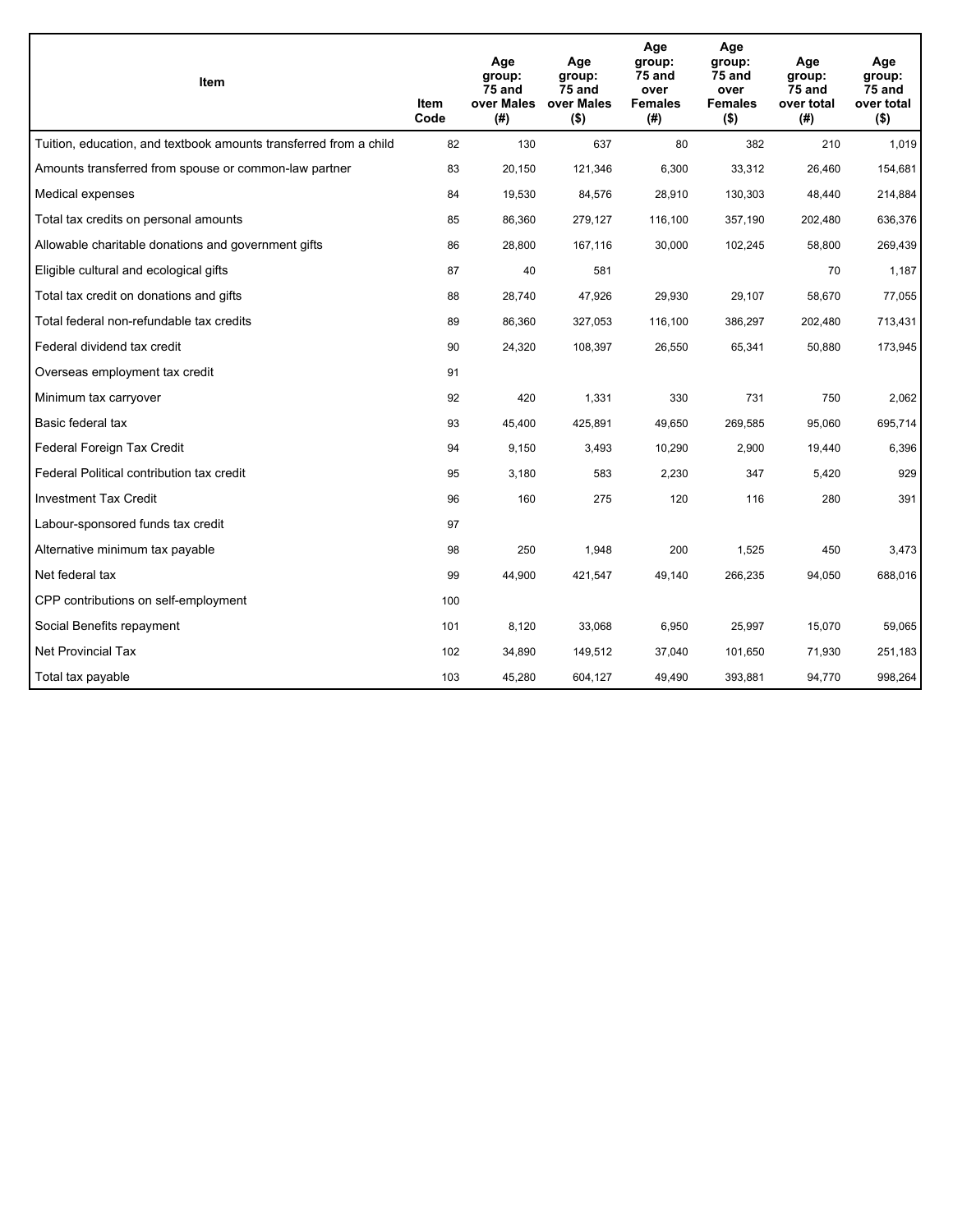| Item | Item Code | Age group: 75 and over Males (#) | Age group: 75 and over Males ($) | Age group: 75 and over Females (#) | Age group: 75 and over Females ($) | Age group: 75 and over total (#) | Age group: 75 and over total ($) |
|---|---|---|---|---|---|---|---|
| Tuition, education, and textbook amounts transferred from a child | 82 | 130 | 637 | 80 | 382 | 210 | 1,019 |
| Amounts transferred from spouse or common-law partner | 83 | 20,150 | 121,346 | 6,300 | 33,312 | 26,460 | 154,681 |
| Medical expenses | 84 | 19,530 | 84,576 | 28,910 | 130,303 | 48,440 | 214,884 |
| Total tax credits on personal amounts | 85 | 86,360 | 279,127 | 116,100 | 357,190 | 202,480 | 636,376 |
| Allowable charitable donations and government gifts | 86 | 28,800 | 167,116 | 30,000 | 102,245 | 58,800 | 269,439 |
| Eligible cultural and ecological gifts | 87 | 40 | 581 | | | 70 | 1,187 |
| Total tax credit on donations and gifts | 88 | 28,740 | 47,926 | 29,930 | 29,107 | 58,670 | 77,055 |
| Total federal non-refundable tax credits | 89 | 86,360 | 327,053 | 116,100 | 386,297 | 202,480 | 713,431 |
| Federal dividend tax credit | 90 | 24,320 | 108,397 | 26,550 | 65,341 | 50,880 | 173,945 |
| Overseas employment tax credit | 91 | | | | | | |
| Minimum tax carryover | 92 | 420 | 1,331 | 330 | 731 | 750 | 2,062 |
| Basic federal tax | 93 | 45,400 | 425,891 | 49,650 | 269,585 | 95,060 | 695,714 |
| Federal Foreign Tax Credit | 94 | 9,150 | 3,493 | 10,290 | 2,900 | 19,440 | 6,396 |
| Federal Political contribution tax credit | 95 | 3,180 | 583 | 2,230 | 347 | 5,420 | 929 |
| Investment Tax Credit | 96 | 160 | 275 | 120 | 116 | 280 | 391 |
| Labour-sponsored funds tax credit | 97 | | | | | | |
| Alternative minimum tax payable | 98 | 250 | 1,948 | 200 | 1,525 | 450 | 3,473 |
| Net federal tax | 99 | 44,900 | 421,547 | 49,140 | 266,235 | 94,050 | 688,016 |
| CPP contributions on self-employment | 100 | | | | | | |
| Social Benefits repayment | 101 | 8,120 | 33,068 | 6,950 | 25,997 | 15,070 | 59,065 |
| Net Provincial Tax | 102 | 34,890 | 149,512 | 37,040 | 101,650 | 71,930 | 251,183 |
| Total tax payable | 103 | 45,280 | 604,127 | 49,490 | 393,881 | 94,770 | 998,264 |